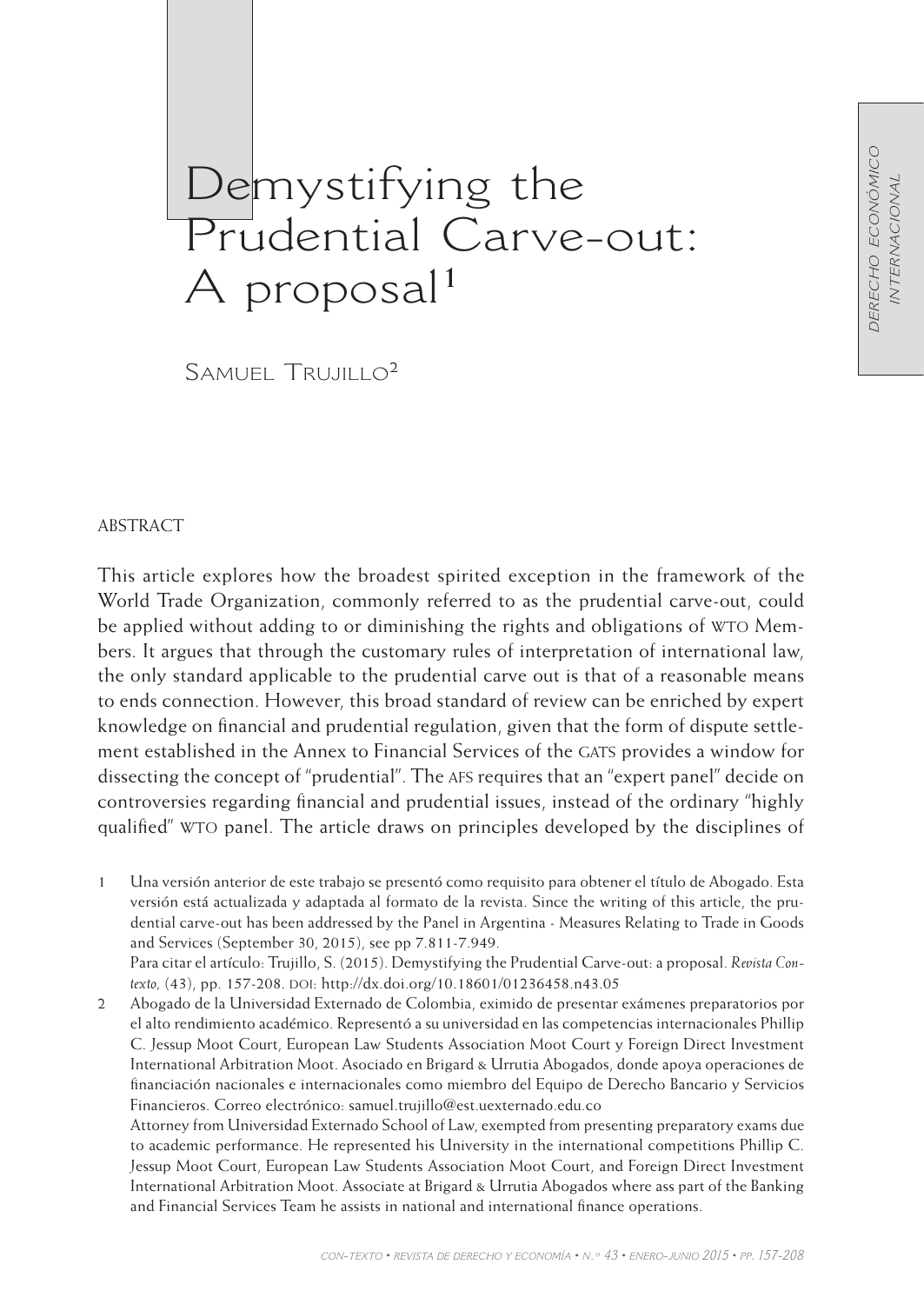# Demystifying the Prudential Carve-out: A proposal[1]

Samuel Trujillo[2]

ABSTRACT

This article explores how the broadest spirited exception in the framework of the World Trade Organization, commonly referred to as the prudential carve-out, could be applied without adding to or diminishing the rights and obligations of WTO Members. It argues that through the customary rules of interpretation of international law, the only standard applicable to the prudential carve out is that of a reasonable means to ends connection. However, this broad standard of review can be enriched by expert knowledge on financial and prudential regulation, given that the form of dispute settlement established in the Annex to Financial Services of the GATS provides a window for dissecting the concept of "prudential". The AFS requires that an "expert panel" decide on controversies regarding financial and prudential issues, instead of the ordinary "highly qualified" WTO panel. The article draws on principles developed by the disciplines of

1 Una versión anterior de este trabajo se presentó como requisito para obtener el título de Abogado. Esta versión está actualizada y adaptada al formato de la revista. Since the writing of this article, the prudential carve-out has been addressed by the Panel in Argentina - Measures Relating to Trade in Goods and Services (September 30, 2015), see pp 7.811-7.949.
Para citar el artículo: Trujillo, S. (2015). Demystifying the Prudential Carve-out: a proposal. *Revista Con-texto*, (43), pp. 157-208. DOI: http://dx.doi.org/10.18601/01236458.n43.05

2 Abogado de la Universidad Externado de Colombia, eximido de presentar exámenes preparatorios por el alto rendimiento académico. Representó a su universidad en las competencias internacionales Phillip C. Jessup Moot Court, European Law Students Association Moot Court y Foreign Direct Investment International Arbitration Moot. Asociado en Brigard & Urrutia Abogados, donde apoya operaciones de financiación nacionales e internacionales como miembro del Equipo de Derecho Bancario y Servicios Financieros. Correo electrónico: samuel.trujillo@est.uexternado.edu.co
Attorney from Universidad Externado School of Law, exempted from presenting preparatory exams due to academic performance. He represented his University in the international competitions Phillip C. Jessup Moot Court, European Law Students Association Moot Court, and Foreign Direct Investment International Arbitration Moot. Associate at Brigard & Urrutia Abogados where ass part of the Banking and Financial Services Team he assists in national and international finance operations.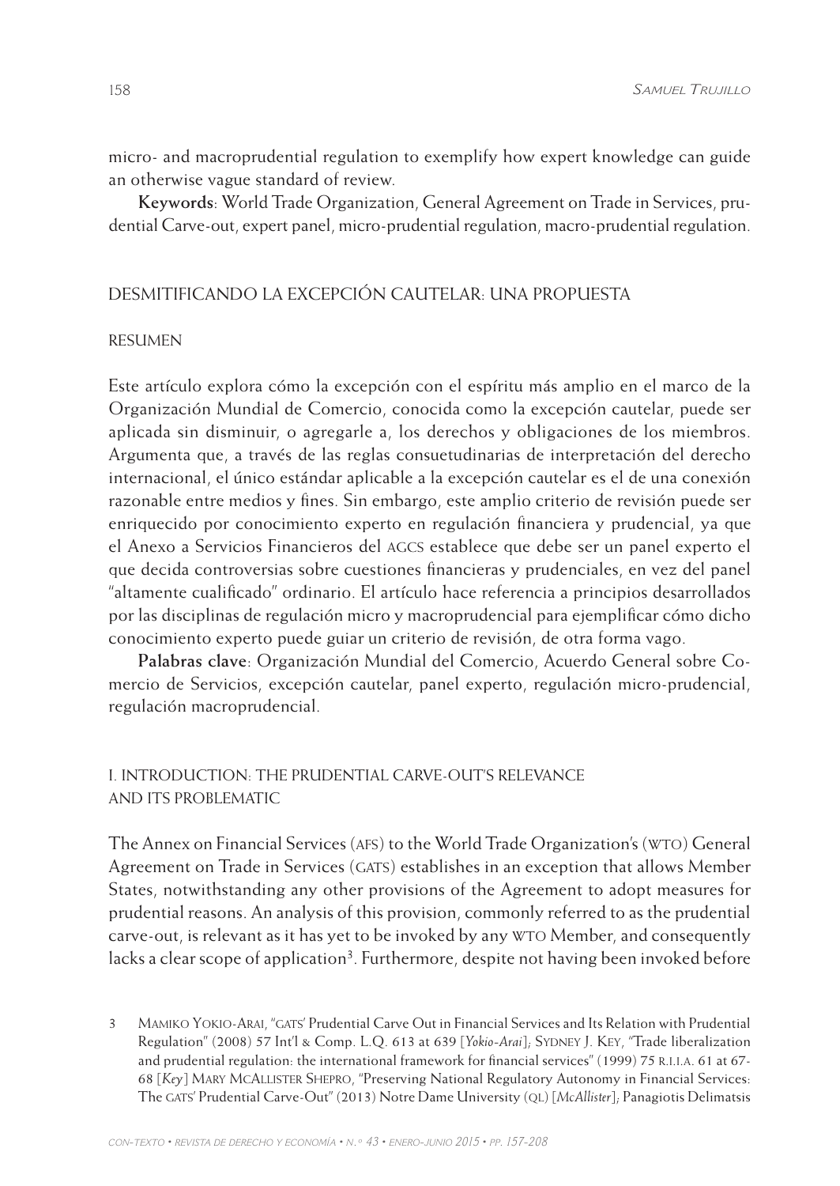micro- and macroprudential regulation to exemplify how expert knowledge can guide an otherwise vague standard of review.

**Keywords**: World Trade Organization, General Agreement on Trade in Services, prudential Carve-out, expert panel, micro-prudential regulation, macro-prudential regulation.

## DESMITIFICANDO LA EXCEPCIÓN CAUTELAR: UNA PROPUESTA

### RESUMEN

Este artículo explora cómo la excepción con el espíritu más amplio en el marco de la Organización Mundial de Comercio, conocida como la excepción cautelar, puede ser aplicada sin disminuir, o agregarle a, los derechos y obligaciones de los miembros. Argumenta que, a través de las reglas consuetudinarias de interpretación del derecho internacional, el único estándar aplicable a la excepción cautelar es el de una conexión razonable entre medios y fines. Sin embargo, este amplio criterio de revisión puede ser enriquecido por conocimiento experto en regulación financiera y prudencial, ya que el Anexo a Servicios Financieros del AGCS establece que debe ser un panel experto el que decida controversias sobre cuestiones financieras y prudenciales, en vez del panel "altamente cualificado" ordinario. El artículo hace referencia a principios desarrollados por las disciplinas de regulación micro y macroprudencial para ejemplificar cómo dicho conocimiento experto puede guiar un criterio de revisión, de otra forma vago.

**Palabras clave**: Organización Mundial del Comercio, Acuerdo General sobre Comercio de Servicios, excepción cautelar, panel experto, regulación micro-prudencial, regulación macroprudencial.

## I. INTRODUCTION: THE PRUDENTIAL CARVE-OUT'S RELEVANCE AND ITS PROBLEMATIC

The Annex on Financial Services (AFS) to the World Trade Organization's (WTO) General Agreement on Trade in Services (GATS) establishes in an exception that allows Member States, notwithstanding any other provisions of the Agreement to adopt measures for prudential reasons. An analysis of this provision, commonly referred to as the prudential carve-out, is relevant as it has yet to be invoked by any WTO Member, and consequently lacks a clear scope of application[3]. Furthermore, despite not having been invoked before

---

3 Mamiko Yokio-Arai, "GATS' Prudential Carve Out in Financial Services and Its Relation with Prudential Regulation" (2008) 57 Int'l & Comp. L.Q. 613 at 639 [*Yokio-Arai*]; Sydney J. Key, "Trade liberalization and prudential regulation: the international framework for financial services" (1999) 75 R.I.I.A. 61 at 67-68 [*Key*] Mary McAllister Shepro, "Preserving National Regulatory Autonomy in Financial Services: The GATS' Prudential Carve-Out" (2013) Notre Dame University (QL) [*McAllister*]; Panagiotis Delimatsis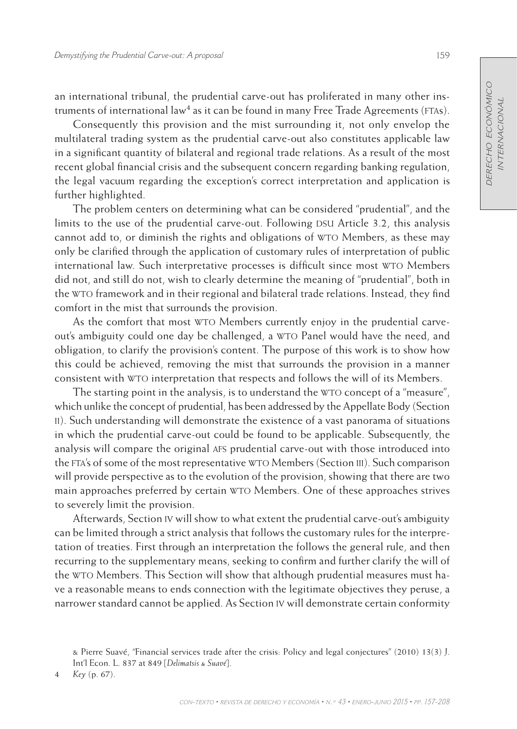an international tribunal, the prudential carve-out has proliferated in many other instruments of international law[4] as it can be found in many Free Trade Agreements (FTAs).

Consequently this provision and the mist surrounding it, not only envelop the multilateral trading system as the prudential carve-out also constitutes applicable law in a significant quantity of bilateral and regional trade relations. As a result of the most recent global financial crisis and the subsequent concern regarding banking regulation, the legal vacuum regarding the exception's correct interpretation and application is further highlighted.

The problem centers on determining what can be considered "prudential", and the limits to the use of the prudential carve-out. Following DSU Article 3.2, this analysis cannot add to, or diminish the rights and obligations of WTO Members, as these may only be clarified through the application of customary rules of interpretation of public international law. Such interpretative processes is difficult since most WTO Members did not, and still do not, wish to clearly determine the meaning of "prudential", both in the WTO framework and in their regional and bilateral trade relations. Instead, they find comfort in the mist that surrounds the provision.

As the comfort that most WTO Members currently enjoy in the prudential carve-out's ambiguity could one day be challenged, a WTO Panel would have the need, and obligation, to clarify the provision's content. The purpose of this work is to show how this could be achieved, removing the mist that surrounds the provision in a manner consistent with WTO interpretation that respects and follows the will of its Members.

The starting point in the analysis, is to understand the WTO concept of a "measure", which unlike the concept of prudential, has been addressed by the Appellate Body (Section II). Such understanding will demonstrate the existence of a vast panorama of situations in which the prudential carve-out could be found to be applicable. Subsequently, the analysis will compare the original AFS prudential carve-out with those introduced into the FTA's of some of the most representative WTO Members (Section III). Such comparison will provide perspective as to the evolution of the provision, showing that there are two main approaches preferred by certain WTO Members. One of these approaches strives to severely limit the provision.

Afterwards, Section IV will show to what extent the prudential carve-out's ambiguity can be limited through a strict analysis that follows the customary rules for the interpretation of treaties. First through an interpretation the follows the general rule, and then recurring to the supplementary means, seeking to confirm and further clarify the will of the WTO Members. This Section will show that although prudential measures must have a reasonable means to ends connection with the legitimate objectives they peruse, a narrower standard cannot be applied. As Section IV will demonstrate certain conformity

& Pierre Suavé, "Financial services trade after the crisis: Policy and legal conjectures" (2010) 13(3) J. Int'l Econ. L. 837 at 849 [*Delimatsis & Suavé*].

4 *Key* (p. 67).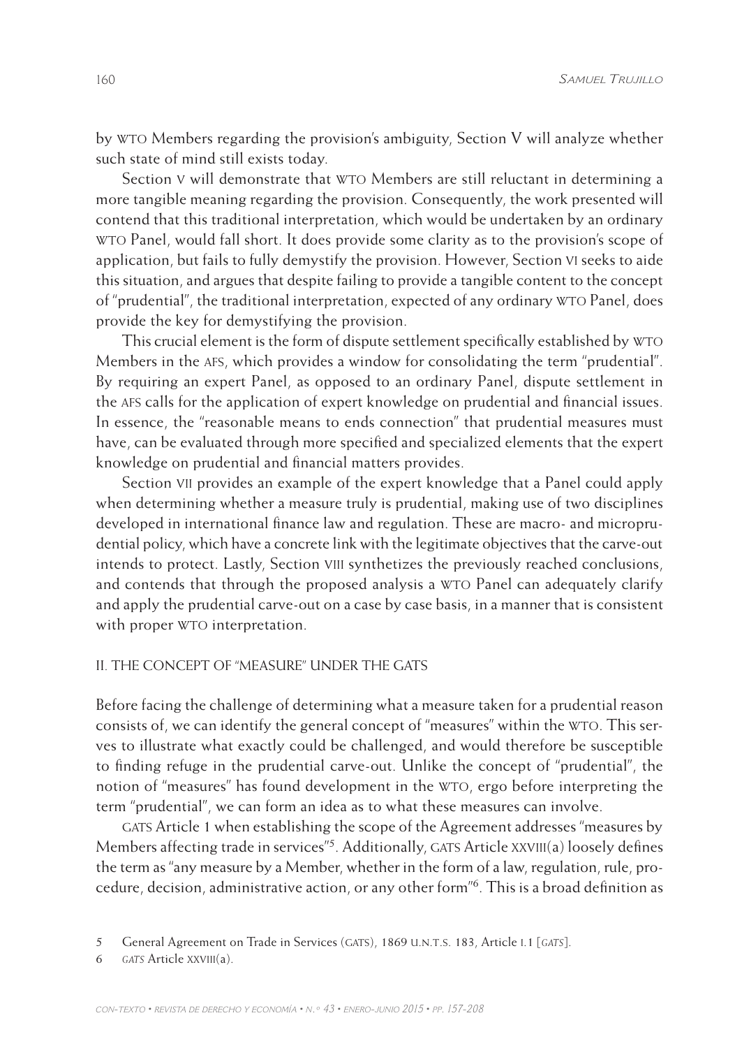by WTO Members regarding the provision's ambiguity, Section V will analyze whether such state of mind still exists today.

Section V will demonstrate that WTO Members are still reluctant in determining a more tangible meaning regarding the provision. Consequently, the work presented will contend that this traditional interpretation, which would be undertaken by an ordinary WTO Panel, would fall short. It does provide some clarity as to the provision's scope of application, but fails to fully demystify the provision. However, Section VI seeks to aide this situation, and argues that despite failing to provide a tangible content to the concept of "prudential", the traditional interpretation, expected of any ordinary WTO Panel, does provide the key for demystifying the provision.

This crucial element is the form of dispute settlement specifically established by WTO Members in the AFS, which provides a window for consolidating the term "prudential". By requiring an expert Panel, as opposed to an ordinary Panel, dispute settlement in the AFS calls for the application of expert knowledge on prudential and financial issues. In essence, the "reasonable means to ends connection" that prudential measures must have, can be evaluated through more specified and specialized elements that the expert knowledge on prudential and financial matters provides.

Section VII provides an example of the expert knowledge that a Panel could apply when determining whether a measure truly is prudential, making use of two disciplines developed in international finance law and regulation. These are macro- and microprudential policy, which have a concrete link with the legitimate objectives that the carve-out intends to protect. Lastly, Section VIII synthetizes the previously reached conclusions, and contends that through the proposed analysis a WTO Panel can adequately clarify and apply the prudential carve-out on a case by case basis, in a manner that is consistent with proper WTO interpretation.

## II. THE CONCEPT OF "MEASURE" UNDER THE GATS

Before facing the challenge of determining what a measure taken for a prudential reason consists of, we can identify the general concept of "measures" within the WTO. This serves to illustrate what exactly could be challenged, and would therefore be susceptible to finding refuge in the prudential carve-out. Unlike the concept of "prudential", the notion of "measures" has found development in the WTO, ergo before interpreting the term "prudential", we can form an idea as to what these measures can involve.

GATS Article 1 when establishing the scope of the Agreement addresses "measures by Members affecting trade in services"[5]. Additionally, GATS Article XXVIII(a) loosely defines the term as "any measure by a Member, whether in the form of a law, regulation, rule, procedure, decision, administrative action, or any other form"[6]. This is a broad definition as

5 General Agreement on Trade in Services (GATS), 1869 U.N.T.S. 183, Article I.1 [*GATS*].

6 *GATS* Article XXVIII(a).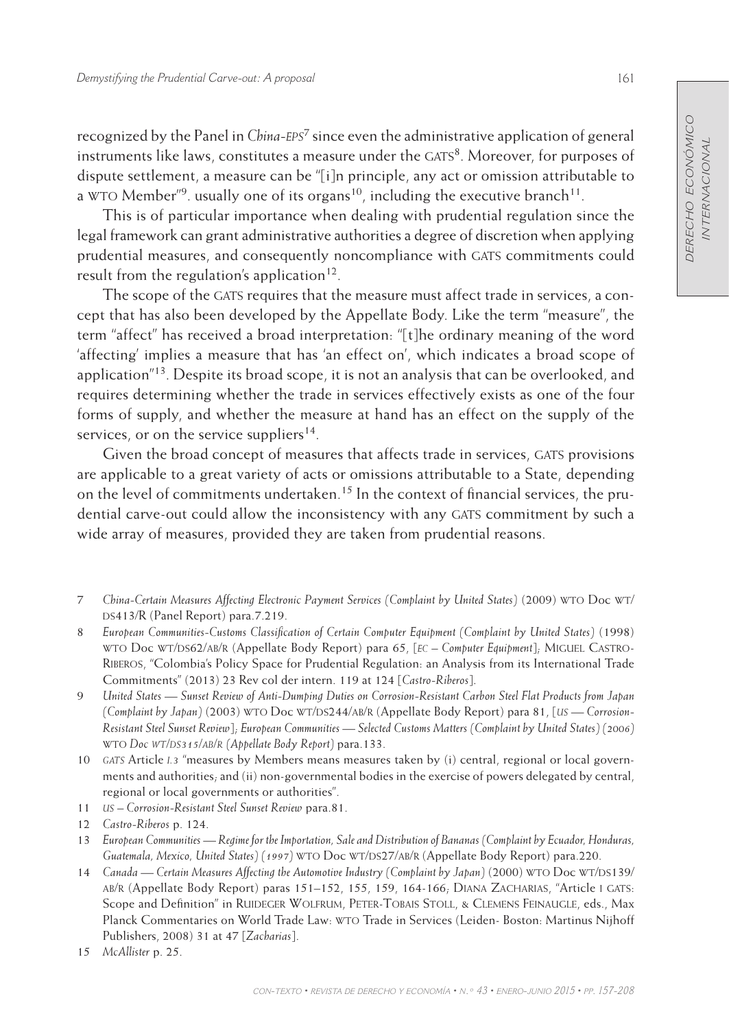recognized by the Panel in *China-EPS*[7] since even the administrative application of general instruments like laws, constitutes a measure under the GATS[8]. Moreover, for purposes of dispute settlement, a measure can be "[i]n principle, any act or omission attributable to a WTO Member"[9]. usually one of its organs[10], including the executive branch[11].

This is of particular importance when dealing with prudential regulation since the legal framework can grant administrative authorities a degree of discretion when applying prudential measures, and consequently noncompliance with GATS commitments could result from the regulation's application[12].

The scope of the GATS requires that the measure must affect trade in services, a concept that has also been developed by the Appellate Body. Like the term "measure", the term "affect" has received a broad interpretation: "[t]he ordinary meaning of the word 'affecting' implies a measure that has 'an effect on', which indicates a broad scope of application"[13]. Despite its broad scope, it is not an analysis that can be overlooked, and requires determining whether the trade in services effectively exists as one of the four forms of supply, and whether the measure at hand has an effect on the supply of the services, or on the service suppliers[14].

Given the broad concept of measures that affects trade in services, GATS provisions are applicable to a great variety of acts or omissions attributable to a State, depending on the level of commitments undertaken.[15] In the context of financial services, the prudential carve-out could allow the inconsistency with any GATS commitment by such a wide array of measures, provided they are taken from prudential reasons.

---

7 *China-Certain Measures Affecting Electronic Payment Services (Complaint by United States)* (2009) WTO Doc WT/DS413/R (Panel Report) para.7.219.

8 *European Communities-Customs Classification of Certain Computer Equipment (Complaint by United States)* (1998) WTO Doc WT/DS62/AB/R (Appellate Body Report) para 65, [*EC – Computer Equipment*]; Miguel Castro-Riberos, "Colombia's Policy Space for Prudential Regulation: an Analysis from its International Trade Commitments" (2013) 23 Rev col der intern. 119 at 124 [*Castro-Riberos*].

9 *United States — Sunset Review of Anti-Dumping Duties on Corrosion-Resistant Carbon Steel Flat Products from Japan (Complaint by Japan)* (2003) WTO Doc WT/DS244/AB/R (Appellate Body Report) para 81, [*US — Corrosion-Resistant Steel Sunset Review*]; *European Communities — Selected Customs Matters (Complaint by United States) (2006) WTO Doc WT/DS315/AB/R (Appellate Body Report)* para.133.

10 *GATS* Article *I.3* "measures by Members means measures taken by (i) central, regional or local governments and authorities; and (ii) non-governmental bodies in the exercise of powers delegated by central, regional or local governments or authorities".

11 *US – Corrosion-Resistant Steel Sunset Review* para.81.

12 *Castro-Riberos* p. 124.

13 *European Communities — Regime for the Importation, Sale and Distribution of Bananas (Complaint by Ecuador, Honduras, Guatemala, Mexico, United States) (1997)* WTO Doc WT/DS27/AB/R (Appellate Body Report) para.220.

14 *Canada — Certain Measures Affecting the Automotive Industry (Complaint by Japan)* (2000) WTO Doc WT/DS139/AB/R (Appellate Body Report) paras 151–152, 155, 159, 164-166; Diana Zacharias, "Article I GATS: Scope and Definition" in Ruideger Wolfrum, Peter-Tobais Stoll, & Clemens Feinaugle, eds., Max Planck Commentaries on World Trade Law: WTO Trade in Services (Leiden- Boston: Martinus Nijhoff Publishers, 2008) 31 at 47 [*Zacharias*].

15 *McAllister* p. 25.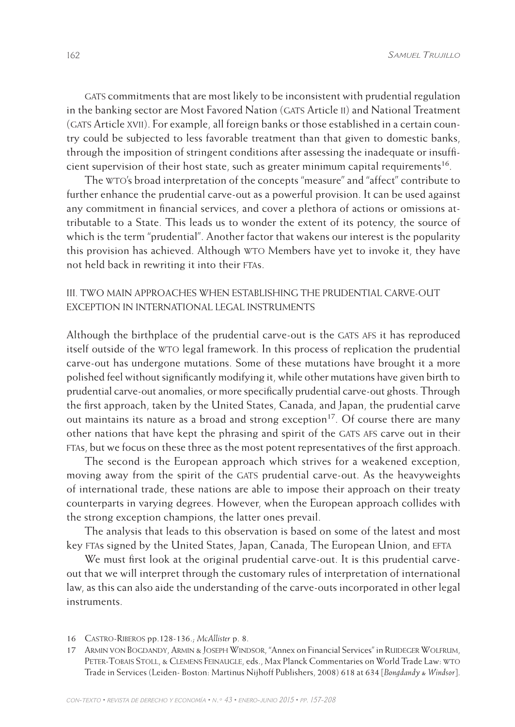GATS commitments that are most likely to be inconsistent with prudential regulation in the banking sector are Most Favored Nation (GATS Article II) and National Treatment (GATS Article XVII). For example, all foreign banks or those established in a certain country could be subjected to less favorable treatment than that given to domestic banks, through the imposition of stringent conditions after assessing the inadequate or insufficient supervision of their host state, such as greater minimum capital requirements[16].

The WTO's broad interpretation of the concepts "measure" and "affect" contribute to further enhance the prudential carve-out as a powerful provision. It can be used against any commitment in financial services, and cover a plethora of actions or omissions attributable to a State. This leads us to wonder the extent of its potency, the source of which is the term "prudential". Another factor that wakens our interest is the popularity this provision has achieved. Although WTO Members have yet to invoke it, they have not held back in rewriting it into their FTAs.

## III. TWO MAIN APPROACHES WHEN ESTABLISHING THE PRUDENTIAL CARVE-OUT EXCEPTION IN INTERNATIONAL LEGAL INSTRUMENTS

Although the birthplace of the prudential carve-out is the GATS AFS it has reproduced itself outside of the WTO legal framework. In this process of replication the prudential carve-out has undergone mutations. Some of these mutations have brought it a more polished feel without significantly modifying it, while other mutations have given birth to prudential carve-out anomalies, or more specifically prudential carve-out ghosts. Through the first approach, taken by the United States, Canada, and Japan, the prudential carve out maintains its nature as a broad and strong exception[17]. Of course there are many other nations that have kept the phrasing and spirit of the GATS AFS carve out in their FTAs, but we focus on these three as the most potent representatives of the first approach.

The second is the European approach which strives for a weakened exception, moving away from the spirit of the GATS prudential carve-out. As the heavyweights of international trade, these nations are able to impose their approach on their treaty counterparts in varying degrees. However, when the European approach collides with the strong exception champions, the latter ones prevail.

The analysis that leads to this observation is based on some of the latest and most key FTAs signed by the United States, Japan, Canada, The European Union, and EFTA

We must first look at the original prudential carve-out. It is this prudential carve-out that we will interpret through the customary rules of interpretation of international law, as this can also aide the understanding of the carve-outs incorporated in other legal instruments.

---

16 CASTRO-RIBEROS pp.128-136.; *McAllister* p. 8.

17 ARMIN VON BOGDANDY, ARMIN & JOSEPH WINDSOR, "Annex on Financial Services" in RUIDEGER WOLFRUM, PETER-TOBAIS STOLL, & CLEMENS FEINAUGLE, eds., Max Planck Commentaries on World Trade Law: WTO Trade in Services (Leiden- Boston: Martinus Nijhoff Publishers, 2008) 618 at 634 [*Bongdandy & Windsor*].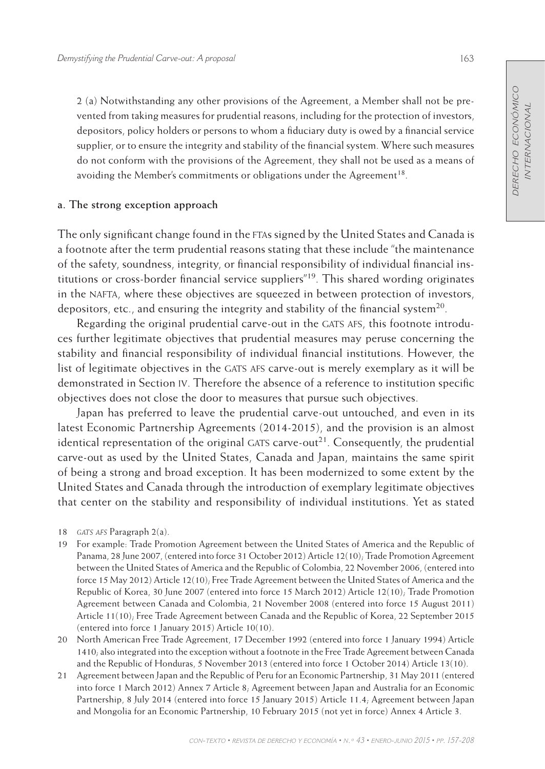2 (a) Notwithstanding any other provisions of the Agreement, a Member shall not be prevented from taking measures for prudential reasons, including for the protection of investors, depositors, policy holders or persons to whom a fiduciary duty is owed by a financial service supplier, or to ensure the integrity and stability of the financial system. Where such measures do not conform with the provisions of the Agreement, they shall not be used as a means of avoiding the Member's commitments or obligations under the Agreement[18].

### a. The strong exception approach

The only significant change found in the FTAs signed by the United States and Canada is a footnote after the term prudential reasons stating that these include "the maintenance of the safety, soundness, integrity, or financial responsibility of individual financial institutions or cross-border financial service suppliers"[19]. This shared wording originates in the NAFTA, where these objectives are squeezed in between protection of investors, depositors, etc., and ensuring the integrity and stability of the financial system[20].

Regarding the original prudential carve-out in the GATS AFS, this footnote introduces further legitimate objectives that prudential measures may peruse concerning the stability and financial responsibility of individual financial institutions. However, the list of legitimate objectives in the GATS AFS carve-out is merely exemplary as it will be demonstrated in Section IV. Therefore the absence of a reference to institution specific objectives does not close the door to measures that pursue such objectives.

Japan has preferred to leave the prudential carve-out untouched, and even in its latest Economic Partnership Agreements (2014-2015), and the provision is an almost identical representation of the original GATS carve-out[21]. Consequently, the prudential carve-out as used by the United States, Canada and Japan, maintains the same spirit of being a strong and broad exception. It has been modernized to some extent by the United States and Canada through the introduction of exemplary legitimate objectives that center on the stability and responsibility of individual institutions. Yet as stated

---

18 *GATS AFS* Paragraph 2(a).

19 For example: Trade Promotion Agreement between the United States of America and the Republic of Panama, 28 June 2007, (entered into force 31 October 2012) Article 12(10); Trade Promotion Agreement between the United States of America and the Republic of Colombia, 22 November 2006, (entered into force 15 May 2012) Article 12(10); Free Trade Agreement between the United States of America and the Republic of Korea, 30 June 2007 (entered into force 15 March 2012) Article 12(10); Trade Promotion Agreement between Canada and Colombia, 21 November 2008 (entered into force 15 August 2011) Article 11(10); Free Trade Agreement between Canada and the Republic of Korea, 22 September 2015 (entered into force 1 January 2015) Article 10(10).

20 North American Free Trade Agreement, 17 December 1992 (entered into force 1 January 1994) Article 1410; also integrated into the exception without a footnote in the Free Trade Agreement between Canada and the Republic of Honduras, 5 November 2013 (entered into force 1 October 2014) Article 13(10).

21 Agreement between Japan and the Republic of Peru for an Economic Partnership, 31 May 2011 (entered into force 1 March 2012) Annex 7 Article 8; Agreement between Japan and Australia for an Economic Partnership, 8 July 2014 (entered into force 15 January 2015) Article 11.4; Agreement between Japan and Mongolia for an Economic Partnership, 10 February 2015 (not yet in force) Annex 4 Article 3.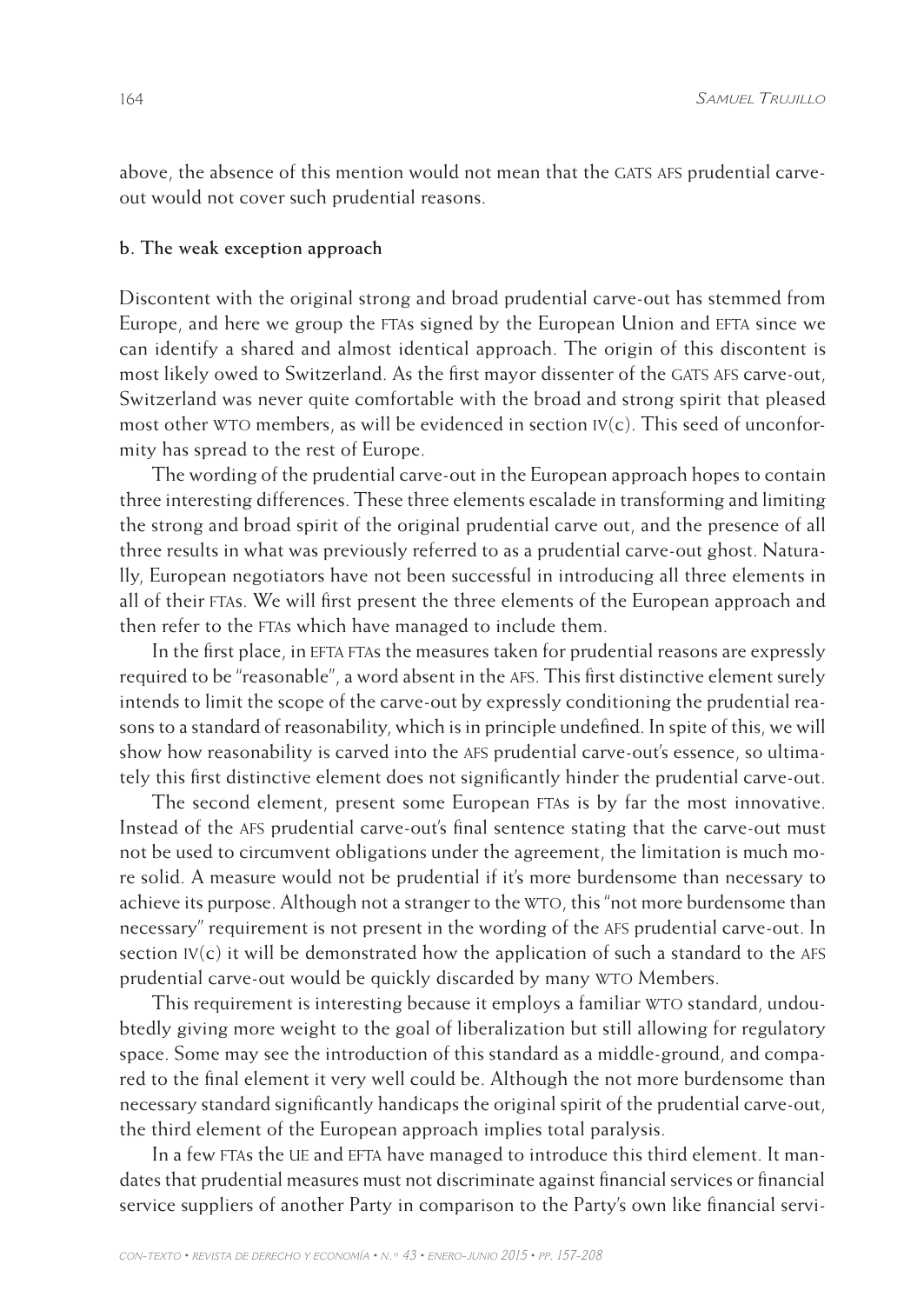above, the absence of this mention would not mean that the GATS AFS prudential carve-out would not cover such prudential reasons.

**b. The weak exception approach**

Discontent with the original strong and broad prudential carve-out has stemmed from Europe, and here we group the FTAs signed by the European Union and EFTA since we can identify a shared and almost identical approach. The origin of this discontent is most likely owed to Switzerland. As the first mayor dissenter of the GATS AFS carve-out, Switzerland was never quite comfortable with the broad and strong spirit that pleased most other WTO members, as will be evidenced in section IV(c). This seed of unconformity has spread to the rest of Europe.

The wording of the prudential carve-out in the European approach hopes to contain three interesting differences. These three elements escalade in transforming and limiting the strong and broad spirit of the original prudential carve out, and the presence of all three results in what was previously referred to as a prudential carve-out ghost. Naturally, European negotiators have not been successful in introducing all three elements in all of their FTAs. We will first present the three elements of the European approach and then refer to the FTAs which have managed to include them.

In the first place, in EFTA FTAs the measures taken for prudential reasons are expressly required to be "reasonable", a word absent in the AFS. This first distinctive element surely intends to limit the scope of the carve-out by expressly conditioning the prudential reasons to a standard of reasonability, which is in principle undefined. In spite of this, we will show how reasonability is carved into the AFS prudential carve-out's essence, so ultimately this first distinctive element does not significantly hinder the prudential carve-out.

The second element, present some European FTAs is by far the most innovative. Instead of the AFS prudential carve-out's final sentence stating that the carve-out must not be used to circumvent obligations under the agreement, the limitation is much more solid. A measure would not be prudential if it's more burdensome than necessary to achieve its purpose. Although not a stranger to the WTO, this "not more burdensome than necessary" requirement is not present in the wording of the AFS prudential carve-out. In section IV(c) it will be demonstrated how the application of such a standard to the AFS prudential carve-out would be quickly discarded by many WTO Members.

This requirement is interesting because it employs a familiar WTO standard, undoubtedly giving more weight to the goal of liberalization but still allowing for regulatory space. Some may see the introduction of this standard as a middle-ground, and compared to the final element it very well could be. Although the not more burdensome than necessary standard significantly handicaps the original spirit of the prudential carve-out, the third element of the European approach implies total paralysis.

In a few FTAs the UE and EFTA have managed to introduce this third element. It mandates that prudential measures must not discriminate against financial services or financial service suppliers of another Party in comparison to the Party's own like financial servi-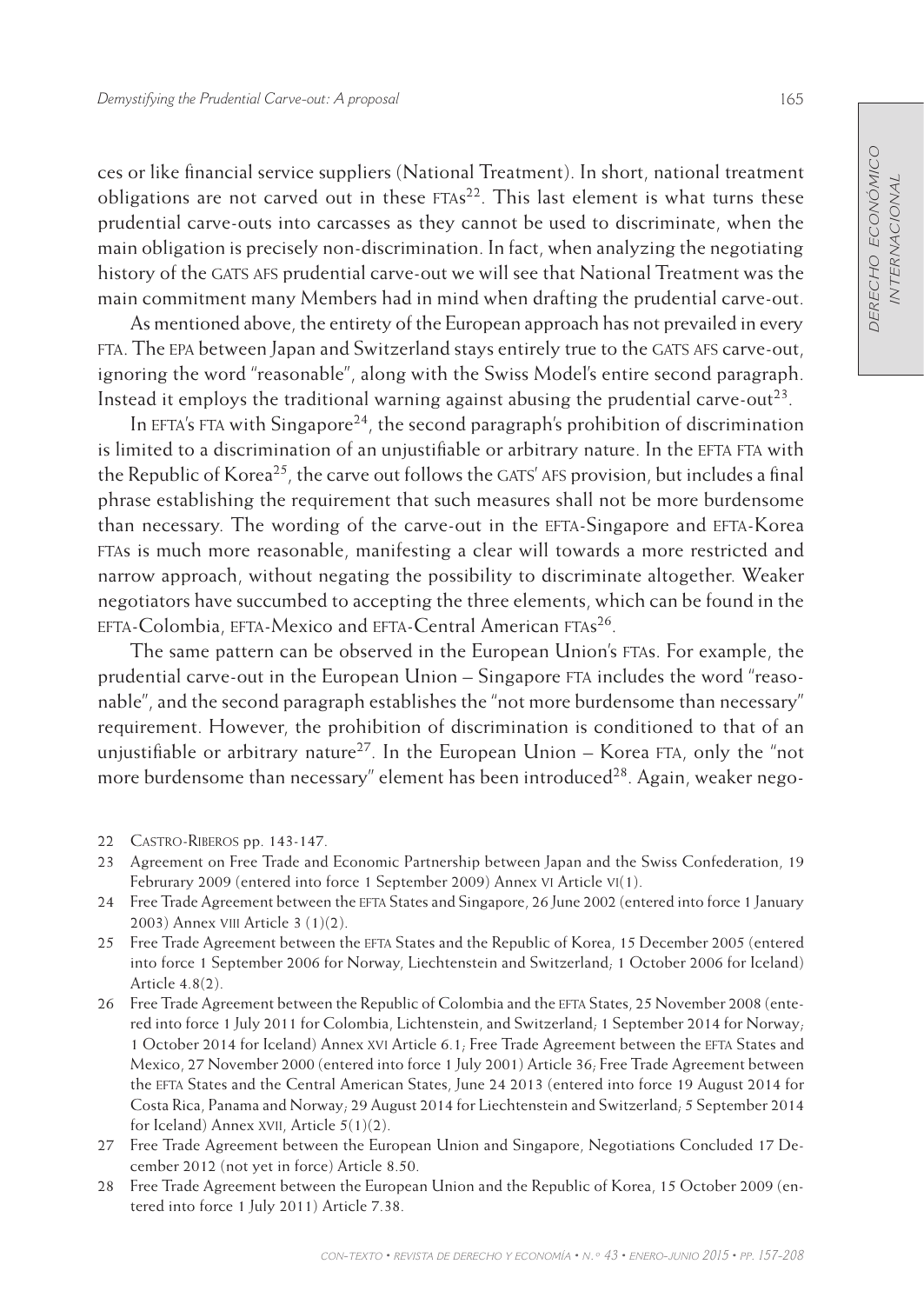ces or like financial service suppliers (National Treatment). In short, national treatment obligations are not carved out in these FTAs[22]. This last element is what turns these prudential carve-outs into carcasses as they cannot be used to discriminate, when the main obligation is precisely non-discrimination. In fact, when analyzing the negotiating history of the GATS AFS prudential carve-out we will see that National Treatment was the main commitment many Members had in mind when drafting the prudential carve-out.

As mentioned above, the entirety of the European approach has not prevailed in every FTA. The EPA between Japan and Switzerland stays entirely true to the GATS AFS carve-out, ignoring the word "reasonable", along with the Swiss Model's entire second paragraph. Instead it employs the traditional warning against abusing the prudential carve-out[23].

In EFTA's FTA with Singapore[24], the second paragraph's prohibition of discrimination is limited to a discrimination of an unjustifiable or arbitrary nature. In the EFTA FTA with the Republic of Korea[25], the carve out follows the GATS' AFS provision, but includes a final phrase establishing the requirement that such measures shall not be more burdensome than necessary. The wording of the carve-out in the EFTA-Singapore and EFTA-Korea FTAs is much more reasonable, manifesting a clear will towards a more restricted and narrow approach, without negating the possibility to discriminate altogether. Weaker negotiators have succumbed to accepting the three elements, which can be found in the EFTA-Colombia, EFTA-Mexico and EFTA-Central American FTAs[26].

The same pattern can be observed in the European Union's FTAs. For example, the prudential carve-out in the European Union – Singapore FTA includes the word "reasonable", and the second paragraph establishes the "not more burdensome than necessary" requirement. However, the prohibition of discrimination is conditioned to that of an unjustifiable or arbitrary nature[27]. In the European Union – Korea FTA, only the "not more burdensome than necessary" element has been introduced[28]. Again, weaker nego-

22 Castro-Riberos pp. 143-147.

23 Agreement on Free Trade and Economic Partnership between Japan and the Swiss Confederation, 19 Februrary 2009 (entered into force 1 September 2009) Annex VI Article VI(1).

24 Free Trade Agreement between the EFTA States and Singapore, 26 June 2002 (entered into force 1 January 2003) Annex VIII Article 3 (1)(2).

25 Free Trade Agreement between the EFTA States and the Republic of Korea, 15 December 2005 (entered into force 1 September 2006 for Norway, Liechtenstein and Switzerland; 1 October 2006 for Iceland) Article 4.8(2).

26 Free Trade Agreement between the Republic of Colombia and the EFTA States, 25 November 2008 (entered into force 1 July 2011 for Colombia, Lichtenstein, and Switzerland; 1 September 2014 for Norway; 1 October 2014 for Iceland) Annex XVI Article 6.1; Free Trade Agreement between the EFTA States and Mexico, 27 November 2000 (entered into force 1 July 2001) Article 36; Free Trade Agreement between the EFTA States and the Central American States, June 24 2013 (entered into force 19 August 2014 for Costa Rica, Panama and Norway; 29 August 2014 for Liechtenstein and Switzerland; 5 September 2014 for Iceland) Annex XVII, Article 5(1)(2).

27 Free Trade Agreement between the European Union and Singapore, Negotiations Concluded 17 December 2012 (not yet in force) Article 8.50.

28 Free Trade Agreement between the European Union and the Republic of Korea, 15 October 2009 (entered into force 1 July 2011) Article 7.38.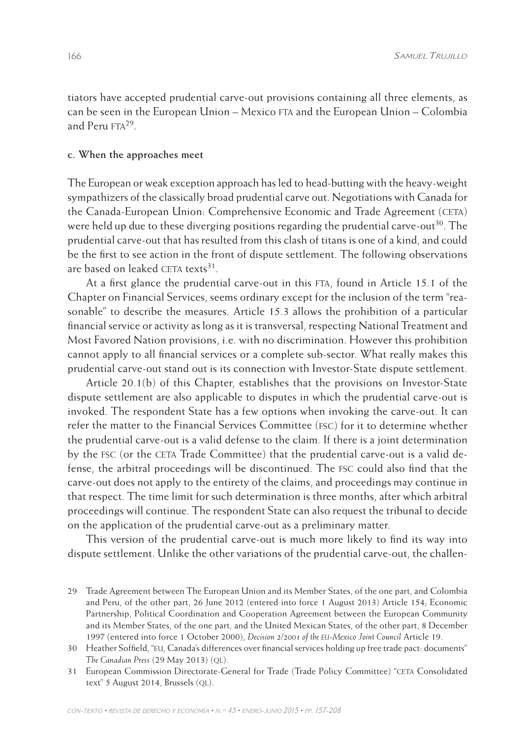tiators have accepted prudential carve-out provisions containing all three elements, as can be seen in the European Union – Mexico FTA and the European Union – Colombia and Peru FTA[29].

### c. When the approaches meet

The European or weak exception approach has led to head-butting with the heavy-weight sympathizers of the classically broad prudential carve out. Negotiations with Canada for the Canada-European Union: Comprehensive Economic and Trade Agreement (CETA) were held up due to these diverging positions regarding the prudential carve-out[30]. The prudential carve-out that has resulted from this clash of titans is one of a kind, and could be the first to see action in the front of dispute settlement. The following observations are based on leaked CETA texts[31].

At a first glance the prudential carve-out in this FTA, found in Article 15.1 of the Chapter on Financial Services, seems ordinary except for the inclusion of the term "reasonable" to describe the measures. Article 15.3 allows the prohibition of a particular financial service or activity as long as it is transversal, respecting National Treatment and Most Favored Nation provisions, i.e. with no discrimination. However this prohibition cannot apply to all financial services or a complete sub-sector. What really makes this prudential carve-out stand out is its connection with Investor-State dispute settlement.

Article 20.1(b) of this Chapter, establishes that the provisions on Investor-State dispute settlement are also applicable to disputes in which the prudential carve-out is invoked. The respondent State has a few options when invoking the carve-out. It can refer the matter to the Financial Services Committee (FSC) for it to determine whether the prudential carve-out is a valid defense to the claim. If there is a joint determination by the FSC (or the CETA Trade Committee) that the prudential carve-out is a valid defense, the arbitral proceedings will be discontinued. The FSC could also find that the carve-out does not apply to the entirety of the claims, and proceedings may continue in that respect. The time limit for such determination is three months, after which arbitral proceedings will continue. The respondent State can also request the tribunal to decide on the application of the prudential carve-out as a preliminary matter.

This version of the prudential carve-out is much more likely to find its way into dispute settlement. Unlike the other variations of the prudential carve-out, the challen-

---

29 Trade Agreement between The European Union and its Member States, of the one part, and Colombia and Peru, of the other part, 26 June 2012 (entered into force 1 August 2013) Article 154; Economic Partnership, Political Coordination and Cooperation Agreement between the European Community and its Member States, of the one part, and the United Mexican States, of the other part, 8 December 1997 (entered into force 1 October 2000), *Decision 2/2001 of the EU-Mexico Joint Council* Article 19.

30 Heather Soffield, "EU, Canada's differences over financial services holding up free trade pact: documents" *The Canadian Press* (29 May 2013) (QL).

31 European Commission Directorate-General for Trade (Trade Policy Committee) "CETA Consolidated text" 5 August 2014, Brussels (QL).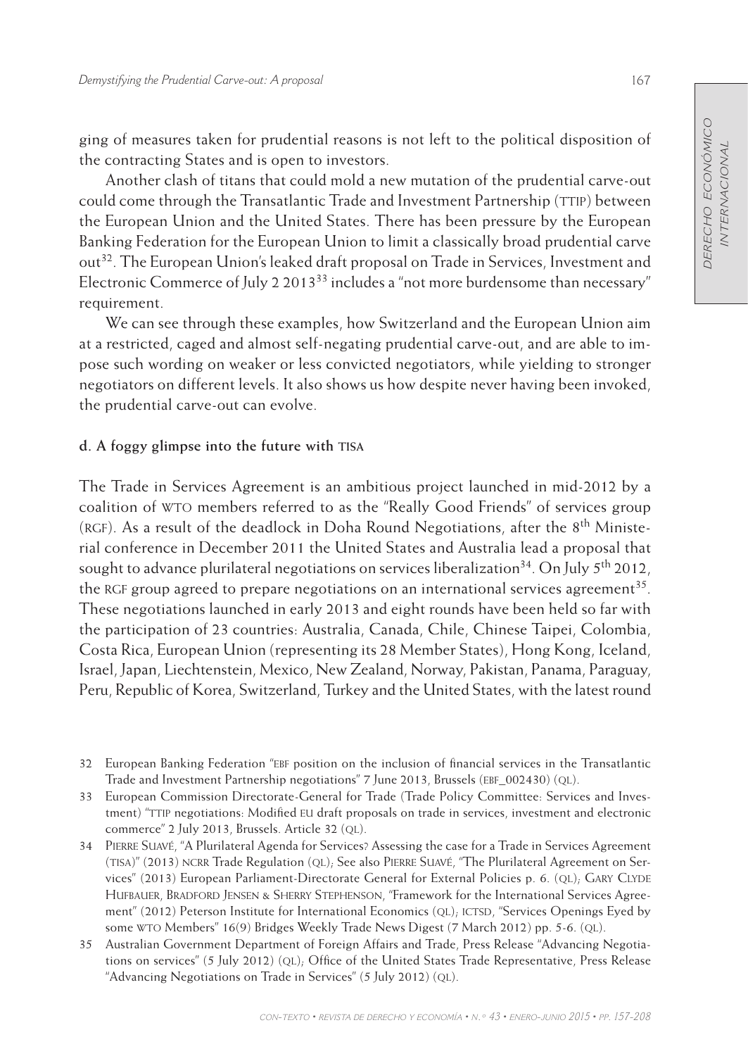ging of measures taken for prudential reasons is not left to the political disposition of the contracting States and is open to investors.

Another clash of titans that could mold a new mutation of the prudential carve-out could come through the Transatlantic Trade and Investment Partnership (TTIP) between the European Union and the United States. There has been pressure by the European Banking Federation for the European Union to limit a classically broad prudential carve out[32]. The European Union's leaked draft proposal on Trade in Services, Investment and Electronic Commerce of July 2 2013[33] includes a "not more burdensome than necessary" requirement.

We can see through these examples, how Switzerland and the European Union aim at a restricted, caged and almost self-negating prudential carve-out, and are able to impose such wording on weaker or less convicted negotiators, while yielding to stronger negotiators on different levels. It also shows us how despite never having been invoked, the prudential carve-out can evolve.

**d. A foggy glimpse into the future with TISA**

The Trade in Services Agreement is an ambitious project launched in mid-2012 by a coalition of WTO members referred to as the "Really Good Friends" of services group (RGF). As a result of the deadlock in Doha Round Negotiations, after the 8th Ministerial conference in December 2011 the United States and Australia lead a proposal that sought to advance plurilateral negotiations on services liberalization[34]. On July 5th 2012, the RGF group agreed to prepare negotiations on an international services agreement[35]. These negotiations launched in early 2013 and eight rounds have been held so far with the participation of 23 countries: Australia, Canada, Chile, Chinese Taipei, Colombia, Costa Rica, European Union (representing its 28 Member States), Hong Kong, Iceland, Israel, Japan, Liechtenstein, Mexico, New Zealand, Norway, Pakistan, Panama, Paraguay, Peru, Republic of Korea, Switzerland, Turkey and the United States, with the latest round

32 European Banking Federation "EBF position on the inclusion of financial services in the Transatlantic Trade and Investment Partnership negotiations" 7 June 2013, Brussels (EBF_002430) (QL).

33 European Commission Directorate-General for Trade (Trade Policy Committee: Services and Investment) "TTIP negotiations: Modified EU draft proposals on trade in services, investment and electronic commerce" 2 July 2013, Brussels. Article 32 (QL).

34 Pierre Suavé, "A Plurilateral Agenda for Services? Assessing the case for a Trade in Services Agreement (TISA)" (2013) NCRR Trade Regulation (QL); See also Pierre Suavé, "The Plurilateral Agreement on Services" (2013) European Parliament-Directorate General for External Policies p. 6. (QL); Gary Clyde Hufbauer, Bradford Jensen & Sherry Stephenson, "Framework for the International Services Agreement" (2012) Peterson Institute for International Economics (QL); ICTSD, "Services Openings Eyed by some WTO Members" 16(9) Bridges Weekly Trade News Digest (7 March 2012) pp. 5-6. (QL).

35 Australian Government Department of Foreign Affairs and Trade, Press Release "Advancing Negotiations on services" (5 July 2012) (QL); Office of the United States Trade Representative, Press Release "Advancing Negotiations on Trade in Services" (5 July 2012) (QL).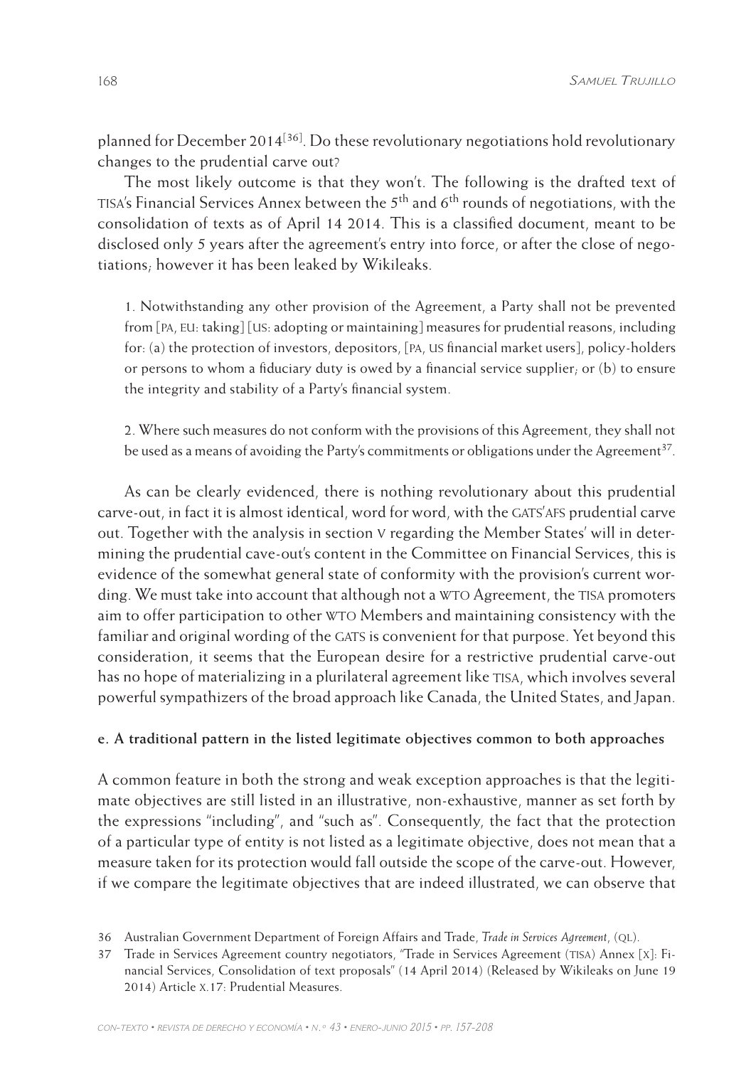planned for December 2014[36]. Do these revolutionary negotiations hold revolutionary changes to the prudential carve out?

The most likely outcome is that they won't. The following is the drafted text of TISA's Financial Services Annex between the 5th and 6th rounds of negotiations, with the consolidation of texts as of April 14 2014. This is a classified document, meant to be disclosed only 5 years after the agreement's entry into force, or after the close of negotiations; however it has been leaked by Wikileaks.

> 1. Notwithstanding any other provision of the Agreement, a Party shall not be prevented from [PA, EU: taking] [US: adopting or maintaining] measures for prudential reasons, including for: (a) the protection of investors, depositors, [PA, US financial market users], policy-holders or persons to whom a fiduciary duty is owed by a financial service supplier; or (b) to ensure the integrity and stability of a Party's financial system.
>
> 2. Where such measures do not conform with the provisions of this Agreement, they shall not be used as a means of avoiding the Party's commitments or obligations under the Agreement[37].

As can be clearly evidenced, there is nothing revolutionary about this prudential carve-out, in fact it is almost identical, word for word, with the GATS'AFS prudential carve out. Together with the analysis in section V regarding the Member States' will in determining the prudential cave-out's content in the Committee on Financial Services, this is evidence of the somewhat general state of conformity with the provision's current wording. We must take into account that although not a WTO Agreement, the TISA promoters aim to offer participation to other WTO Members and maintaining consistency with the familiar and original wording of the GATS is convenient for that purpose. Yet beyond this consideration, it seems that the European desire for a restrictive prudential carve-out has no hope of materializing in a plurilateral agreement like TISA, which involves several powerful sympathizers of the broad approach like Canada, the United States, and Japan.

#### e. A traditional pattern in the listed legitimate objectives common to both approaches

A common feature in both the strong and weak exception approaches is that the legitimate objectives are still listed in an illustrative, non-exhaustive, manner as set forth by the expressions "including", and "such as". Consequently, the fact that the protection of a particular type of entity is not listed as a legitimate objective, does not mean that a measure taken for its protection would fall outside the scope of the carve-out. However, if we compare the legitimate objectives that are indeed illustrated, we can observe that

36 Australian Government Department of Foreign Affairs and Trade, *Trade in Services Agreement*, (QL).

37 Trade in Services Agreement country negotiators, "Trade in Services Agreement (TISA) Annex [X]: Financial Services, Consolidation of text proposals" (14 April 2014) (Released by Wikileaks on June 19 2014) Article X.17: Prudential Measures.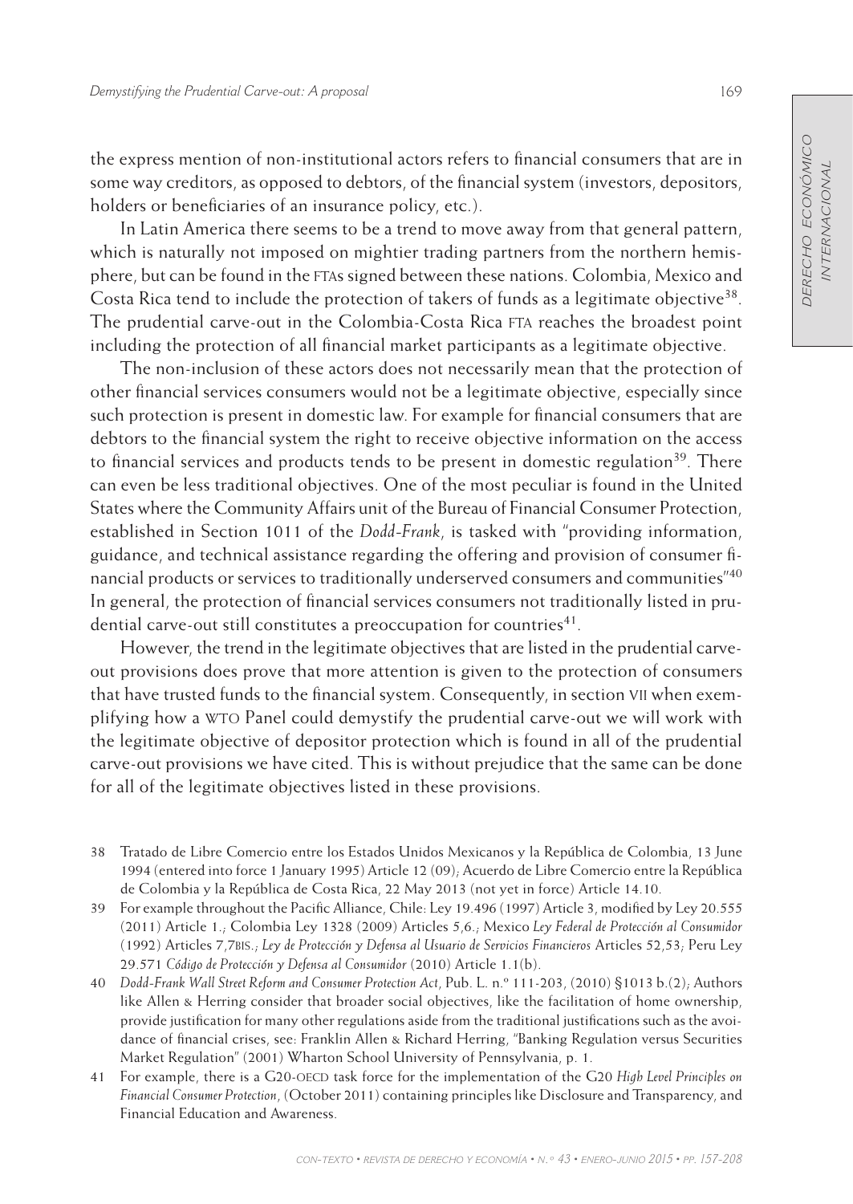the express mention of non-institutional actors refers to financial consumers that are in some way creditors, as opposed to debtors, of the financial system (investors, depositors, holders or beneficiaries of an insurance policy, etc.).

In Latin America there seems to be a trend to move away from that general pattern, which is naturally not imposed on mightier trading partners from the northern hemisphere, but can be found in the FTAs signed between these nations. Colombia, Mexico and Costa Rica tend to include the protection of takers of funds as a legitimate objective[38]. The prudential carve-out in the Colombia-Costa Rica FTA reaches the broadest point including the protection of all financial market participants as a legitimate objective.

The non-inclusion of these actors does not necessarily mean that the protection of other financial services consumers would not be a legitimate objective, especially since such protection is present in domestic law. For example for financial consumers that are debtors to the financial system the right to receive objective information on the access to financial services and products tends to be present in domestic regulation[39]. There can even be less traditional objectives. One of the most peculiar is found in the United States where the Community Affairs unit of the Bureau of Financial Consumer Protection, established in Section 1011 of the *Dodd-Frank*, is tasked with "providing information, guidance, and technical assistance regarding the offering and provision of consumer financial products or services to traditionally underserved consumers and communities"[40] In general, the protection of financial services consumers not traditionally listed in prudential carve-out still constitutes a preoccupation for countries[41].

However, the trend in the legitimate objectives that are listed in the prudential carve-out provisions does prove that more attention is given to the protection of consumers that have trusted funds to the financial system. Consequently, in section VII when exemplifying how a WTO Panel could demystify the prudential carve-out we will work with the legitimate objective of depositor protection which is found in all of the prudential carve-out provisions we have cited. This is without prejudice that the same can be done for all of the legitimate objectives listed in these provisions.

38 Tratado de Libre Comercio entre los Estados Unidos Mexicanos y la República de Colombia, 13 June 1994 (entered into force 1 January 1995) Article 12 (09); Acuerdo de Libre Comercio entre la República de Colombia y la República de Costa Rica, 22 May 2013 (not yet in force) Article 14.10.

39 For example throughout the Pacific Alliance, Chile: Ley 19.496 (1997) Article 3, modified by Ley 20.555 (2011) Article 1.; Colombia Ley 1328 (2009) Articles 5,6.; Mexico *Ley Federal de Protección al Consumidor* (1992) Articles 7,7BIS.; *Ley de Protección y Defensa al Usuario de Servicios Financieros* Articles 52,53; Peru Ley 29.571 *Código de Protección y Defensa al Consumidor* (2010) Article 1.1(b).

40 *Dodd-Frank Wall Street Reform and Consumer Protection Act*, Pub. L. n.º 111-203, (2010) §1013 b.(2); Authors like Allen & Herring consider that broader social objectives, like the facilitation of home ownership, provide justification for many other regulations aside from the traditional justifications such as the avoidance of financial crises, see: Franklin Allen & Richard Herring, "Banking Regulation versus Securities Market Regulation" (2001) Wharton School University of Pennsylvania, p. 1.

41 For example, there is a G20-OECD task force for the implementation of the G20 *High Level Principles on Financial Consumer Protection*, (October 2011) containing principles like Disclosure and Transparency, and Financial Education and Awareness.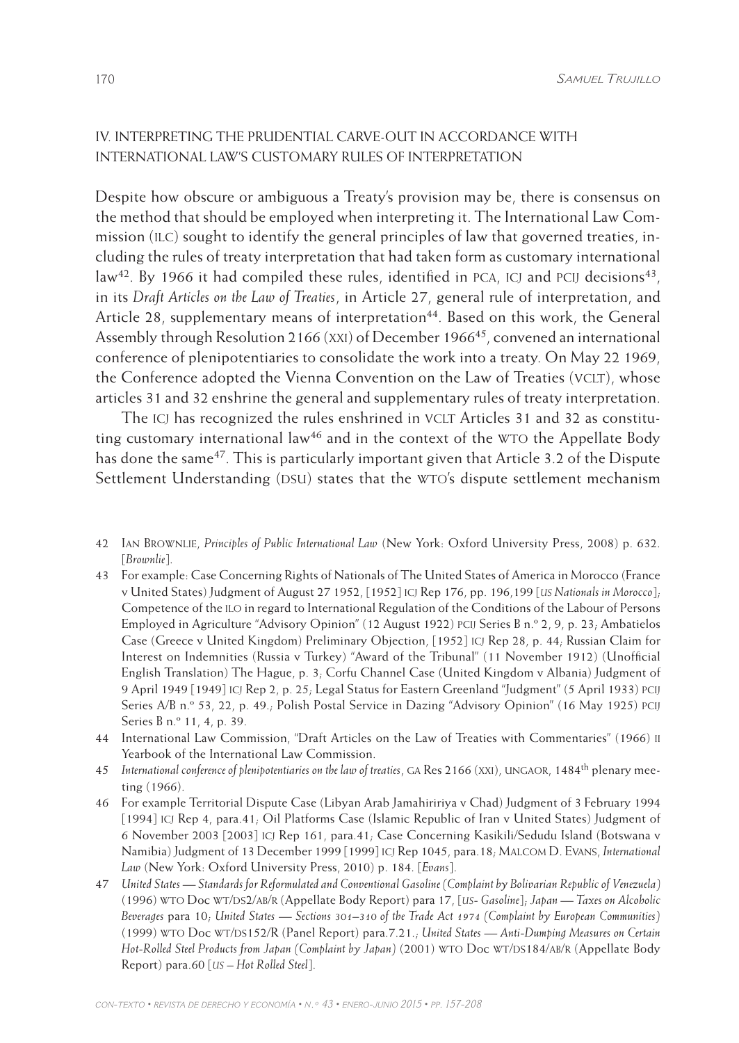## IV. INTERPRETING THE PRUDENTIAL CARVE-OUT IN ACCORDANCE WITH INTERNATIONAL LAW'S CUSTOMARY RULES OF INTERPRETATION

Despite how obscure or ambiguous a Treaty's provision may be, there is consensus on the method that should be employed when interpreting it. The International Law Commission (ILC) sought to identify the general principles of law that governed treaties, including the rules of treaty interpretation that had taken form as customary international law[42]. By 1966 it had compiled these rules, identified in PCA, ICJ and PCIJ decisions[43], in its *Draft Articles on the Law of Treaties*, in Article 27, general rule of interpretation, and Article 28, supplementary means of interpretation[44]. Based on this work, the General Assembly through Resolution 2166 (XXI) of December 1966[45], convened an international conference of plenipotentiaries to consolidate the work into a treaty. On May 22 1969, the Conference adopted the Vienna Convention on the Law of Treaties (VCLT), whose articles 31 and 32 enshrine the general and supplementary rules of treaty interpretation.

The ICJ has recognized the rules enshrined in VCLT Articles 31 and 32 as constituting customary international law[46] and in the context of the WTO the Appellate Body has done the same[47]. This is particularly important given that Article 3.2 of the Dispute Settlement Understanding (DSU) states that the WTO's dispute settlement mechanism

---

42 Ian Brownlie, *Principles of Public International Law* (New York: Oxford University Press, 2008) p. 632. [*Brownlie*].

43 For example: Case Concerning Rights of Nationals of The United States of America in Morocco (France v United States) Judgment of August 27 1952, [1952] ICJ Rep 176, pp. 196,199 [*US Nationals in Morocco*]; Competence of the ILO in regard to International Regulation of the Conditions of the Labour of Persons Employed in Agriculture "Advisory Opinion" (12 August 1922) PCIJ Series B n.º 2, 9, p. 23; Ambatielos Case (Greece v United Kingdom) Preliminary Objection, [1952] ICJ Rep 28, p. 44; Russian Claim for Interest on Indemnities (Russia v Turkey) "Award of the Tribunal" (11 November 1912) (Unofficial English Translation) The Hague, p. 3; Corfu Channel Case (United Kingdom v Albania) Judgment of 9 April 1949 [1949] ICJ Rep 2, p. 25; Legal Status for Eastern Greenland "Judgment" (5 April 1933) PCIJ Series A/B n.º 53, 22, p. 49.; Polish Postal Service in Dazing "Advisory Opinion" (16 May 1925) PCIJ Series B n.º 11, 4, p. 39.

44 International Law Commission, "Draft Articles on the Law of Treaties with Commentaries" (1966) II Yearbook of the International Law Commission.

45 *International conference of plenipotentiaries on the law of treaties*, GA Res 2166 (XXI), UNGAOR, 1484th plenary meeting (1966).

46 For example Territorial Dispute Case (Libyan Arab Jamahiririya v Chad) Judgment of 3 February 1994 [1994] ICJ Rep 4, para.41; Oil Platforms Case (Islamic Republic of Iran v United States) Judgment of 6 November 2003 [2003] ICJ Rep 161, para.41; Case Concerning Kasikili/Sedudu Island (Botswana v Namibia) Judgment of 13 December 1999 [1999] ICJ Rep 1045, para.18; Malcom D. Evans, *International Law* (New York: Oxford University Press, 2010) p. 184. [*Evans*].

47 *United States — Standards for Reformulated and Conventional Gasoline (Complaint by Bolivarian Republic of Venezuela)* (1996) WTO Doc WT/DS2/AB/R (Appellate Body Report) para 17, [*US- Gasoline*]; *Japan — Taxes on Alcoholic Beverages* para 10; *United States — Sections 301–310 of the Trade Act 1974 (Complaint by European Communities)* (1999) WTO Doc WT/DS152/R (Panel Report) para.7.21.; *United States — Anti-Dumping Measures on Certain Hot-Rolled Steel Products from Japan (Complaint by Japan)* (2001) WTO Doc WT/DS184/AB/R (Appellate Body Report) para.60 [*US – Hot Rolled Steel*].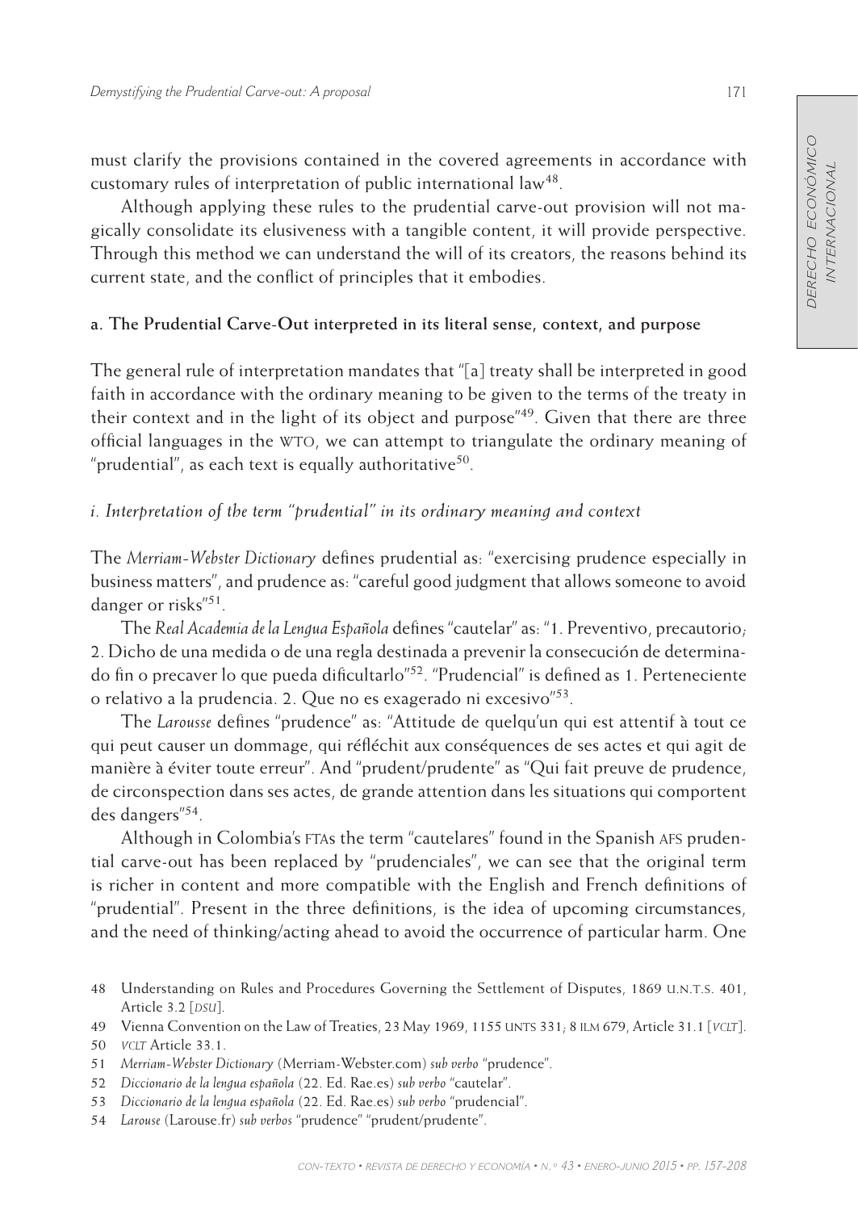must clarify the provisions contained in the covered agreements in accordance with customary rules of interpretation of public international law[48].

Although applying these rules to the prudential carve-out provision will not magically consolidate its elusiveness with a tangible content, it will provide perspective. Through this method we can understand the will of its creators, the reasons behind its current state, and the conflict of principles that it embodies.

### a. The Prudential Carve-Out interpreted in its literal sense, context, and purpose

The general rule of interpretation mandates that "[a] treaty shall be interpreted in good faith in accordance with the ordinary meaning to be given to the terms of the treaty in their context and in the light of its object and purpose"[49]. Given that there are three official languages in the WTO, we can attempt to triangulate the ordinary meaning of "prudential", as each text is equally authoritative[50].

#### *i. Interpretation of the term "prudential" in its ordinary meaning and context*

The *Merriam-Webster Dictionary* defines prudential as: "exercising prudence especially in business matters", and prudence as: "careful good judgment that allows someone to avoid danger or risks"[51].

The *Real Academia de la Lengua Española* defines "cautelar" as: "1. Preventivo, precautorio; 2. Dicho de una medida o de una regla destinada a prevenir la consecución de determinado fin o precaver lo que pueda dificultarlo"[52]. "Prudencial" is defined as 1. Perteneciente o relativo a la prudencia. 2. Que no es exagerado ni excesivo"[53].

The *Larousse* defines "prudence" as: "Attitude de quelqu'un qui est attentif à tout ce qui peut causer un dommage, qui réfléchit aux conséquences de ses actes et qui agit de manière à éviter toute erreur". And "prudent/prudente" as "Qui fait preuve de prudence, de circonspection dans ses actes, de grande attention dans les situations qui comportent des dangers"[54].

Although in Colombia's FTAs the term "cautelares" found in the Spanish AFS prudential carve-out has been replaced by "prudenciales", we can see that the original term is richer in content and more compatible with the English and French definitions of "prudential". Present in the three definitions, is the idea of upcoming circumstances, and the need of thinking/acting ahead to avoid the occurrence of particular harm. One

48 Understanding on Rules and Procedures Governing the Settlement of Disputes, 1869 U.N.T.S. 401, Article 3.2 [*DSU*].

49 Vienna Convention on the Law of Treaties, 23 May 1969, 1155 UNTS 331; 8 ILM 679, Article 31.1 [*VCLT*].

50 *VCLT* Article 33.1.

51 *Merriam-Webster Dictionary* (Merriam-Webster.com) *sub verbo* "prudence".

52 *Diccionario de la lengua española* (22. Ed. Rae.es) *sub verbo* "cautelar".

53 *Diccionario de la lengua española* (22. Ed. Rae.es) *sub verbo* "prudencial".

54 *Larouse* (Larouse.fr) *sub verbos* "prudence" "prudent/prudente".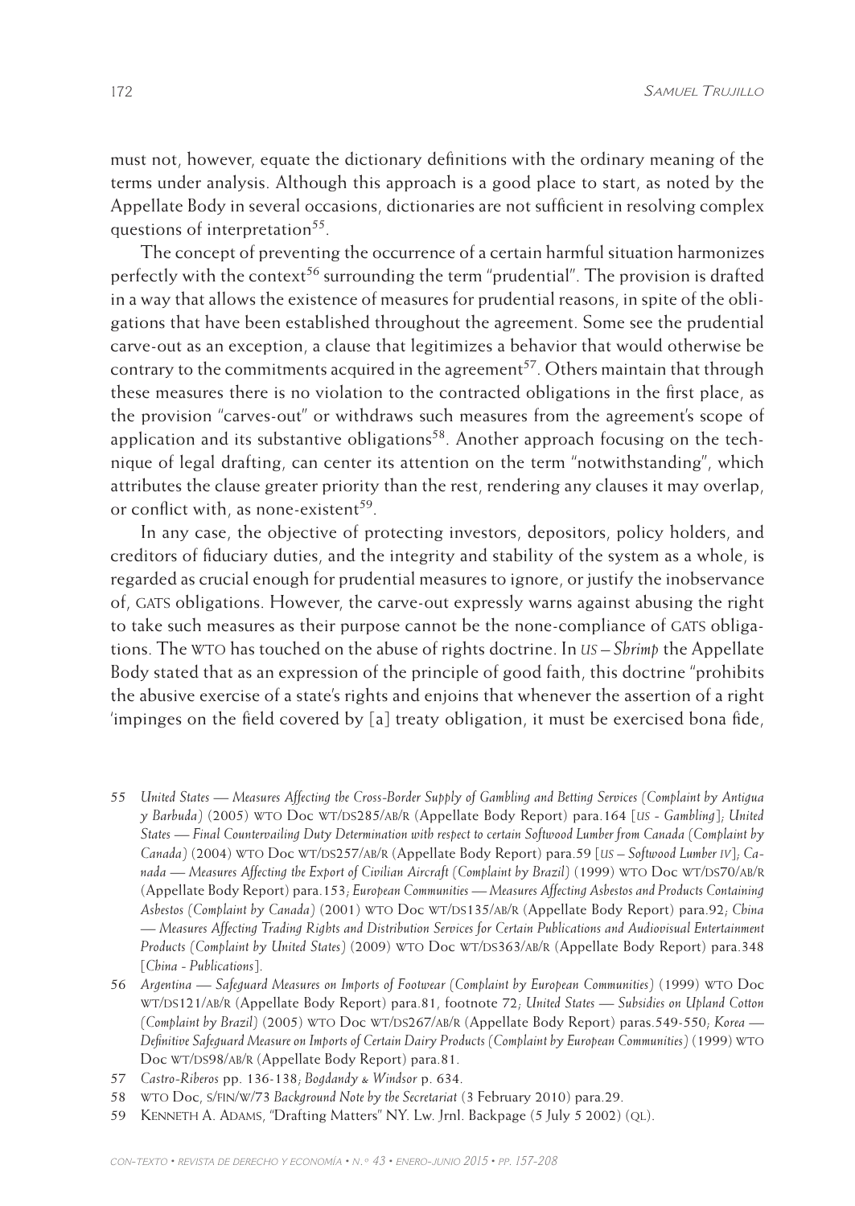must not, however, equate the dictionary definitions with the ordinary meaning of the terms under analysis. Although this approach is a good place to start, as noted by the Appellate Body in several occasions, dictionaries are not sufficient in resolving complex questions of interpretation[55].

The concept of preventing the occurrence of a certain harmful situation harmonizes perfectly with the context[56] surrounding the term "prudential". The provision is drafted in a way that allows the existence of measures for prudential reasons, in spite of the obligations that have been established throughout the agreement. Some see the prudential carve-out as an exception, a clause that legitimizes a behavior that would otherwise be contrary to the commitments acquired in the agreement[57]. Others maintain that through these measures there is no violation to the contracted obligations in the first place, as the provision "carves-out" or withdraws such measures from the agreement's scope of application and its substantive obligations[58]. Another approach focusing on the technique of legal drafting, can center its attention on the term "notwithstanding", which attributes the clause greater priority than the rest, rendering any clauses it may overlap, or conflict with, as none-existent[59].

In any case, the objective of protecting investors, depositors, policy holders, and creditors of fiduciary duties, and the integrity and stability of the system as a whole, is regarded as crucial enough for prudential measures to ignore, or justify the inobservance of, GATS obligations. However, the carve-out expressly warns against abusing the right to take such measures as their purpose cannot be the none-compliance of GATS obligations. The WTO has touched on the abuse of rights doctrine. In *US – Shrimp* the Appellate Body stated that as an expression of the principle of good faith, this doctrine "prohibits the abusive exercise of a state's rights and enjoins that whenever the assertion of a right 'impinges on the field covered by [a] treaty obligation, it must be exercised bona fide,

55 *United States — Measures Affecting the Cross-Border Supply of Gambling and Betting Services (Complaint by Antigua y Barbuda)* (2005) WTO Doc WT/DS285/AB/R (Appellate Body Report) para.164 [*US - Gambling*]; *United States — Final Countervailing Duty Determination with respect to certain Softwood Lumber from Canada (Complaint by Canada)* (2004) WTO Doc WT/DS257/AB/R (Appellate Body Report) para.59 [*US – Softwood Lumber IV*]; *Canada — Measures Affecting the Export of Civilian Aircraft (Complaint by Brazil)* (1999) WTO Doc WT/DS70/AB/R (Appellate Body Report) para.153; *European Communities — Measures Affecting Asbestos and Products Containing Asbestos (Complaint by Canada)* (2001) WTO Doc WT/DS135/AB/R (Appellate Body Report) para.92; *China — Measures Affecting Trading Rights and Distribution Services for Certain Publications and Audiovisual Entertainment Products (Complaint by United States)* (2009) WTO Doc WT/DS363/AB/R (Appellate Body Report) para.348 [*China - Publications*].

56 *Argentina — Safeguard Measures on Imports of Footwear (Complaint by European Communities)* (1999) WTO Doc WT/DS121/AB/R (Appellate Body Report) para.81, footnote 72; *United States — Subsidies on Upland Cotton (Complaint by Brazil)* (2005) WTO Doc WT/DS267/AB/R (Appellate Body Report) paras.549-550; *Korea — Definitive Safeguard Measure on Imports of Certain Dairy Products (Complaint by European Communities)* (1999) WTO Doc WT/DS98/AB/R (Appellate Body Report) para.81.

57 *Castro-Riberos* pp. 136-138; *Bogdandy & Windsor* p. 634.

58 WTO Doc, S/FIN/W/73 *Background Note by the Secretariat* (3 February 2010) para.29.

59 Kenneth A. Adams, "Drafting Matters" NY. Lw. Jrnl. Backpage (5 July 5 2002) (QL).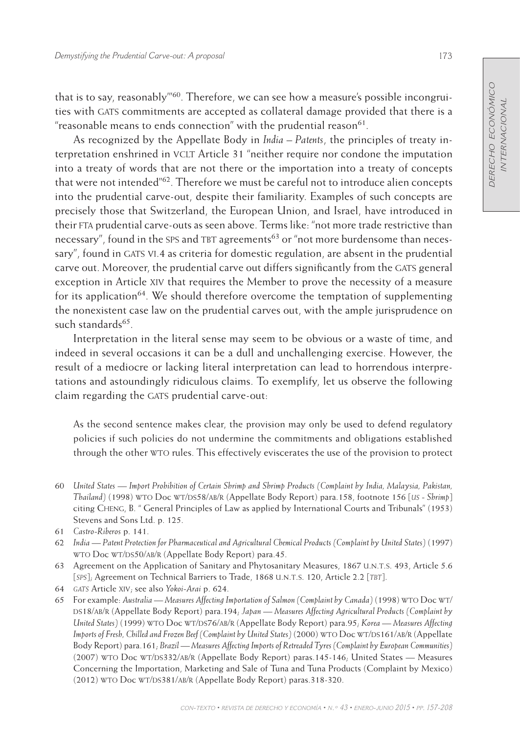that is to say, reasonably'"[60]. Therefore, we can see how a measure's possible incongruities with GATS commitments are accepted as collateral damage provided that there is a "reasonable means to ends connection" with the prudential reason[61].

As recognized by the Appellate Body in *India – Patents*, the principles of treaty interpretation enshrined in VCLT Article 31 "neither require nor condone the imputation into a treaty of words that are not there or the importation into a treaty of concepts that were not intended"[62]. Therefore we must be careful not to introduce alien concepts into the prudential carve-out, despite their familiarity. Examples of such concepts are precisely those that Switzerland, the European Union, and Israel, have introduced in their FTA prudential carve-outs as seen above. Terms like: "not more trade restrictive than necessary", found in the SPS and TBT agreements[63] or "not more burdensome than necessary", found in GATS VI.4 as criteria for domestic regulation, are absent in the prudential carve out. Moreover, the prudential carve out differs significantly from the GATS general exception in Article XIV that requires the Member to prove the necessity of a measure for its application[64]. We should therefore overcome the temptation of supplementing the nonexistent case law on the prudential carves out, with the ample jurisprudence on such standards[65].

Interpretation in the literal sense may seem to be obvious or a waste of time, and indeed in several occasions it can be a dull and unchallenging exercise. However, the result of a mediocre or lacking literal interpretation can lead to horrendous interpretations and astoundingly ridiculous claims. To exemplify, let us observe the following claim regarding the GATS prudential carve-out:

> As the second sentence makes clear, the provision may only be used to defend regulatory policies if such policies do not undermine the commitments and obligations established through the other WTO rules. This effectively eviscerates the use of the provision to protect

---

60 *United States — Import Prohibition of Certain Shrimp and Shrimp Products (Complaint by India, Malaysia, Pakistan, Thailand)* (1998) WTO Doc WT/DS58/AB/R (Appellate Body Report) para.158, footnote 156 [*US - Shrimp*] citing CHENG, B. " General Principles of Law as applied by International Courts and Tribunals" (1953) Stevens and Sons Ltd. p. 125.

61 *Castro-Riberos* p. 141.

62 *India — Patent Protection for Pharmaceutical and Agricultural Chemical Products (Complaint by United States)* (1997) WTO Doc WT/DS50/AB/R (Appellate Body Report) para.45.

63 Agreement on the Application of Sanitary and Phytosanitary Measures, 1867 U.N.T.S. 493, Article 5.6 [*SPS*]; Agreement on Technical Barriers to Trade, 1868 U.N.T.S. 120, Article 2.2 [*TBT*].

64 *GATS* Article XIV; see also *Yokoi-Arai* p. 624.

65 For example: *Australia — Measures Affecting Importation of Salmon (Complaint by Canada)* (1998) WTO Doc WT/DS18/AB/R (Appellate Body Report) para.194; *Japan — Measures Affecting Agricultural Products (Complaint by United States)* (1999) WTO Doc WT/DS76/AB/R (Appellate Body Report) para.95; *Korea — Measures Affecting Imports of Fresh, Chilled and Frozen Beef (Complaint by United States)* (2000) WTO Doc WT/DS161/AB/R (Appellate Body Report) para.161; *Brazil — Measures Affecting Imports of Retreaded Tyres (Complaint by European Communities)* (2007) WTO Doc WT/DS332/AB/R (Appellate Body Report) paras.145-146; United States — Measures Concerning the Importation, Marketing and Sale of Tuna and Tuna Products (Complaint by Mexico) (2012) WTO Doc WT/DS381/AB/R (Appellate Body Report) paras.318-320.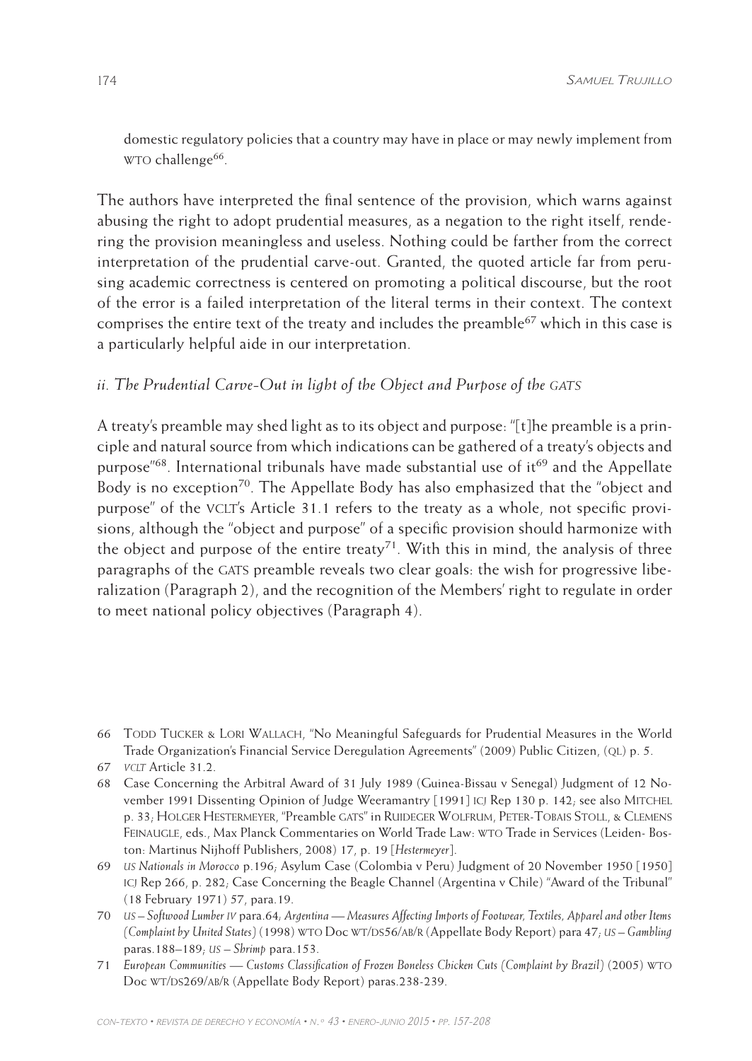domestic regulatory policies that a country may have in place or may newly implement from WTO challenge[66].

The authors have interpreted the final sentence of the provision, which warns against abusing the right to adopt prudential measures, as a negation to the right itself, rendering the provision meaningless and useless. Nothing could be farther from the correct interpretation of the prudential carve-out. Granted, the quoted article far from perusing academic correctness is centered on promoting a political discourse, but the root of the error is a failed interpretation of the literal terms in their context. The context comprises the entire text of the treaty and includes the preamble[67] which in this case is a particularly helpful aide in our interpretation.

### *ii. The Prudential Carve-Out in light of the Object and Purpose of the GATS*

A treaty's preamble may shed light as to its object and purpose: "[t]he preamble is a principle and natural source from which indications can be gathered of a treaty's objects and purpose"[68]. International tribunals have made substantial use of it[69] and the Appellate Body is no exception[70]. The Appellate Body has also emphasized that the "object and purpose" of the VCLT's Article 31.1 refers to the treaty as a whole, not specific provisions, although the "object and purpose" of a specific provision should harmonize with the object and purpose of the entire treaty[71]. With this in mind, the analysis of three paragraphs of the GATS preamble reveals two clear goals: the wish for progressive liberalization (Paragraph 2), and the recognition of the Members' right to regulate in order to meet national policy objectives (Paragraph 4).

---

66 Todd Tucker & Lori Wallach, "No Meaningful Safeguards for Prudential Measures in the World Trade Organization's Financial Service Deregulation Agreements" (2009) Public Citizen, (QL) p. 5.

67 *VCLT* Article 31.2.

68 Case Concerning the Arbitral Award of 31 July 1989 (Guinea-Bissau v Senegal) Judgment of 12 November 1991 Dissenting Opinion of Judge Weeramantry [1991] ICJ Rep 130 p. 142; see also Mitchel p. 33; Holger Hestermeyer, "Preamble GATS" in Ruideger Wolfrum, Peter-Tobais Stoll, & Clemens Feinaugle, eds., Max Planck Commentaries on World Trade Law: WTO Trade in Services (Leiden- Boston: Martinus Nijhoff Publishers, 2008) 17, p. 19 [*Hestermeyer*].

69 *US Nationals in Morocco* p.196; Asylum Case (Colombia v Peru) Judgment of 20 November 1950 [1950] ICJ Rep 266, p. 282; Case Concerning the Beagle Channel (Argentina v Chile) "Award of the Tribunal" (18 February 1971) 57, para.19.

70 *US – Softwood Lumber IV* para.64; *Argentina — Measures Affecting Imports of Footwear, Textiles, Apparel and other Items (Complaint by United States)* (1998) WTO Doc WT/DS56/AB/R (Appellate Body Report) para 47; *US – Gambling* paras.188–189; *US – Shrimp* para.153.

71 *European Communities — Customs Classification of Frozen Boneless Chicken Cuts (Complaint by Brazil)* (2005) WTO Doc WT/DS269/AB/R (Appellate Body Report) paras.238-239.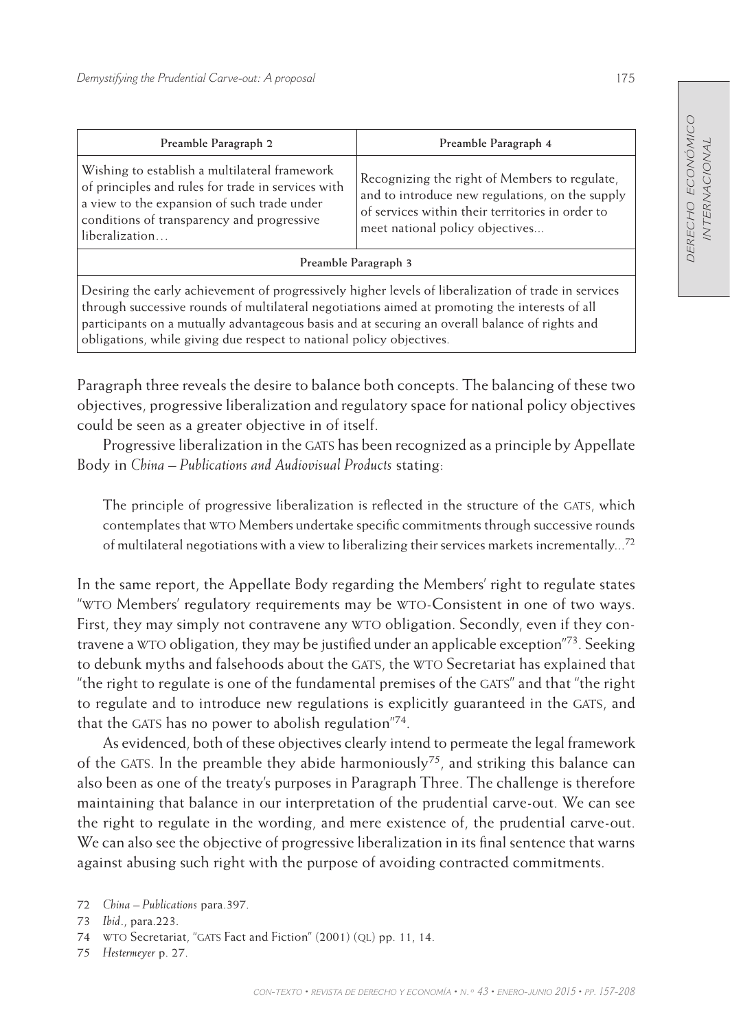| Preamble Paragraph 2 | Preamble Paragraph 4 |
| --- | --- |
| Wishing to establish a multilateral framework of principles and rules for trade in services with a view to the expansion of such trade under conditions of transparency and progressive liberalization… | Recognizing the right of Members to regulate, and to introduce new regulations, on the supply of services within their territories in order to meet national policy objectives... |
| **Preamble Paragraph 3** | |
| Desiring the early achievement of progressively higher levels of liberalization of trade in services through successive rounds of multilateral negotiations aimed at promoting the interests of all participants on a mutually advantageous basis and at securing an overall balance of rights and obligations, while giving due respect to national policy objectives. | |

Paragraph three reveals the desire to balance both concepts. The balancing of these two objectives, progressive liberalization and regulatory space for national policy objectives could be seen as a greater objective in of itself.

Progressive liberalization in the GATS has been recognized as a principle by Appellate Body in *China – Publications and Audiovisual Products* stating:

> The principle of progressive liberalization is reflected in the structure of the GATS, which contemplates that WTO Members undertake specific commitments through successive rounds of multilateral negotiations with a view to liberalizing their services markets incrementally...[72]

In the same report, the Appellate Body regarding the Members' right to regulate states "WTO Members' regulatory requirements may be WTO-Consistent in one of two ways. First, they may simply not contravene any WTO obligation. Secondly, even if they contravene a WTO obligation, they may be justified under an applicable exception"[73]. Seeking to debunk myths and falsehoods about the GATS, the WTO Secretariat has explained that "the right to regulate is one of the fundamental premises of the GATS" and that "the right to regulate and to introduce new regulations is explicitly guaranteed in the GATS, and that the GATS has no power to abolish regulation"[74].

As evidenced, both of these objectives clearly intend to permeate the legal framework of the GATS. In the preamble they abide harmoniously[75], and striking this balance can also been as one of the treaty's purposes in Paragraph Three. The challenge is therefore maintaining that balance in our interpretation of the prudential carve-out. We can see the right to regulate in the wording, and mere existence of, the prudential carve-out. We can also see the objective of progressive liberalization in its final sentence that warns against abusing such right with the purpose of avoiding contracted commitments.

72 *China – Publications* para.397.

73 *Ibid.*, para.223.

74 WTO Secretariat, "GATS Fact and Fiction" (2001) (QL) pp. 11, 14.

75 *Hestermeyer* p. 27.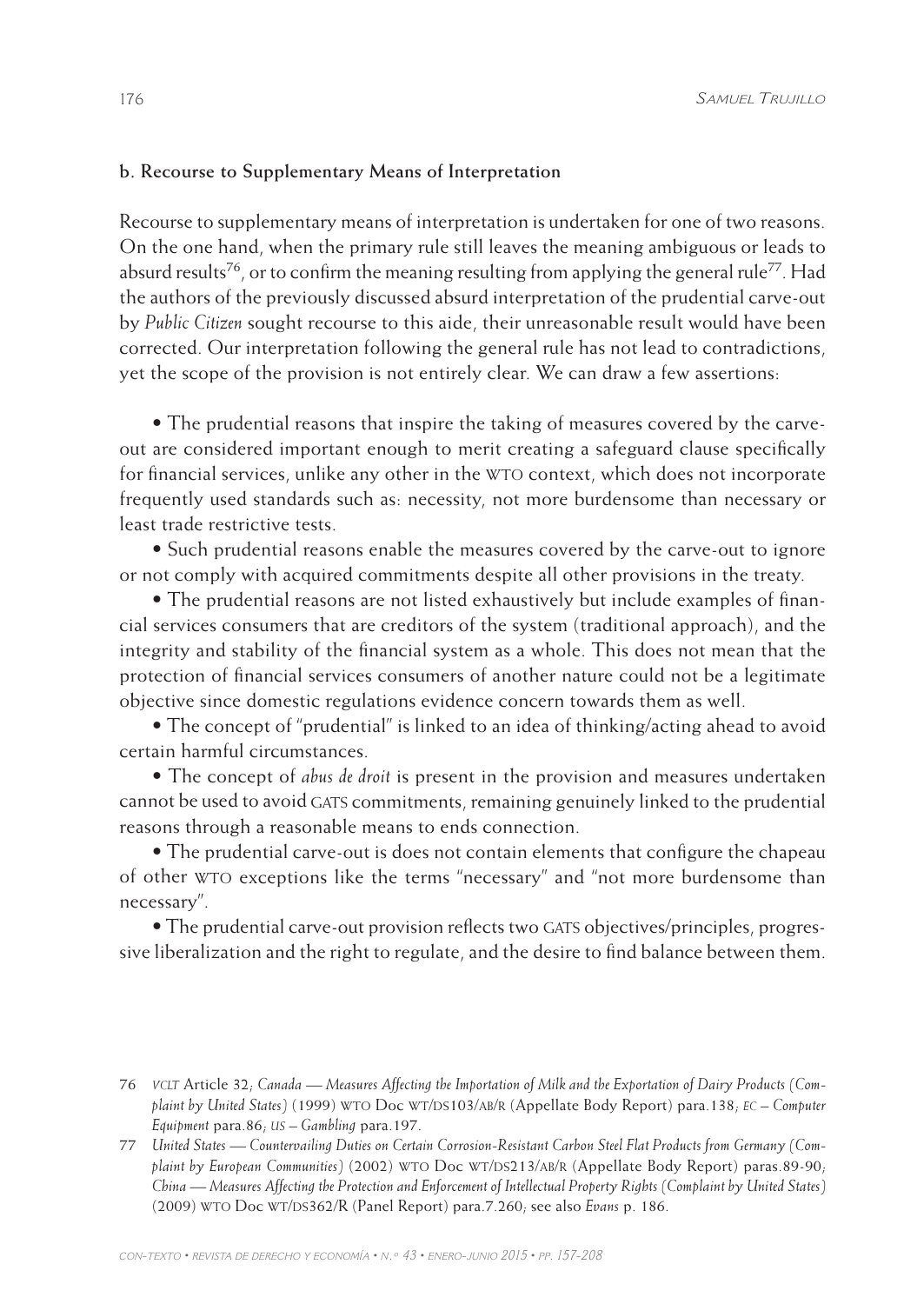### b. Recourse to Supplementary Means of Interpretation

Recourse to supplementary means of interpretation is undertaken for one of two reasons. On the one hand, when the primary rule still leaves the meaning ambiguous or leads to absurd results[76], or to confirm the meaning resulting from applying the general rule[77]. Had the authors of the previously discussed absurd interpretation of the prudential carve-out by *Public Citizen* sought recourse to this aide, their unreasonable result would have been corrected. Our interpretation following the general rule has not lead to contradictions, yet the scope of the provision is not entirely clear. We can draw a few assertions:

- The prudential reasons that inspire the taking of measures covered by the carve-out are considered important enough to merit creating a safeguard clause specifically for financial services, unlike any other in the WTO context, which does not incorporate frequently used standards such as: necessity, not more burdensome than necessary or least trade restrictive tests.
- Such prudential reasons enable the measures covered by the carve-out to ignore or not comply with acquired commitments despite all other provisions in the treaty.
- The prudential reasons are not listed exhaustively but include examples of financial services consumers that are creditors of the system (traditional approach), and the integrity and stability of the financial system as a whole. This does not mean that the protection of financial services consumers of another nature could not be a legitimate objective since domestic regulations evidence concern towards them as well.
- The concept of "prudential" is linked to an idea of thinking/acting ahead to avoid certain harmful circumstances.
- The concept of *abus de droit* is present in the provision and measures undertaken cannot be used to avoid GATS commitments, remaining genuinely linked to the prudential reasons through a reasonable means to ends connection.
- The prudential carve-out is does not contain elements that configure the chapeau of other WTO exceptions like the terms "necessary" and "not more burdensome than necessary".
- The prudential carve-out provision reflects two GATS objectives/principles, progressive liberalization and the right to regulate, and the desire to find balance between them.

---

76 *VCLT* Article 32; *Canada — Measures Affecting the Importation of Milk and the Exportation of Dairy Products (Complaint by United States)* (1999) WTO Doc WT/DS103/AB/R (Appellate Body Report) para.138; *EC – Computer Equipment* para.86; *US – Gambling* para.197.

77 *United States — Countervailing Duties on Certain Corrosion-Resistant Carbon Steel Flat Products from Germany (Complaint by European Communities)* (2002) WTO Doc WT/DS213/AB/R (Appellate Body Report) paras.89-90; *China — Measures Affecting the Protection and Enforcement of Intellectual Property Rights (Complaint by United States)* (2009) WTO Doc WT/DS362/R (Panel Report) para.7.260; see also *Evans* p. 186.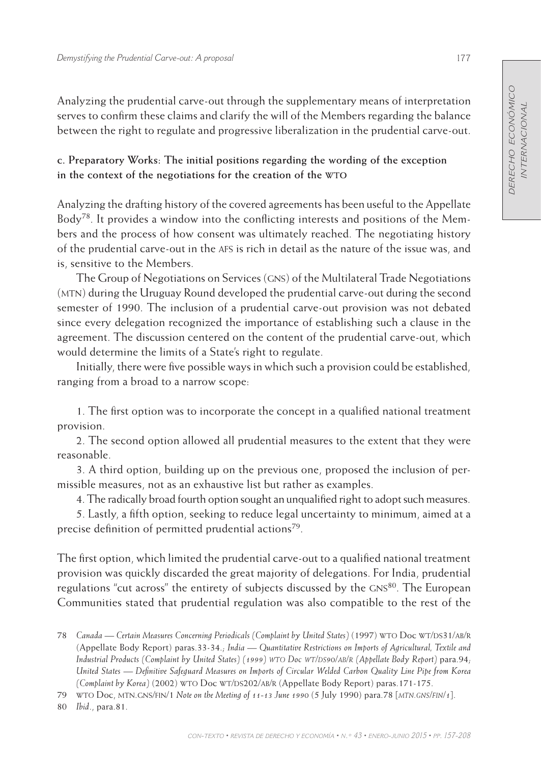Analyzing the prudential carve-out through the supplementary means of interpretation serves to confirm these claims and clarify the will of the Members regarding the balance between the right to regulate and progressive liberalization in the prudential carve-out.

### c. Preparatory Works: The initial positions regarding the wording of the exception in the context of the negotiations for the creation of the WTO

Analyzing the drafting history of the covered agreements has been useful to the Appellate Body[78]. It provides a window into the conflicting interests and positions of the Members and the process of how consent was ultimately reached. The negotiating history of the prudential carve-out in the AFS is rich in detail as the nature of the issue was, and is, sensitive to the Members.

The Group of Negotiations on Services (GNS) of the Multilateral Trade Negotiations (MTN) during the Uruguay Round developed the prudential carve-out during the second semester of 1990. The inclusion of a prudential carve-out provision was not debated since every delegation recognized the importance of establishing such a clause in the agreement. The discussion centered on the content of the prudential carve-out, which would determine the limits of a State's right to regulate.

Initially, there were five possible ways in which such a provision could be established, ranging from a broad to a narrow scope:

1. The first option was to incorporate the concept in a qualified national treatment provision.
2. The second option allowed all prudential measures to the extent that they were reasonable.
3. A third option, building up on the previous one, proposed the inclusion of permissible measures, not as an exhaustive list but rather as examples.
4. The radically broad fourth option sought an unqualified right to adopt such measures.
5. Lastly, a fifth option, seeking to reduce legal uncertainty to minimum, aimed at a precise definition of permitted prudential actions[79].

The first option, which limited the prudential carve-out to a qualified national treatment provision was quickly discarded the great majority of delegations. For India, prudential regulations "cut across" the entirety of subjects discussed by the GNS[80]. The European Communities stated that prudential regulation was also compatible to the rest of the

78 *Canada — Certain Measures Concerning Periodicals (Complaint by United States)* (1997) WTO Doc WT/DS31/AB/R (Appellate Body Report) paras.33-34.; *India — Quantitative Restrictions on Imports of Agricultural, Textile and Industrial Products (Complaint by United States) (1999) WTO Doc WT/DS90/AB/R (Appellate Body Report)* para.94; *United States — Definitive Safeguard Measures on Imports of Circular Welded Carbon Quality Line Pipe from Korea (Complaint by Korea)* (2002) WTO Doc WT/DS202/AB/R (Appellate Body Report) paras.171-175.

79 WTO Doc, MTN.GNS/FIN/1 *Note on the Meeting of 11-13 June 1990* (5 July 1990) para.78 [*MTN.GNS/FIN/1*].

80 *Ibid.*, para.81.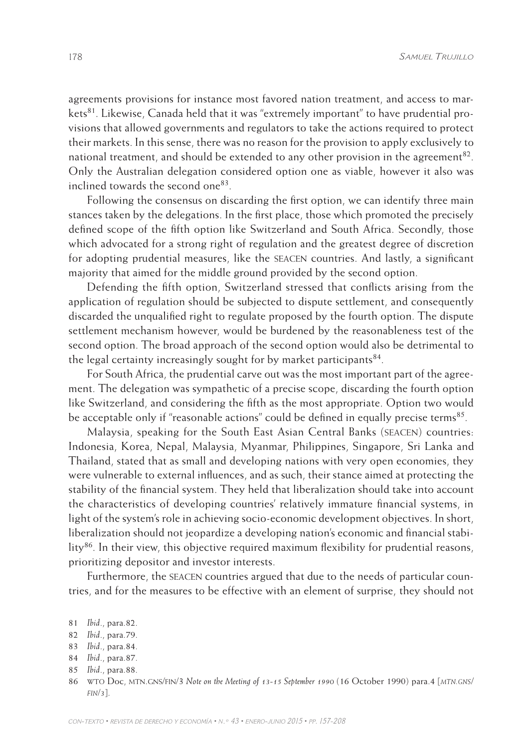agreements provisions for instance most favored nation treatment, and access to markets[81]. Likewise, Canada held that it was "extremely important" to have prudential provisions that allowed governments and regulators to take the actions required to protect their markets. In this sense, there was no reason for the provision to apply exclusively to national treatment, and should be extended to any other provision in the agreement[82]. Only the Australian delegation considered option one as viable, however it also was inclined towards the second one[83].

Following the consensus on discarding the first option, we can identify three main stances taken by the delegations. In the first place, those which promoted the precisely defined scope of the fifth option like Switzerland and South Africa. Secondly, those which advocated for a strong right of regulation and the greatest degree of discretion for adopting prudential measures, like the SEACEN countries. And lastly, a significant majority that aimed for the middle ground provided by the second option.

Defending the fifth option, Switzerland stressed that conflicts arising from the application of regulation should be subjected to dispute settlement, and consequently discarded the unqualified right to regulate proposed by the fourth option. The dispute settlement mechanism however, would be burdened by the reasonableness test of the second option. The broad approach of the second option would also be detrimental to the legal certainty increasingly sought for by market participants[84].

For South Africa, the prudential carve out was the most important part of the agreement. The delegation was sympathetic of a precise scope, discarding the fourth option like Switzerland, and considering the fifth as the most appropriate. Option two would be acceptable only if "reasonable actions" could be defined in equally precise terms[85].

Malaysia, speaking for the South East Asian Central Banks (SEACEN) countries: Indonesia, Korea, Nepal, Malaysia, Myanmar, Philippines, Singapore, Sri Lanka and Thailand, stated that as small and developing nations with very open economies, they were vulnerable to external influences, and as such, their stance aimed at protecting the stability of the financial system. They held that liberalization should take into account the characteristics of developing countries' relatively immature financial systems, in light of the system's role in achieving socio-economic development objectives. In short, liberalization should not jeopardize a developing nation's economic and financial stability[86]. In their view, this objective required maximum flexibility for prudential reasons, prioritizing depositor and investor interests.

Furthermore, the SEACEN countries argued that due to the needs of particular countries, and for the measures to be effective with an element of surprise, they should not

81 *Ibid.*, para.82.

82 *Ibid.*, para.79.

83 *Ibid.*, para.84.

84 *Ibid.*, para.87.

85 *Ibid.*, para.88.

86 WTO Doc, MTN.GNS/FIN/3 *Note on the Meeting of 13-15 September 1990* (16 October 1990) para.4 [*MTN.GNS/FIN/3*].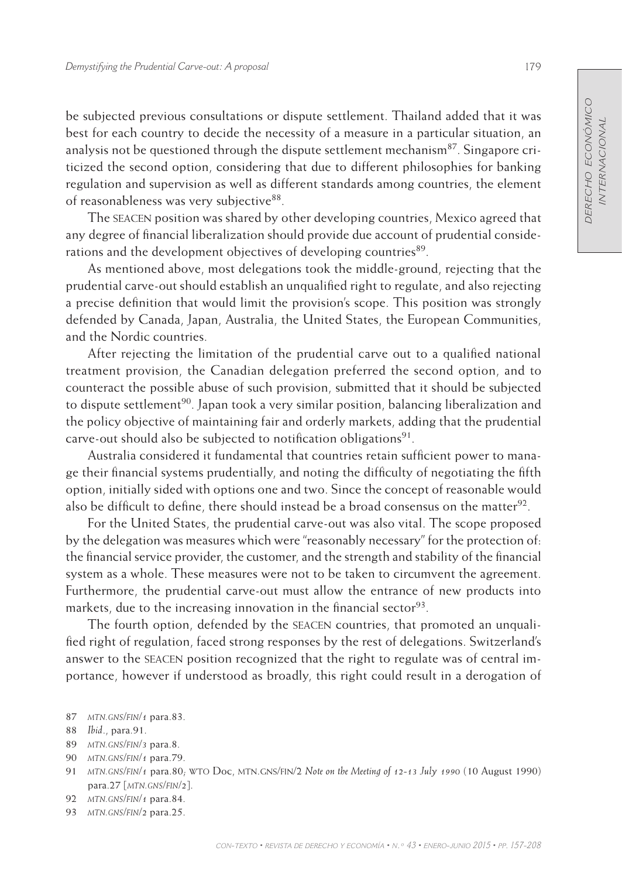be subjected previous consultations or dispute settlement. Thailand added that it was best for each country to decide the necessity of a measure in a particular situation, an analysis not be questioned through the dispute settlement mechanism[87]. Singapore criticized the second option, considering that due to different philosophies for banking regulation and supervision as well as different standards among countries, the element of reasonableness was very subjective[88].

The SEACEN position was shared by other developing countries, Mexico agreed that any degree of financial liberalization should provide due account of prudential considerations and the development objectives of developing countries[89].

As mentioned above, most delegations took the middle-ground, rejecting that the prudential carve-out should establish an unqualified right to regulate, and also rejecting a precise definition that would limit the provision's scope. This position was strongly defended by Canada, Japan, Australia, the United States, the European Communities, and the Nordic countries.

After rejecting the limitation of the prudential carve out to a qualified national treatment provision, the Canadian delegation preferred the second option, and to counteract the possible abuse of such provision, submitted that it should be subjected to dispute settlement[90]. Japan took a very similar position, balancing liberalization and the policy objective of maintaining fair and orderly markets, adding that the prudential carve-out should also be subjected to notification obligations[91].

Australia considered it fundamental that countries retain sufficient power to manage their financial systems prudentially, and noting the difficulty of negotiating the fifth option, initially sided with options one and two. Since the concept of reasonable would also be difficult to define, there should instead be a broad consensus on the matter[92].

For the United States, the prudential carve-out was also vital. The scope proposed by the delegation was measures which were "reasonably necessary" for the protection of: the financial service provider, the customer, and the strength and stability of the financial system as a whole. These measures were not to be taken to circumvent the agreement. Furthermore, the prudential carve-out must allow the entrance of new products into markets, due to the increasing innovation in the financial sector[93].

The fourth option, defended by the SEACEN countries, that promoted an unqualified right of regulation, faced strong responses by the rest of delegations. Switzerland's answer to the SEACEN position recognized that the right to regulate was of central importance, however if understood as broadly, this right could result in a derogation of

---

87 *MTN.GNS/FIN/1* para.83.

88 *Ibid.*, para.91.

89 *MTN.GNS/FIN/3* para.8.

90 *MTN.GNS/FIN/1* para.79.

91 *MTN.GNS/FIN/1* para.80; WTO Doc, MTN.GNS/FIN/2 *Note on the Meeting of 12-13 July 1990* (10 August 1990) para.27 [*MTN.GNS/FIN/2*].

92 *MTN.GNS/FIN/1* para.84.

93 *MTN.GNS/FIN/2* para.25.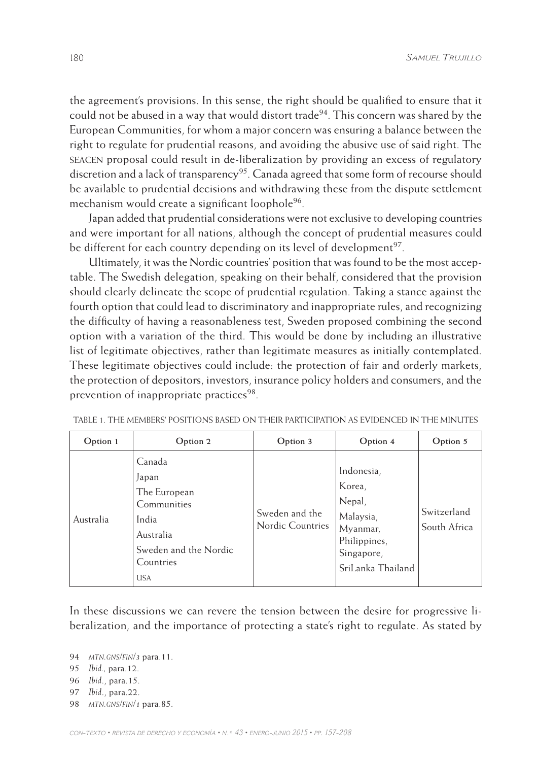the agreement's provisions. In this sense, the right should be qualified to ensure that it could not be abused in a way that would distort trade[94]. This concern was shared by the European Communities, for whom a major concern was ensuring a balance between the right to regulate for prudential reasons, and avoiding the abusive use of said right. The SEACEN proposal could result in de-liberalization by providing an excess of regulatory discretion and a lack of transparency[95]. Canada agreed that some form of recourse should be available to prudential decisions and withdrawing these from the dispute settlement mechanism would create a significant loophole[96].

Japan added that prudential considerations were not exclusive to developing countries and were important for all nations, although the concept of prudential measures could be different for each country depending on its level of development[97].

Ultimately, it was the Nordic countries' position that was found to be the most acceptable. The Swedish delegation, speaking on their behalf, considered that the provision should clearly delineate the scope of prudential regulation. Taking a stance against the fourth option that could lead to discriminatory and inappropriate rules, and recognizing the difficulty of having a reasonableness test, Sweden proposed combining the second option with a variation of the third. This would be done by including an illustrative list of legitimate objectives, rather than legitimate measures as initially contemplated. These legitimate objectives could include: the protection of fair and orderly markets, the protection of depositors, investors, insurance policy holders and consumers, and the prevention of inappropriate practices[98].

TABLE 1. THE MEMBERS' POSITIONS BASED ON THEIR PARTICIPATION AS EVIDENCED IN THE MINUTES

| Option 1 | Option 2 | Option 3 | Option 4 | Option 5 |
|---|---|---|---|---|
| Australia | Canada<br>Japan<br>The European Communities<br>India<br>Australia<br>Sweden and the Nordic Countries<br>USA | Sweden and the Nordic Countries | Indonesia,<br>Korea,<br>Nepal,<br>Malaysia,<br>Myanmar,<br>Philippines,<br>Singapore,<br>SriLanka Thailand | Switzerland<br>South Africa |

In these discussions we can revere the tension between the desire for progressive liberalization, and the importance of protecting a state's right to regulate. As stated by

94 *MTN.GNS/FIN/3* para.11.

95 *Ibid.,* para.12.

96 *Ibid.*, para.15.

97 *Ibid.*, para.22.

98 *MTN.GNS/FIN/1* para.85.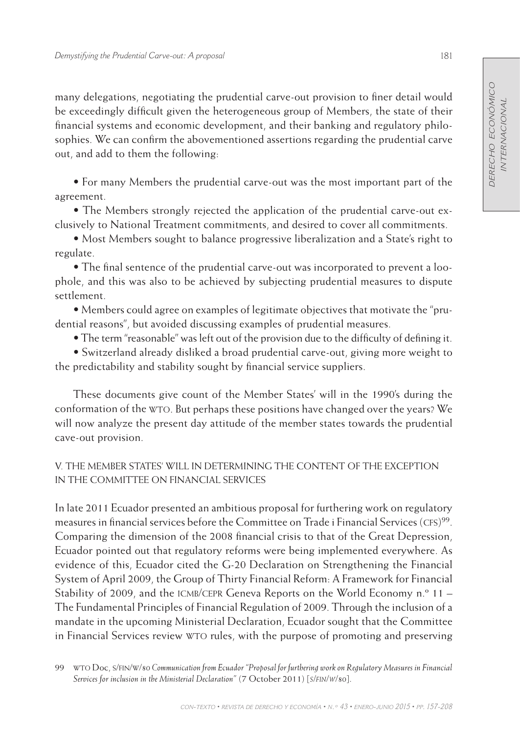many delegations, negotiating the prudential carve-out provision to finer detail would be exceedingly difficult given the heterogeneous group of Members, the state of their financial systems and economic development, and their banking and regulatory philosophies. We can confirm the abovementioned assertions regarding the prudential carve out, and add to them the following:

- For many Members the prudential carve-out was the most important part of the agreement.
- The Members strongly rejected the application of the prudential carve-out exclusively to National Treatment commitments, and desired to cover all commitments.
- Most Members sought to balance progressive liberalization and a State's right to regulate.
- The final sentence of the prudential carve-out was incorporated to prevent a loophole, and this was also to be achieved by subjecting prudential measures to dispute settlement.
- Members could agree on examples of legitimate objectives that motivate the "prudential reasons", but avoided discussing examples of prudential measures.
- The term "reasonable" was left out of the provision due to the difficulty of defining it.
- Switzerland already disliked a broad prudential carve-out, giving more weight to the predictability and stability sought by financial service suppliers.

These documents give count of the Member States' will in the 1990's during the conformation of the WTO. But perhaps these positions have changed over the years? We will now analyze the present day attitude of the member states towards the prudential cave-out provision.

## V. THE MEMBER STATES' WILL IN DETERMINING THE CONTENT OF THE EXCEPTION IN THE COMMITTEE ON FINANCIAL SERVICES

In late 2011 Ecuador presented an ambitious proposal for furthering work on regulatory measures in financial services before the Committee on Trade i Financial Services (CFS)[99]. Comparing the dimension of the 2008 financial crisis to that of the Great Depression, Ecuador pointed out that regulatory reforms were being implemented everywhere. As evidence of this, Ecuador cited the G-20 Declaration on Strengthening the Financial System of April 2009, the Group of Thirty Financial Reform: A Framework for Financial Stability of 2009, and the ICMB/CEPR Geneva Reports on the World Economy n.º 11 – The Fundamental Principles of Financial Regulation of 2009. Through the inclusion of a mandate in the upcoming Ministerial Declaration, Ecuador sought that the Committee in Financial Services review WTO rules, with the purpose of promoting and preserving

99 WTO Doc, S/FIN/W/80 *Communication from Ecuador "Proposal for furthering work on Regulatory Measures in Financial Services for inclusion in the Ministerial Declaration"* (7 October 2011) [*S/FIN/W/80*].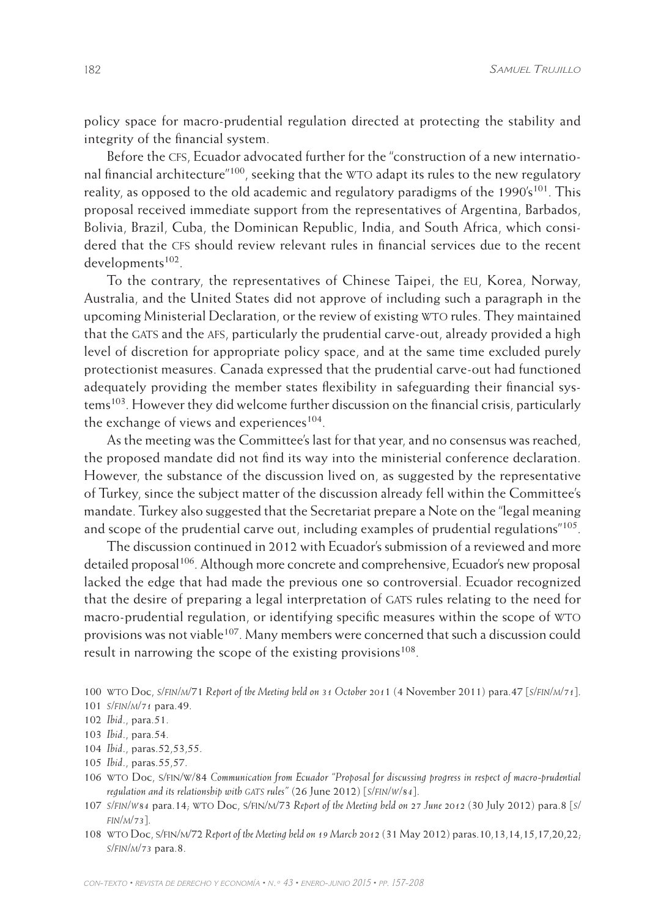policy space for macro-prudential regulation directed at protecting the stability and integrity of the financial system.

Before the CFS, Ecuador advocated further for the "construction of a new international financial architecture"[100], seeking that the WTO adapt its rules to the new regulatory reality, as opposed to the old academic and regulatory paradigms of the 1990's[101]. This proposal received immediate support from the representatives of Argentina, Barbados, Bolivia, Brazil, Cuba, the Dominican Republic, India, and South Africa, which considered that the CFS should review relevant rules in financial services due to the recent developments[102].

To the contrary, the representatives of Chinese Taipei, the EU, Korea, Norway, Australia, and the United States did not approve of including such a paragraph in the upcoming Ministerial Declaration, or the review of existing WTO rules. They maintained that the GATS and the AFS, particularly the prudential carve-out, already provided a high level of discretion for appropriate policy space, and at the same time excluded purely protectionist measures. Canada expressed that the prudential carve-out had functioned adequately providing the member states flexibility in safeguarding their financial systems[103]. However they did welcome further discussion on the financial crisis, particularly the exchange of views and experiences[104].

As the meeting was the Committee's last for that year, and no consensus was reached, the proposed mandate did not find its way into the ministerial conference declaration. However, the substance of the discussion lived on, as suggested by the representative of Turkey, since the subject matter of the discussion already fell within the Committee's mandate. Turkey also suggested that the Secretariat prepare a Note on the "legal meaning and scope of the prudential carve out, including examples of prudential regulations"[105].

The discussion continued in 2012 with Ecuador's submission of a reviewed and more detailed proposal[106]. Although more concrete and comprehensive, Ecuador's new proposal lacked the edge that had made the previous one so controversial. Ecuador recognized that the desire of preparing a legal interpretation of GATS rules relating to the need for macro-prudential regulation, or identifying specific measures within the scope of WTO provisions was not viable[107]. Many members were concerned that such a discussion could result in narrowing the scope of the existing provisions[108].

100 WTO Doc, S/FIN/M/71 *Report of the Meeting held on 31 October 2011* (4 November 2011) para.47 [*S/FIN/M/71*].

101 *S/FIN/M/71* para.49.

102 *Ibid.*, para.51.

103 *Ibid.*, para.54.

104 *Ibid.*, paras.52,53,55.

105 *Ibid.*, paras.55,57.

106 WTO Doc, S/FIN/W/84 *Communication from Ecuador "Proposal for discussing progress in respect of macro-prudential regulation and its relationship with GATS rules"* (26 June 2012) [*S/FIN/W/84*].

107 *S/FIN/W84* para.14; WTO Doc, S/FIN/M/73 *Report of the Meeting held on 27 June 2012* (30 July 2012) para.8 [*S/FIN/M/73*].

108 WTO Doc, S/FIN/M/72 *Report of the Meeting held on 19 March 2012* (31 May 2012) paras.10,13,14,15,17,20,22; *S/FIN/M/73* para.8.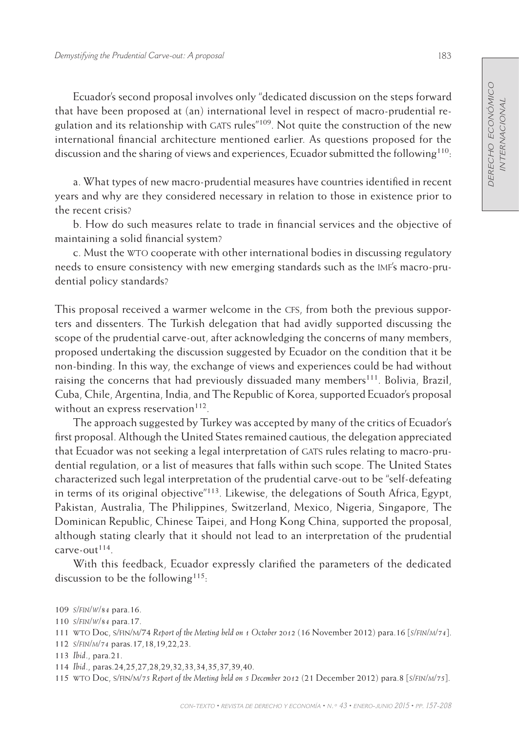Ecuador's second proposal involves only "dedicated discussion on the steps forward that have been proposed at (an) international level in respect of macro-prudential regulation and its relationship with GATS rules"[109]. Not quite the construction of the new international financial architecture mentioned earlier. As questions proposed for the discussion and the sharing of views and experiences, Ecuador submitted the following[110]:

a. What types of new macro-prudential measures have countries identified in recent years and why are they considered necessary in relation to those in existence prior to the recent crisis?

b. How do such measures relate to trade in financial services and the objective of maintaining a solid financial system?

c. Must the WTO cooperate with other international bodies in discussing regulatory needs to ensure consistency with new emerging standards such as the IMF's macro-prudential policy standards?

This proposal received a warmer welcome in the CFS, from both the previous supporters and dissenters. The Turkish delegation that had avidly supported discussing the scope of the prudential carve-out, after acknowledging the concerns of many members, proposed undertaking the discussion suggested by Ecuador on the condition that it be non-binding. In this way, the exchange of views and experiences could be had without raising the concerns that had previously dissuaded many members[111]. Bolivia, Brazil, Cuba, Chile, Argentina, India, and The Republic of Korea, supported Ecuador's proposal without an express reservation[112].

The approach suggested by Turkey was accepted by many of the critics of Ecuador's first proposal. Although the United States remained cautious, the delegation appreciated that Ecuador was not seeking a legal interpretation of GATS rules relating to macro-prudential regulation, or a list of measures that falls within such scope. The United States characterized such legal interpretation of the prudential carve-out to be "self-defeating in terms of its original objective"[113]. Likewise, the delegations of South Africa, Egypt, Pakistan, Australia, The Philippines, Switzerland, Mexico, Nigeria, Singapore, The Dominican Republic, Chinese Taipei, and Hong Kong China, supported the proposal, although stating clearly that it should not lead to an interpretation of the prudential carve-out[114].

With this feedback, Ecuador expressly clarified the parameters of the dedicated discussion to be the following[115]:

---

109 *S/FIN/W/84* para.16.

110 *S/FIN/W/84* para.17.

111 WTO Doc, S/FIN/M/74 *Report of the Meeting held on 1 October 2012* (16 November 2012) para.16 [*S/FIN/M/74*].

112 *S/FIN/M/74* paras.17,18,19,22,23.

113 *Ibid*., para.21.

114 *Ibid*., paras.24,25,27,28,29,32,33,34,35,37,39,40.

115 WTO Doc, S/FIN/M/75 *Report of the Meeting held on 5 December 2012* (21 December 2012) para.8 [*S/FIN/M/75*].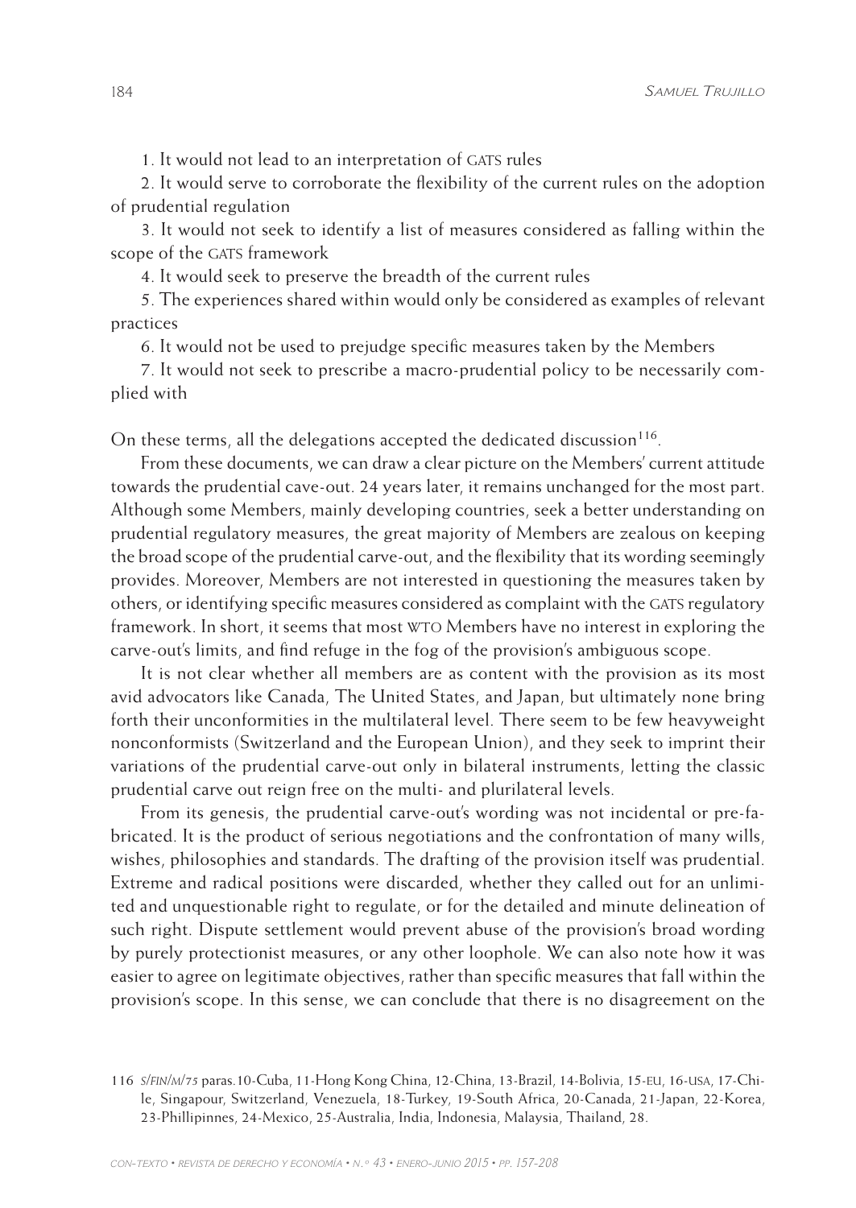1. It would not lead to an interpretation of GATS rules

2. It would serve to corroborate the flexibility of the current rules on the adoption of prudential regulation

3. It would not seek to identify a list of measures considered as falling within the scope of the GATS framework

4. It would seek to preserve the breadth of the current rules

5. The experiences shared within would only be considered as examples of relevant practices

6. It would not be used to prejudge specific measures taken by the Members

7. It would not seek to prescribe a macro-prudential policy to be necessarily complied with

On these terms, all the delegations accepted the dedicated discussion[116].

From these documents, we can draw a clear picture on the Members' current attitude towards the prudential cave-out. 24 years later, it remains unchanged for the most part. Although some Members, mainly developing countries, seek a better understanding on prudential regulatory measures, the great majority of Members are zealous on keeping the broad scope of the prudential carve-out, and the flexibility that its wording seemingly provides. Moreover, Members are not interested in questioning the measures taken by others, or identifying specific measures considered as complaint with the GATS regulatory framework. In short, it seems that most WTO Members have no interest in exploring the carve-out's limits, and find refuge in the fog of the provision's ambiguous scope.

It is not clear whether all members are as content with the provision as its most avid advocators like Canada, The United States, and Japan, but ultimately none bring forth their unconformities in the multilateral level. There seem to be few heavyweight nonconformists (Switzerland and the European Union), and they seek to imprint their variations of the prudential carve-out only in bilateral instruments, letting the classic prudential carve out reign free on the multi- and plurilateral levels.

From its genesis, the prudential carve-out's wording was not incidental or pre-fabricated. It is the product of serious negotiations and the confrontation of many wills, wishes, philosophies and standards. The drafting of the provision itself was prudential. Extreme and radical positions were discarded, whether they called out for an unlimited and unquestionable right to regulate, or for the detailed and minute delineation of such right. Dispute settlement would prevent abuse of the provision's broad wording by purely protectionist measures, or any other loophole. We can also note how it was easier to agree on legitimate objectives, rather than specific measures that fall within the provision's scope. In this sense, we can conclude that there is no disagreement on the

116 S/FIN/M/75 paras.10-Cuba, 11-Hong Kong China, 12-China, 13-Brazil, 14-Bolivia, 15-EU, 16-USA, 17-Chile, Singapour, Switzerland, Venezuela, 18-Turkey, 19-South Africa, 20-Canada, 21-Japan, 22-Korea, 23-Phillipinnes, 24-Mexico, 25-Australia, India, Indonesia, Malaysia, Thailand, 28.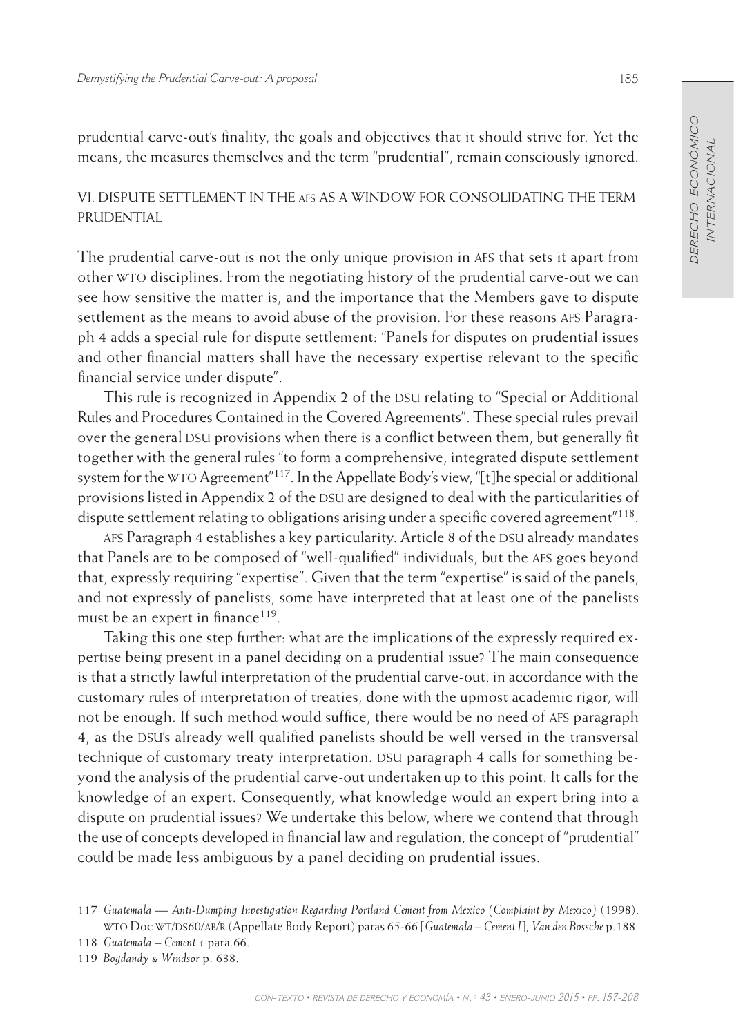prudential carve-out's finality, the goals and objectives that it should strive for. Yet the means, the measures themselves and the term "prudential", remain consciously ignored.

## VI. DISPUTE SETTLEMENT IN THE AFS AS A WINDOW FOR CONSOLIDATING THE TERM PRUDENTIAL

The prudential carve-out is not the only unique provision in AFS that sets it apart from other WTO disciplines. From the negotiating history of the prudential carve-out we can see how sensitive the matter is, and the importance that the Members gave to dispute settlement as the means to avoid abuse of the provision. For these reasons AFS Paragraph 4 adds a special rule for dispute settlement: "Panels for disputes on prudential issues and other financial matters shall have the necessary expertise relevant to the specific financial service under dispute".

This rule is recognized in Appendix 2 of the DSU relating to "Special or Additional Rules and Procedures Contained in the Covered Agreements". These special rules prevail over the general DSU provisions when there is a conflict between them, but generally fit together with the general rules "to form a comprehensive, integrated dispute settlement system for the WTO Agreement"[117]. In the Appellate Body's view, "[t]he special or additional provisions listed in Appendix 2 of the DSU are designed to deal with the particularities of dispute settlement relating to obligations arising under a specific covered agreement"[118].

AFS Paragraph 4 establishes a key particularity. Article 8 of the DSU already mandates that Panels are to be composed of "well-qualified" individuals, but the AFS goes beyond that, expressly requiring "expertise". Given that the term "expertise" is said of the panels, and not expressly of panelists, some have interpreted that at least one of the panelists must be an expert in finance[119].

Taking this one step further: what are the implications of the expressly required expertise being present in a panel deciding on a prudential issue? The main consequence is that a strictly lawful interpretation of the prudential carve-out, in accordance with the customary rules of interpretation of treaties, done with the upmost academic rigor, will not be enough. If such method would suffice, there would be no need of AFS paragraph 4, as the DSU's already well qualified panelists should be well versed in the transversal technique of customary treaty interpretation. DSU paragraph 4 calls for something beyond the analysis of the prudential carve-out undertaken up to this point. It calls for the knowledge of an expert. Consequently, what knowledge would an expert bring into a dispute on prudential issues? We undertake this below, where we contend that through the use of concepts developed in financial law and regulation, the concept of "prudential" could be made less ambiguous by a panel deciding on prudential issues.

---

117 *Guatemala — Anti-Dumping Investigation Regarding Portland Cement from Mexico (Complaint by Mexico)* (1998), WTO Doc WT/DS60/AB/R (Appellate Body Report) paras 65-66 [*Guatemala – Cement I*]; *Van den Bossche* p.188.

118 *Guatemala – Cement 1* para.66.

119 *Bogdandy & Windsor* p. 638.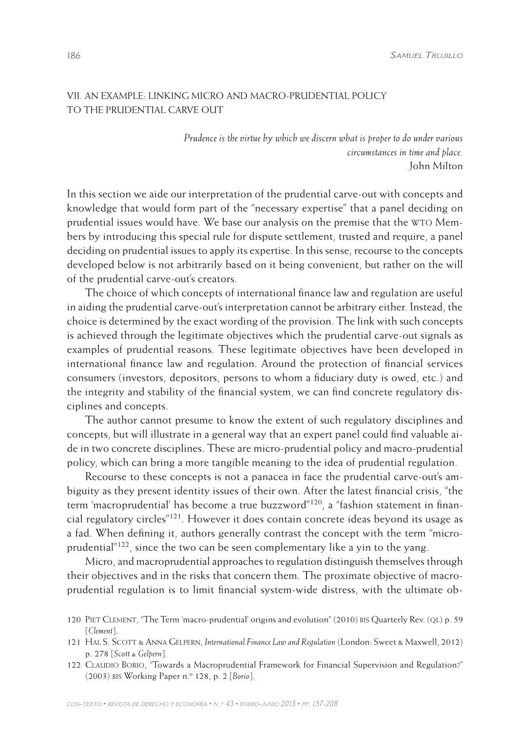## VII. AN EXAMPLE: LINKING MICRO AND MACRO-PRUDENTIAL POLICY TO THE PRUDENTIAL CARVE OUT

> *Prudence is the virtue by which we discern what is proper to do under various circumstances in time and place.*
> John Milton

In this section we aide our interpretation of the prudential carve-out with concepts and knowledge that would form part of the "necessary expertise" that a panel deciding on prudential issues would have. We base our analysis on the premise that the WTO Members by introducing this special rule for dispute settlement, trusted and require, a panel deciding on prudential issues to apply its expertise. In this sense, recourse to the concepts developed below is not arbitrarily based on it being convenient, but rather on the will of the prudential carve-out's creators.

The choice of which concepts of international finance law and regulation are useful in aiding the prudential carve-out's interpretation cannot be arbitrary either. Instead, the choice is determined by the exact wording of the provision. The link with such concepts is achieved through the legitimate objectives which the prudential carve-out signals as examples of prudential reasons. These legitimate objectives have been developed in international finance law and regulation. Around the protection of financial services consumers (investors, depositors, persons to whom a fiduciary duty is owed, etc.) and the integrity and stability of the financial system, we can find concrete regulatory disciplines and concepts.

The author cannot presume to know the extent of such regulatory disciplines and concepts, but will illustrate in a general way that an expert panel could find valuable aide in two concrete disciplines. These are micro-prudential policy and macro-prudential policy, which can bring a more tangible meaning to the idea of prudential regulation.

Recourse to these concepts is not a panacea in face the prudential carve-out's ambiguity as they present identity issues of their own. After the latest financial crisis, "the term 'macroprudential' has become a true buzzword"[120], a "fashion statement in financial regulatory circles"[121]. However it does contain concrete ideas beyond its usage as a fad. When defining it, authors generally contrast the concept with the term "micro-prudential"[122], since the two can be seen complementary like a yin to the yang.

Micro, and macroprudential approaches to regulation distinguish themselves through their objectives and in the risks that concern them. The proximate objective of macroprudential regulation is to limit financial system-wide distress, with the ultimate ob-

---

120 PIET CLEMENT, "The Term 'macro-prudential' origins and evolution" (2010) BIS Quarterly Rev. (QL) p. 59 [*Clement*].

121 HAL S. SCOTT & ANNA GELPERN, *International Finance Law and Regulation* (London: Sweet & Maxwell, 2012) p. 278 [*Scott & Gelpern*].

122 CLAUDIO BORIO, "Towards a Macroprudential Framework for Financial Supervision and Regulation?" (2003) BIS Working Paper n.º 128, p. 2 [*Borio*].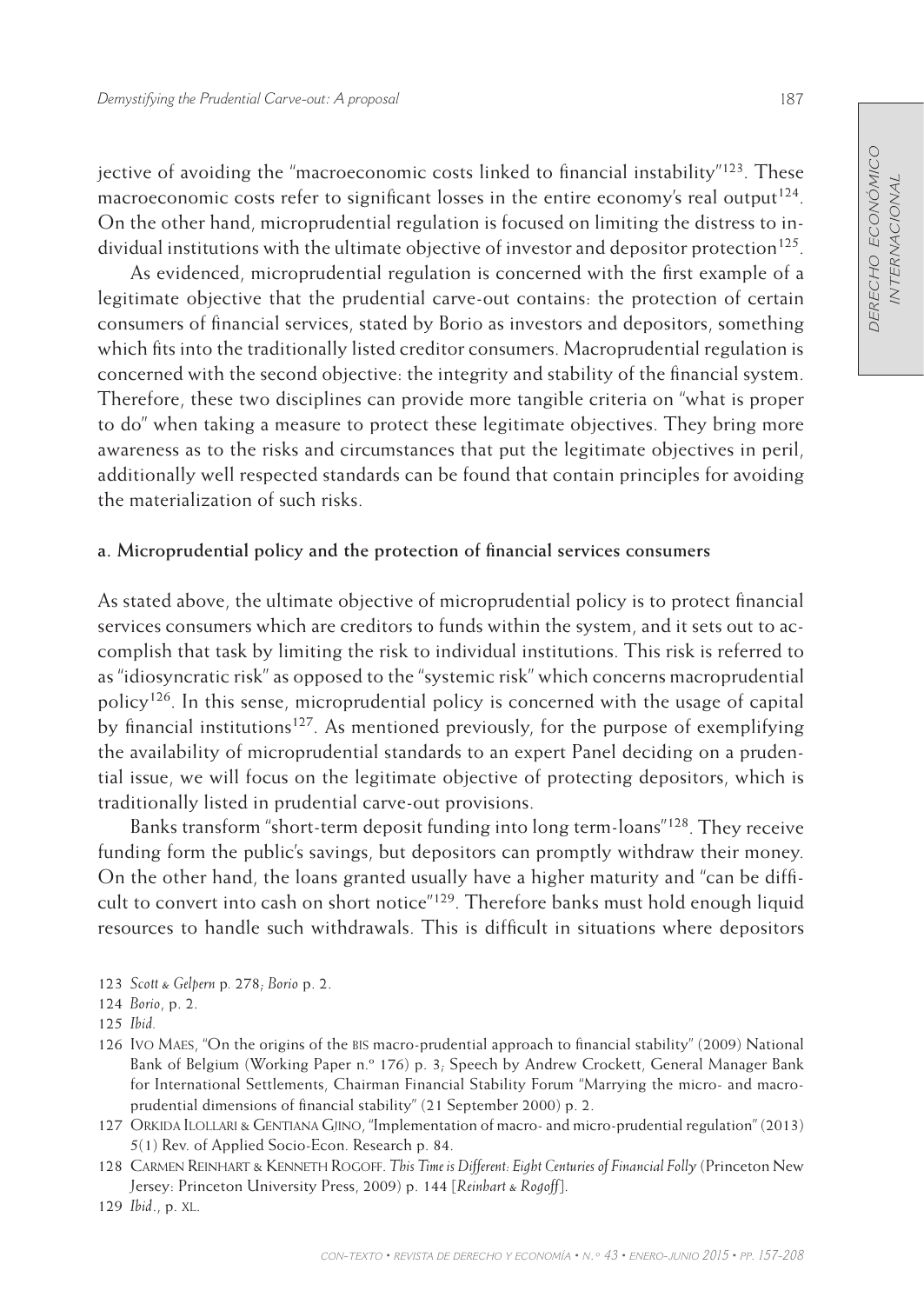jective of avoiding the "macroeconomic costs linked to financial instability"[123]. These macroeconomic costs refer to significant losses in the entire economy's real output[124]. On the other hand, microprudential regulation is focused on limiting the distress to individual institutions with the ultimate objective of investor and depositor protection[125].

As evidenced, microprudential regulation is concerned with the first example of a legitimate objective that the prudential carve-out contains: the protection of certain consumers of financial services, stated by Borio as investors and depositors, something which fits into the traditionally listed creditor consumers. Macroprudential regulation is concerned with the second objective: the integrity and stability of the financial system. Therefore, these two disciplines can provide more tangible criteria on "what is proper to do" when taking a measure to protect these legitimate objectives. They bring more awareness as to the risks and circumstances that put the legitimate objectives in peril, additionally well respected standards can be found that contain principles for avoiding the materialization of such risks.

#### a. Microprudential policy and the protection of financial services consumers

As stated above, the ultimate objective of microprudential policy is to protect financial services consumers which are creditors to funds within the system, and it sets out to accomplish that task by limiting the risk to individual institutions. This risk is referred to as "idiosyncratic risk" as opposed to the "systemic risk" which concerns macroprudential policy[126]. In this sense, microprudential policy is concerned with the usage of capital by financial institutions[127]. As mentioned previously, for the purpose of exemplifying the availability of microprudential standards to an expert Panel deciding on a prudential issue, we will focus on the legitimate objective of protecting depositors, which is traditionally listed in prudential carve-out provisions.

Banks transform "short-term deposit funding into long term-loans"[128]. They receive funding form the public's savings, but depositors can promptly withdraw their money. On the other hand, the loans granted usually have a higher maturity and "can be difficult to convert into cash on short notice"[129]. Therefore banks must hold enough liquid resources to handle such withdrawals. This is difficult in situations where depositors

---

123 *Scott & Gelpern* p. 278; *Borio* p. 2.

124 *Borio*, p. 2.

125 *Ibid.*

126 Ivo Maes, "On the origins of the BIS macro-prudential approach to financial stability" (2009) National Bank of Belgium (Working Paper n.º 176) p. 3; Speech by Andrew Crockett, General Manager Bank for International Settlements, Chairman Financial Stability Forum "Marrying the micro- and macro-prudential dimensions of financial stability" (21 September 2000) p. 2.

127 Orkida Ilollari & Gentiana Gjino, "Implementation of macro- and micro-prudential regulation" (2013) 5(1) Rev. of Applied Socio-Econ. Research p. 84.

128 Carmen Reinhart & Kenneth Rogoff. *This Time is Different: Eight Centuries of Financial Folly* (Princeton New Jersey: Princeton University Press, 2009) p. 144 [*Reinhart & Rogoff*].

129 *Ibid.*, p. XL.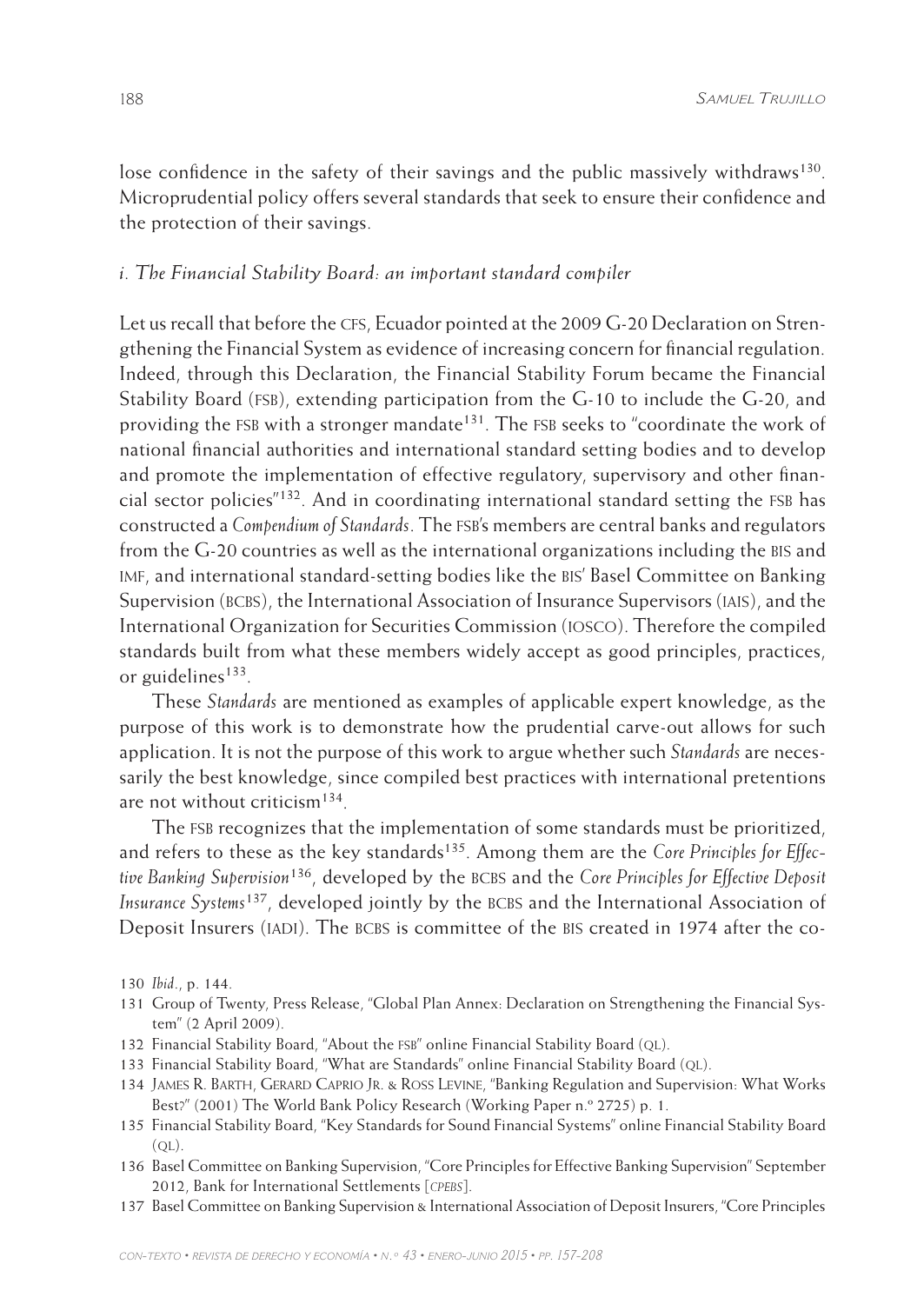lose confidence in the safety of their savings and the public massively withdraws[130]. Microprudential policy offers several standards that seek to ensure their confidence and the protection of their savings.

### *i. The Financial Stability Board: an important standard compiler*

Let us recall that before the CFS, Ecuador pointed at the 2009 G-20 Declaration on Strengthening the Financial System as evidence of increasing concern for financial regulation. Indeed, through this Declaration, the Financial Stability Forum became the Financial Stability Board (FSB), extending participation from the G-10 to include the G-20, and providing the FSB with a stronger mandate[131]. The FSB seeks to "coordinate the work of national financial authorities and international standard setting bodies and to develop and promote the implementation of effective regulatory, supervisory and other financial sector policies"[132]. And in coordinating international standard setting the FSB has constructed a *Compendium of Standards*. The FSB's members are central banks and regulators from the G-20 countries as well as the international organizations including the BIS and IMF, and international standard-setting bodies like the BIS' Basel Committee on Banking Supervision (BCBS), the International Association of Insurance Supervisors (IAIS), and the International Organization for Securities Commission (IOSCO). Therefore the compiled standards built from what these members widely accept as good principles, practices, or guidelines[133].

These *Standards* are mentioned as examples of applicable expert knowledge, as the purpose of this work is to demonstrate how the prudential carve-out allows for such application. It is not the purpose of this work to argue whether such *Standards* are necessarily the best knowledge, since compiled best practices with international pretentions are not without criticism[134].

The FSB recognizes that the implementation of some standards must be prioritized, and refers to these as the key standards[135]. Among them are the *Core Principles for Effective Banking Supervision*[136], developed by the BCBS and the *Core Principles for Effective Deposit Insurance Systems*[137], developed jointly by the BCBS and the International Association of Deposit Insurers (IADI). The BCBS is committee of the BIS created in 1974 after the co-

130 *Ibid.*, p. 144.

131 Group of Twenty, Press Release, "Global Plan Annex: Declaration on Strengthening the Financial System" (2 April 2009).

132 Financial Stability Board, "About the FSB" online Financial Stability Board (QL).

133 Financial Stability Board, "What are Standards" online Financial Stability Board (QL).

134 James R. Barth, Gerard Caprio Jr. & Ross Levine, "Banking Regulation and Supervision: What Works Best?" (2001) The World Bank Policy Research (Working Paper n.º 2725) p. 1.

135 Financial Stability Board, "Key Standards for Sound Financial Systems" online Financial Stability Board (QL).

136 Basel Committee on Banking Supervision, "Core Principles for Effective Banking Supervision" September 2012, Bank for International Settlements [*CPEBS*].

137 Basel Committee on Banking Supervision & International Association of Deposit Insurers, "Core Principles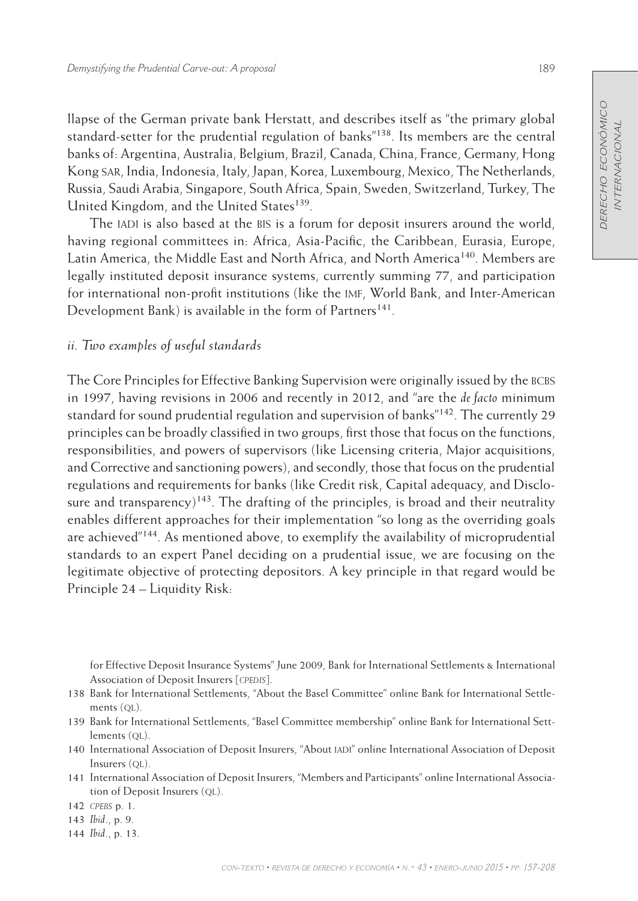llapse of the German private bank Herstatt, and describes itself as "the primary global standard-setter for the prudential regulation of banks"[138]. Its members are the central banks of: Argentina, Australia, Belgium, Brazil, Canada, China, France, Germany, Hong Kong SAR, India, Indonesia, Italy, Japan, Korea, Luxembourg, Mexico, The Netherlands, Russia, Saudi Arabia, Singapore, South Africa, Spain, Sweden, Switzerland, Turkey, The United Kingdom, and the United States[139].

The IADI is also based at the BIS is a forum for deposit insurers around the world, having regional committees in: Africa, Asia-Pacific, the Caribbean, Eurasia, Europe, Latin America, the Middle East and North Africa, and North America[140]. Members are legally instituted deposit insurance systems, currently summing 77, and participation for international non-profit institutions (like the IMF, World Bank, and Inter-American Development Bank) is available in the form of Partners[141].

*ii. Two examples of useful standards*

The Core Principles for Effective Banking Supervision were originally issued by the BCBS in 1997, having revisions in 2006 and recently in 2012, and "are the *de facto* minimum standard for sound prudential regulation and supervision of banks"[142]. The currently 29 principles can be broadly classified in two groups, first those that focus on the functions, responsibilities, and powers of supervisors (like Licensing criteria, Major acquisitions, and Corrective and sanctioning powers), and secondly, those that focus on the prudential regulations and requirements for banks (like Credit risk, Capital adequacy, and Disclosure and transparency)[143]. The drafting of the principles, is broad and their neutrality enables different approaches for their implementation "so long as the overriding goals are achieved"[144]. As mentioned above, to exemplify the availability of microprudential standards to an expert Panel deciding on a prudential issue, we are focusing on the legitimate objective of protecting depositors. A key principle in that regard would be Principle 24 – Liquidity Risk:

for Effective Deposit Insurance Systems" June 2009, Bank for International Settlements & International Association of Deposit Insurers [*CPEDIS*].

138 Bank for International Settlements, "About the Basel Committee" online Bank for International Settlements (QL).

139 Bank for International Settlements, "Basel Committee membership" online Bank for International Settlements (QL).

140 International Association of Deposit Insurers, "About IADI" online International Association of Deposit Insurers (QL).

141 International Association of Deposit Insurers, "Members and Participants" online International Association of Deposit Insurers (QL).

142 *CPEBS* p. 1.

143 *Ibid.*, p. 9.

144 *Ibid.*, p. 13.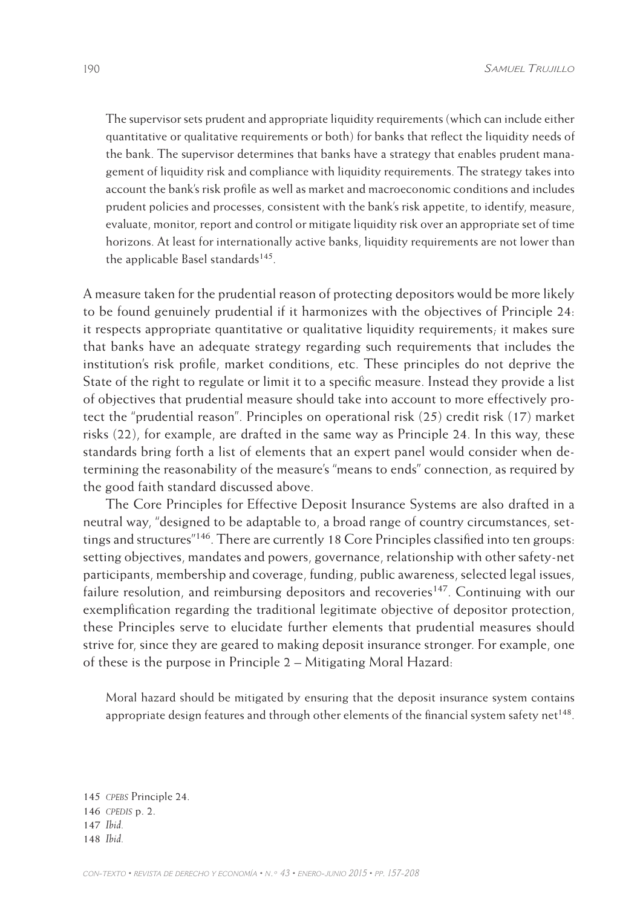> The supervisor sets prudent and appropriate liquidity requirements (which can include either quantitative or qualitative requirements or both) for banks that reflect the liquidity needs of the bank. The supervisor determines that banks have a strategy that enables prudent management of liquidity risk and compliance with liquidity requirements. The strategy takes into account the bank's risk profile as well as market and macroeconomic conditions and includes prudent policies and processes, consistent with the bank's risk appetite, to identify, measure, evaluate, monitor, report and control or mitigate liquidity risk over an appropriate set of time horizons. At least for internationally active banks, liquidity requirements are not lower than the applicable Basel standards[145].

A measure taken for the prudential reason of protecting depositors would be more likely to be found genuinely prudential if it harmonizes with the objectives of Principle 24: it respects appropriate quantitative or qualitative liquidity requirements; it makes sure that banks have an adequate strategy regarding such requirements that includes the institution's risk profile, market conditions, etc. These principles do not deprive the State of the right to regulate or limit it to a specific measure. Instead they provide a list of objectives that prudential measure should take into account to more effectively protect the "prudential reason". Principles on operational risk (25) credit risk (17) market risks (22), for example, are drafted in the same way as Principle 24. In this way, these standards bring forth a list of elements that an expert panel would consider when determining the reasonability of the measure's "means to ends" connection, as required by the good faith standard discussed above.

The Core Principles for Effective Deposit Insurance Systems are also drafted in a neutral way, "designed to be adaptable to, a broad range of country circumstances, settings and structures"[146]. There are currently 18 Core Principles classified into ten groups: setting objectives, mandates and powers, governance, relationship with other safety-net participants, membership and coverage, funding, public awareness, selected legal issues, failure resolution, and reimbursing depositors and recoveries[147]. Continuing with our exemplification regarding the traditional legitimate objective of depositor protection, these Principles serve to elucidate further elements that prudential measures should strive for, since they are geared to making deposit insurance stronger. For example, one of these is the purpose in Principle 2 – Mitigating Moral Hazard:

> Moral hazard should be mitigated by ensuring that the deposit insurance system contains appropriate design features and through other elements of the financial system safety net[148].

145 *CPEBS* Principle 24.

146 *CPEDIS* p. 2.

147 *Ibid.*

148 *Ibid.*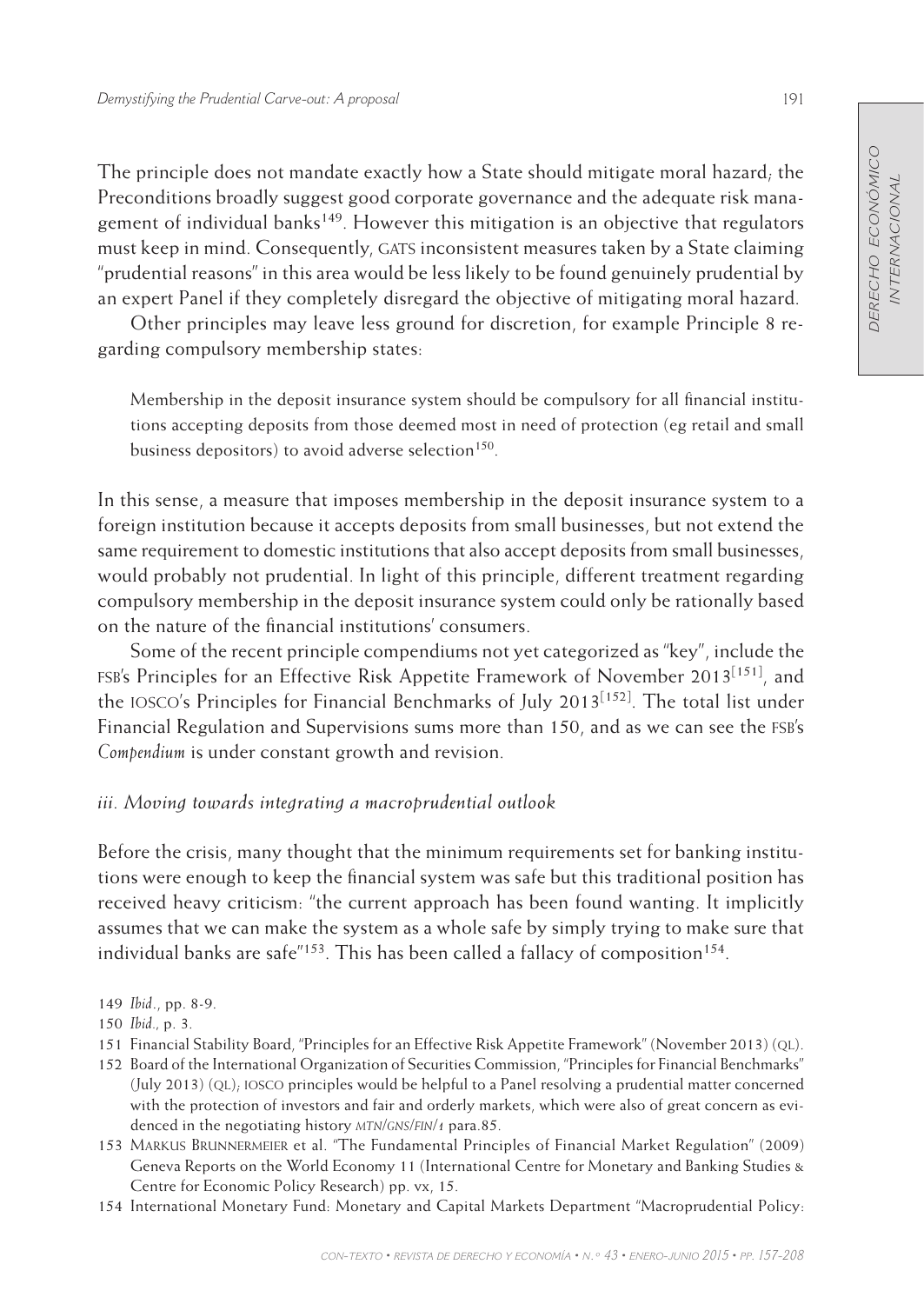The principle does not mandate exactly how a State should mitigate moral hazard; the Preconditions broadly suggest good corporate governance and the adequate risk management of individual banks[149]. However this mitigation is an objective that regulators must keep in mind. Consequently, GATS inconsistent measures taken by a State claiming "prudential reasons" in this area would be less likely to be found genuinely prudential by an expert Panel if they completely disregard the objective of mitigating moral hazard.

Other principles may leave less ground for discretion, for example Principle 8 regarding compulsory membership states:

> Membership in the deposit insurance system should be compulsory for all financial institutions accepting deposits from those deemed most in need of protection (eg retail and small business depositors) to avoid adverse selection[150].

In this sense, a measure that imposes membership in the deposit insurance system to a foreign institution because it accepts deposits from small businesses, but not extend the same requirement to domestic institutions that also accept deposits from small businesses, would probably not prudential. In light of this principle, different treatment regarding compulsory membership in the deposit insurance system could only be rationally based on the nature of the financial institutions' consumers.

Some of the recent principle compendiums not yet categorized as "key", include the FSB's Principles for an Effective Risk Appetite Framework of November 2013[151], and the IOSCO's Principles for Financial Benchmarks of July 2013[152]. The total list under Financial Regulation and Supervisions sums more than 150, and as we can see the FSB's *Compendium* is under constant growth and revision.

### *iii. Moving towards integrating a macroprudential outlook*

Before the crisis, many thought that the minimum requirements set for banking institutions were enough to keep the financial system was safe but this traditional position has received heavy criticism: "the current approach has been found wanting. It implicitly assumes that we can make the system as a whole safe by simply trying to make sure that individual banks are safe"[153]. This has been called a fallacy of composition[154].

---

149 *Ibid.*, pp. 8-9.

150 *Ibid.*, p. 3.

151 Financial Stability Board, "Principles for an Effective Risk Appetite Framework" (November 2013) (QL).

152 Board of the International Organization of Securities Commission, "Principles for Financial Benchmarks" (July 2013) (QL); IOSCO principles would be helpful to a Panel resolving a prudential matter concerned with the protection of investors and fair and orderly markets, which were also of great concern as evidenced in the negotiating history *MTN/GNS/FIN/1* para.85.

153 Markus Brunnermeier et al. "The Fundamental Principles of Financial Market Regulation" (2009) Geneva Reports on the World Economy 11 (International Centre for Monetary and Banking Studies & Centre for Economic Policy Research) pp. vx, 15.

154 International Monetary Fund: Monetary and Capital Markets Department "Macroprudential Policy: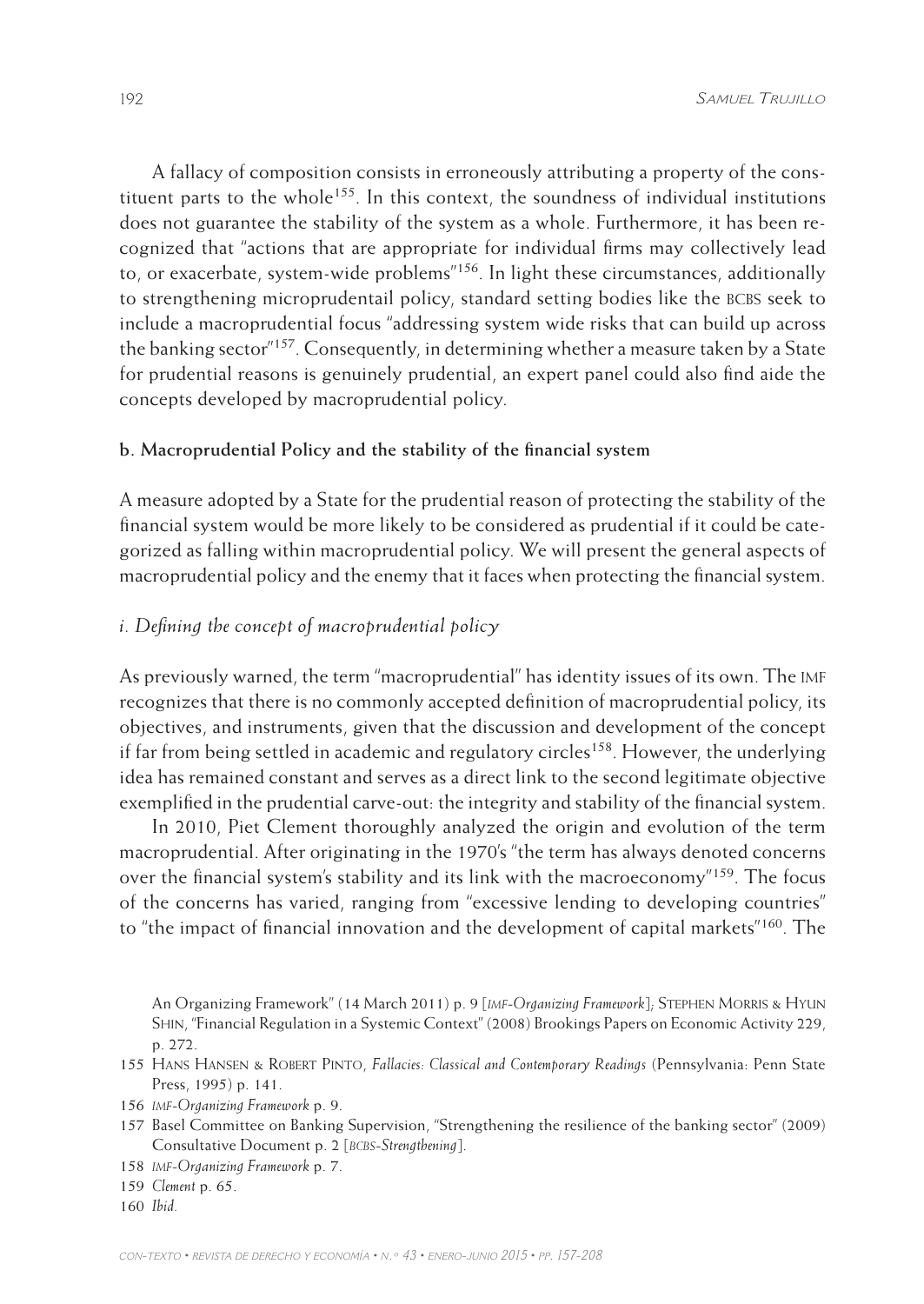A fallacy of composition consists in erroneously attributing a property of the constituent parts to the whole[155]. In this context, the soundness of individual institutions does not guarantee the stability of the system as a whole. Furthermore, it has been recognized that "actions that are appropriate for individual firms may collectively lead to, or exacerbate, system-wide problems"[156]. In light these circumstances, additionally to strengthening micropruden­tail policy, standard setting bodies like the BCBS seek to include a macroprudential focus "addressing system wide risks that can build up across the banking sector"[157]. Consequently, in determining whether a measure taken by a State for prudential reasons is genuinely prudential, an expert panel could also find aide the concepts developed by macroprudential policy.

**b. Macroprudential Policy and the stability of the financial system**

A measure adopted by a State for the prudential reason of protecting the stability of the financial system would be more likely to be considered as prudential if it could be categorized as falling within macroprudential policy. We will present the general aspects of macroprudential policy and the enemy that it faces when protecting the financial system.

*i. Defining the concept of macroprudential policy*

As previously warned, the term "macroprudential" has identity issues of its own. The IMF recognizes that there is no commonly accepted definition of macroprudential policy, its objectives, and instruments, given that the discussion and development of the concept if far from being settled in academic and regulatory circles[158]. However, the underlying idea has remained constant and serves as a direct link to the second legitimate objective exemplified in the prudential carve-out: the integrity and stability of the financial system.

In 2010, Piet Clement thoroughly analyzed the origin and evolution of the term macroprudential. After originating in the 1970's "the term has always denoted concerns over the financial system's stability and its link with the macroeconomy"[159]. The focus of the concerns has varied, ranging from "excessive lending to developing countries" to "the impact of financial innovation and the development of capital markets"[160]. The

An Organizing Framework" (14 March 2011) p. 9 [*IMF-Organizing Framework*]; Stephen Morris & Hyun Shin, "Financial Regulation in a Systemic Context" (2008) Brookings Papers on Economic Activity 229, p. 272.

155 Hans Hansen & Robert Pinto, *Fallacies: Classical and Contemporary Readings* (Pennsylvania: Penn State Press, 1995) p. 141.

156 *IMF-Organizing Framework* p. 9.

157 Basel Committee on Banking Supervision, "Strengthening the resilience of the banking sector" (2009) Consultative Document p. 2 [*BCBS-Strengthening*].

158 *IMF-Organizing Framework* p. 7.

159 *Clement* p. 65.

160 *Ibid.*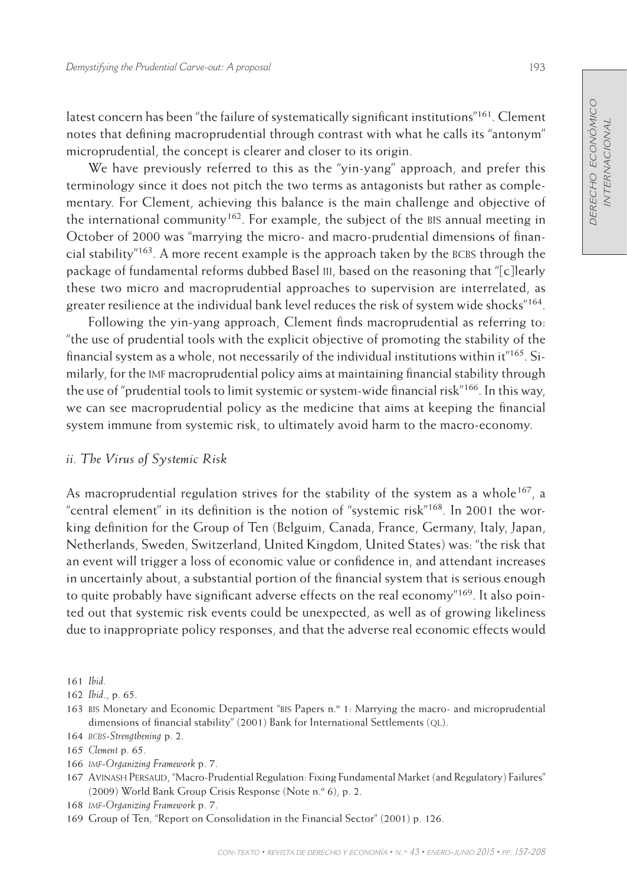latest concern has been "the failure of systematically significant institutions"[161]. Clement notes that defining macroprudential through contrast with what he calls its "antonym" microprudential, the concept is clearer and closer to its origin.

We have previously referred to this as the "yin-yang" approach, and prefer this terminology since it does not pitch the two terms as antagonists but rather as complementary. For Clement, achieving this balance is the main challenge and objective of the international community[162]. For example, the subject of the BIS annual meeting in October of 2000 was "marrying the micro- and macro-prudential dimensions of financial stability"[163]. A more recent example is the approach taken by the BCBS through the package of fundamental reforms dubbed Basel III, based on the reasoning that "[c]learly these two micro and macroprudential approaches to supervision are interrelated, as greater resilience at the individual bank level reduces the risk of system wide shocks"[164].

Following the yin-yang approach, Clement finds macroprudential as referring to: "the use of prudential tools with the explicit objective of promoting the stability of the financial system as a whole, not necessarily of the individual institutions within it"[165]. Similarly, for the IMF macroprudential policy aims at maintaining financial stability through the use of "prudential tools to limit systemic or system-wide financial risk"[166]. In this way, we can see macroprudential policy as the medicine that aims at keeping the financial system immune from systemic risk, to ultimately avoid harm to the macro-economy.

### *ii. The Virus of Systemic Risk*

As macroprudential regulation strives for the stability of the system as a whole[167], a "central element" in its definition is the notion of "systemic risk"[168]. In 2001 the working definition for the Group of Ten (Belguim, Canada, France, Germany, Italy, Japan, Netherlands, Sweden, Switzerland, United Kingdom, United States) was: "the risk that an event will trigger a loss of economic value or confidence in, and attendant increases in uncertainly about, a substantial portion of the financial system that is serious enough to quite probably have significant adverse effects on the real economy"[169]. It also pointed out that systemic risk events could be unexpected, as well as of growing likeliness due to inappropriate policy responses, and that the adverse real economic effects would

---

161 *Ibid.*

162 *Ibid.*, p. 65.

163 BIS Monetary and Economic Department "BIS Papers n.º 1: Marrying the macro- and microprudential dimensions of financial stability" (2001) Bank for International Settlements (QL).

164 *BCBS-Strengthening* p. 2.

165 *Clement* p. 65.

166 *IMF-Organizing Framework* p. 7.

167 Avinash Persaud, "Macro-Prudential Regulation: Fixing Fundamental Market (and Regulatory) Failures" (2009) World Bank Group Crisis Response (Note n.º 6), p. 2.

168 *IMF-Organizing Framework* p. 7.

169 Group of Ten, "Report on Consolidation in the Financial Sector" (2001) p. 126.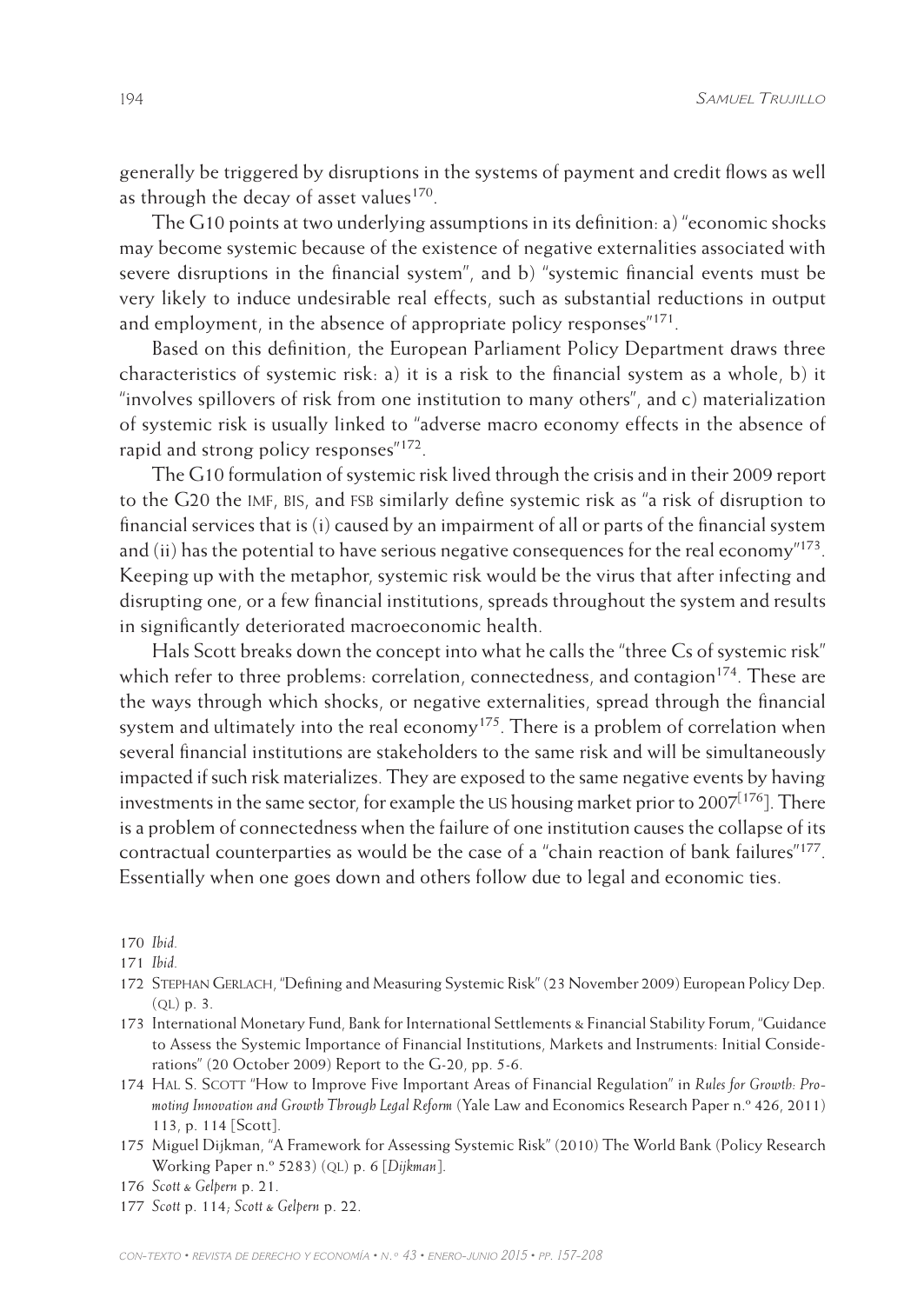generally be triggered by disruptions in the systems of payment and credit flows as well as through the decay of asset values[170].

The G10 points at two underlying assumptions in its definition: a) "economic shocks may become systemic because of the existence of negative externalities associated with severe disruptions in the financial system", and b) "systemic financial events must be very likely to induce undesirable real effects, such as substantial reductions in output and employment, in the absence of appropriate policy responses"[171].

Based on this definition, the European Parliament Policy Department draws three characteristics of systemic risk: a) it is a risk to the financial system as a whole, b) it "involves spillovers of risk from one institution to many others", and c) materialization of systemic risk is usually linked to "adverse macro economy effects in the absence of rapid and strong policy responses"[172].

The G10 formulation of systemic risk lived through the crisis and in their 2009 report to the G20 the IMF, BIS, and FSB similarly define systemic risk as "a risk of disruption to financial services that is (i) caused by an impairment of all or parts of the financial system and (ii) has the potential to have serious negative consequences for the real economy"[173]. Keeping up with the metaphor, systemic risk would be the virus that after infecting and disrupting one, or a few financial institutions, spreads throughout the system and results in significantly deteriorated macroeconomic health.

Hals Scott breaks down the concept into what he calls the "three Cs of systemic risk" which refer to three problems: correlation, connectedness, and contagion[174]. These are the ways through which shocks, or negative externalities, spread through the financial system and ultimately into the real economy[175]. There is a problem of correlation when several financial institutions are stakeholders to the same risk and will be simultaneously impacted if such risk materializes. They are exposed to the same negative events by having investments in the same sector, for example the US housing market prior to 2007[[176]]. There is a problem of connectedness when the failure of one institution causes the collapse of its contractual counterparties as would be the case of a "chain reaction of bank failures"[177]. Essentially when one goes down and others follow due to legal and economic ties.

---

170 *Ibid.*

171 *Ibid.*

172 Stephan Gerlach, "Defining and Measuring Systemic Risk" (23 November 2009) European Policy Dep. (QL) p. 3.

173 International Monetary Fund, Bank for International Settlements & Financial Stability Forum, "Guidance to Assess the Systemic Importance of Financial Institutions, Markets and Instruments: Initial Considerations" (20 October 2009) Report to the G-20, pp. 5-6.

174 Hal S. Scott "How to Improve Five Important Areas of Financial Regulation" in *Rules for Growth: Promoting Innovation and Growth Through Legal Reform* (Yale Law and Economics Research Paper n.º 426, 2011) 113, p. 114 [Scott].

175 Miguel Dijkman, "A Framework for Assessing Systemic Risk" (2010) The World Bank (Policy Research Working Paper n.º 5283) (QL) p. 6 [*Dijkman*].

176 *Scott & Gelpern* p. 21.

177 *Scott* p. 114; *Scott & Gelpern* p. 22.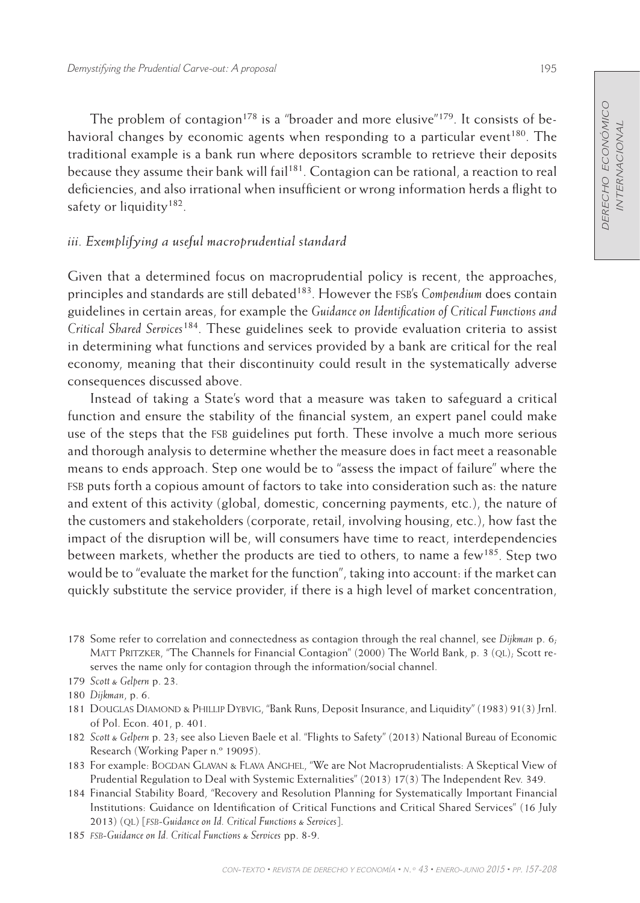The problem of contagion[178] is a "broader and more elusive"[179]. It consists of behavioral changes by economic agents when responding to a particular event[180]. The traditional example is a bank run where depositors scramble to retrieve their deposits because they assume their bank will fail[181]. Contagion can be rational, a reaction to real deficiencies, and also irrational when insufficient or wrong information herds a flight to safety or liquidity[182].

### *iii. Exemplifying a useful macroprudential standard*

Given that a determined focus on macroprudential policy is recent, the approaches, principles and standards are still debated[183]. However the FSB's *Compendium* does contain guidelines in certain areas, for example the *Guidance on Identification of Critical Functions and Critical Shared Services*[184]. These guidelines seek to provide evaluation criteria to assist in determining what functions and services provided by a bank are critical for the real economy, meaning that their discontinuity could result in the systematically adverse consequences discussed above.

Instead of taking a State's word that a measure was taken to safeguard a critical function and ensure the stability of the financial system, an expert panel could make use of the steps that the FSB guidelines put forth. These involve a much more serious and thorough analysis to determine whether the measure does in fact meet a reasonable means to ends approach. Step one would be to "assess the impact of failure" where the FSB puts forth a copious amount of factors to take into consideration such as: the nature and extent of this activity (global, domestic, concerning payments, etc.), the nature of the customers and stakeholders (corporate, retail, involving housing, etc.), how fast the impact of the disruption will be, will consumers have time to react, interdependencies between markets, whether the products are tied to others, to name a few[185]. Step two would be to "evaluate the market for the function", taking into account: if the market can quickly substitute the service provider, if there is a high level of market concentration,

---

178 Some refer to correlation and connectedness as contagion through the real channel, see *Dijkman* p. 6; Matt Pritzker, "The Channels for Financial Contagion" (2000) The World Bank, p. 3 (QL); Scott reserves the name only for contagion through the information/social channel.

179 *Scott & Gelpern* p. 23.

180 *Dijkman*, p. 6.

181 Douglas Diamond & Phillip Dybvig, "Bank Runs, Deposit Insurance, and Liquidity" (1983) 91(3) Jrnl. of Pol. Econ. 401, p. 401.

182 *Scott & Gelpern* p. 23; see also Lieven Baele et al. "Flights to Safety" (2013) National Bureau of Economic Research (Working Paper n.º 19095).

183 For example: Bogdan Glavan & Flava Anghel, "We are Not Macroprudentialists: A Skeptical View of Prudential Regulation to Deal with Systemic Externalities" (2013) 17(3) The Independent Rev. 349.

184 Financial Stability Board, "Recovery and Resolution Planning for Systematically Important Financial Institutions: Guidance on Identification of Critical Functions and Critical Shared Services" (16 July 2013) (QL) [*FSB-Guidance on Id. Critical Functions & Services*].

185 *FSB-Guidance on Id. Critical Functions & Services* pp. 8-9.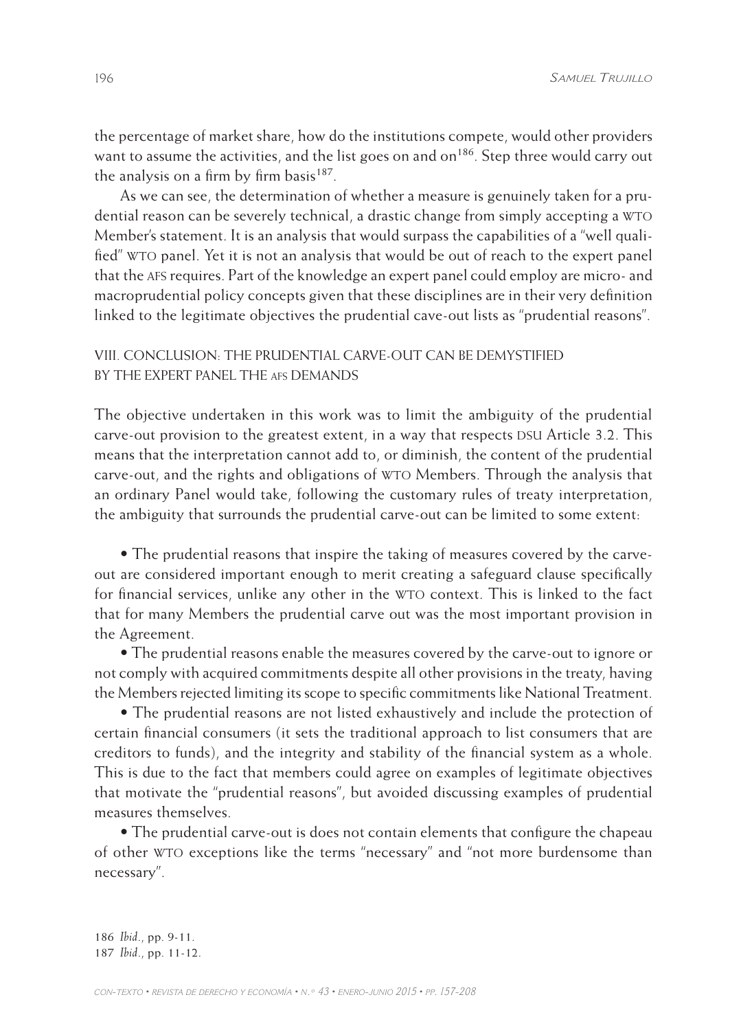the percentage of market share, how do the institutions compete, would other providers want to assume the activities, and the list goes on and on[186]. Step three would carry out the analysis on a firm by firm basis[187].

As we can see, the determination of whether a measure is genuinely taken for a prudential reason can be severely technical, a drastic change from simply accepting a WTO Member's statement. It is an analysis that would surpass the capabilities of a "well qualified" WTO panel. Yet it is not an analysis that would be out of reach to the expert panel that the AFS requires. Part of the knowledge an expert panel could employ are micro- and macroprudential policy concepts given that these disciplines are in their very definition linked to the legitimate objectives the prudential cave-out lists as "prudential reasons".

## VIII. CONCLUSION: THE PRUDENTIAL CARVE-OUT CAN BE DEMYSTIFIED BY THE EXPERT PANEL THE AFS DEMANDS

The objective undertaken in this work was to limit the ambiguity of the prudential carve-out provision to the greatest extent, in a way that respects DSU Article 3.2. This means that the interpretation cannot add to, or diminish, the content of the prudential carve-out, and the rights and obligations of WTO Members. Through the analysis that an ordinary Panel would take, following the customary rules of treaty interpretation, the ambiguity that surrounds the prudential carve-out can be limited to some extent:

- The prudential reasons that inspire the taking of measures covered by the carve-out are considered important enough to merit creating a safeguard clause specifically for financial services, unlike any other in the WTO context. This is linked to the fact that for many Members the prudential carve out was the most important provision in the Agreement.
- The prudential reasons enable the measures covered by the carve-out to ignore or not comply with acquired commitments despite all other provisions in the treaty, having the Members rejected limiting its scope to specific commitments like National Treatment.
- The prudential reasons are not listed exhaustively and include the protection of certain financial consumers (it sets the traditional approach to list consumers that are creditors to funds), and the integrity and stability of the financial system as a whole. This is due to the fact that members could agree on examples of legitimate objectives that motivate the "prudential reasons", but avoided discussing examples of prudential measures themselves.
- The prudential carve-out is does not contain elements that configure the chapeau of other WTO exceptions like the terms "necessary" and "not more burdensome than necessary".

186 *Ibid*., pp. 9-11.
187 *Ibid*., pp. 11-12.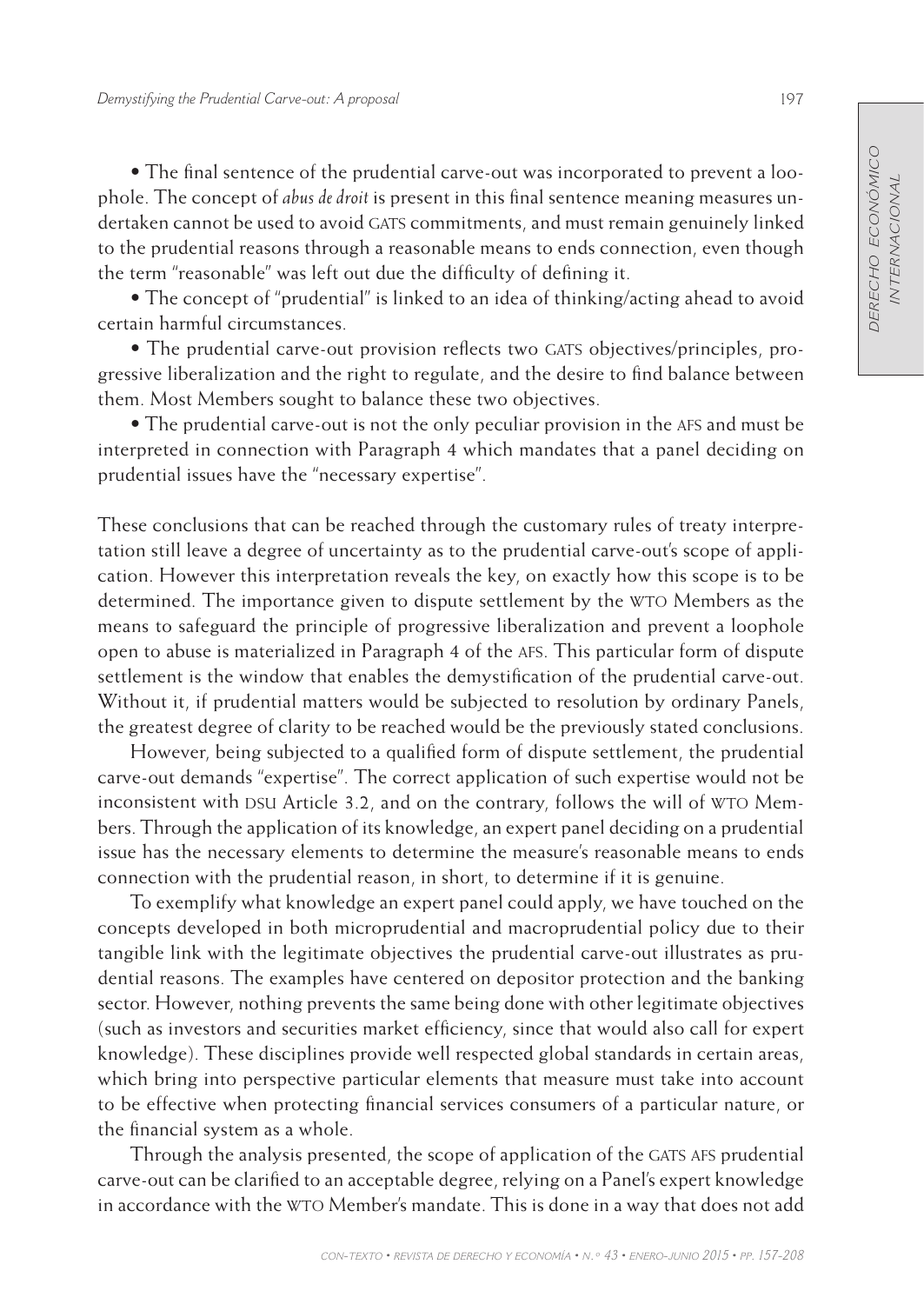- The final sentence of the prudential carve-out was incorporated to prevent a loophole. The concept of *abus de droit* is present in this final sentence meaning measures undertaken cannot be used to avoid GATS commitments, and must remain genuinely linked to the prudential reasons through a reasonable means to ends connection, even though the term "reasonable" was left out due the difficulty of defining it.
- The concept of "prudential" is linked to an idea of thinking/acting ahead to avoid certain harmful circumstances.
- The prudential carve-out provision reflects two GATS objectives/principles, progressive liberalization and the right to regulate, and the desire to find balance between them. Most Members sought to balance these two objectives.
- The prudential carve-out is not the only peculiar provision in the AFS and must be interpreted in connection with Paragraph 4 which mandates that a panel deciding on prudential issues have the "necessary expertise".

These conclusions that can be reached through the customary rules of treaty interpretation still leave a degree of uncertainty as to the prudential carve-out's scope of application. However this interpretation reveals the key, on exactly how this scope is to be determined. The importance given to dispute settlement by the WTO Members as the means to safeguard the principle of progressive liberalization and prevent a loophole open to abuse is materialized in Paragraph 4 of the AFS. This particular form of dispute settlement is the window that enables the demystification of the prudential carve-out. Without it, if prudential matters would be subjected to resolution by ordinary Panels, the greatest degree of clarity to be reached would be the previously stated conclusions.

However, being subjected to a qualified form of dispute settlement, the prudential carve-out demands "expertise". The correct application of such expertise would not be inconsistent with DSU Article 3.2, and on the contrary, follows the will of WTO Members. Through the application of its knowledge, an expert panel deciding on a prudential issue has the necessary elements to determine the measure's reasonable means to ends connection with the prudential reason, in short, to determine if it is genuine.

To exemplify what knowledge an expert panel could apply, we have touched on the concepts developed in both microprudential and macroprudential policy due to their tangible link with the legitimate objectives the prudential carve-out illustrates as prudential reasons. The examples have centered on depositor protection and the banking sector. However, nothing prevents the same being done with other legitimate objectives (such as investors and securities market efficiency, since that would also call for expert knowledge). These disciplines provide well respected global standards in certain areas, which bring into perspective particular elements that measure must take into account to be effective when protecting financial services consumers of a particular nature, or the financial system as a whole.

Through the analysis presented, the scope of application of the GATS AFS prudential carve-out can be clarified to an acceptable degree, relying on a Panel's expert knowledge in accordance with the WTO Member's mandate. This is done in a way that does not add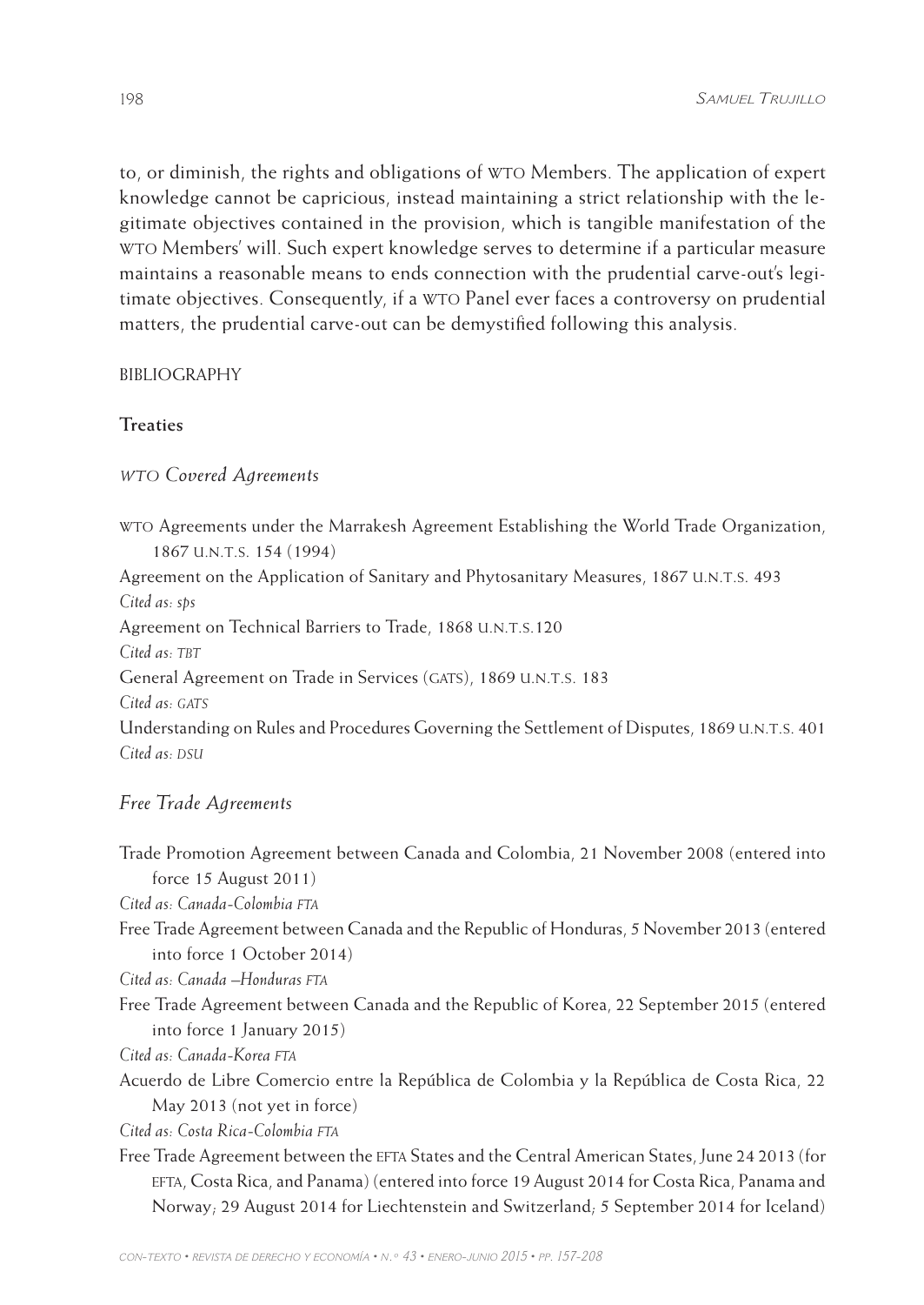to, or diminish, the rights and obligations of WTO Members. The application of expert knowledge cannot be capricious, instead maintaining a strict relationship with the legitimate objectives contained in the provision, which is tangible manifestation of the WTO Members' will. Such expert knowledge serves to determine if a particular measure maintains a reasonable means to ends connection with the prudential carve-out's legitimate objectives. Consequently, if a WTO Panel ever faces a controversy on prudential matters, the prudential carve-out can be demystified following this analysis.

## BIBLIOGRAPHY

### Treaties

#### *WTO Covered Agreements*

WTO Agreements under the Marrakesh Agreement Establishing the World Trade Organization, 1867 U.N.T.S. 154 (1994)

Agreement on the Application of Sanitary and Phytosanitary Measures, 1867 U.N.T.S. 493
*Cited as: sps*

Agreement on Technical Barriers to Trade, 1868 U.N.T.S.120
*Cited as: TBT*

General Agreement on Trade in Services (GATS), 1869 U.N.T.S. 183
*Cited as: GATS*

Understanding on Rules and Procedures Governing the Settlement of Disputes, 1869 U.N.T.S. 401
*Cited as: DSU*

#### *Free Trade Agreements*

Trade Promotion Agreement between Canada and Colombia, 21 November 2008 (entered into force 15 August 2011)
*Cited as: Canada-Colombia FTA*

Free Trade Agreement between Canada and the Republic of Honduras, 5 November 2013 (entered into force 1 October 2014)
*Cited as: Canada –Honduras FTA*

Free Trade Agreement between Canada and the Republic of Korea, 22 September 2015 (entered into force 1 January 2015)
*Cited as: Canada-Korea FTA*

Acuerdo de Libre Comercio entre la República de Colombia y la República de Costa Rica, 22 May 2013 (not yet in force)
*Cited as: Costa Rica-Colombia FTA*

Free Trade Agreement between the EFTA States and the Central American States, June 24 2013 (for EFTA, Costa Rica, and Panama) (entered into force 19 August 2014 for Costa Rica, Panama and Norway; 29 August 2014 for Liechtenstein and Switzerland; 5 September 2014 for Iceland)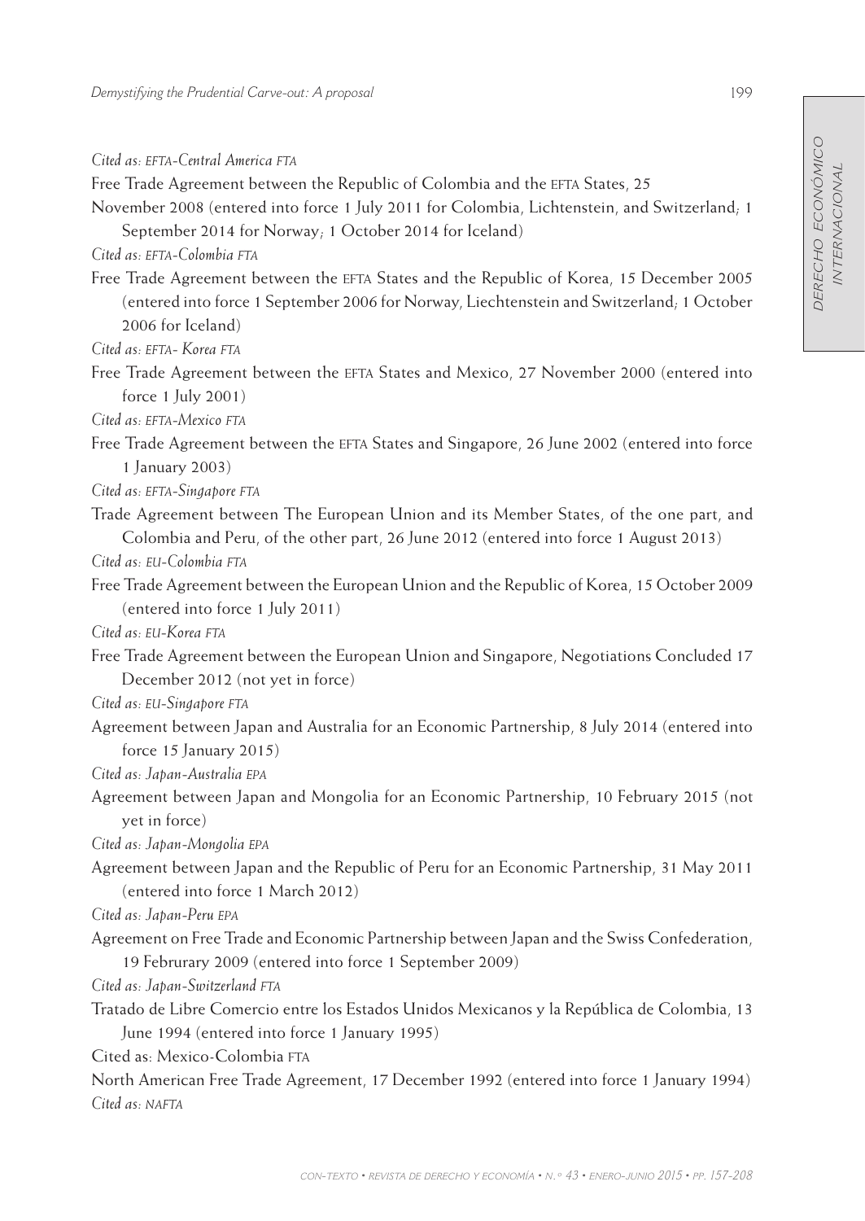*Cited as: EFTA-Central America FTA*

Free Trade Agreement between the Republic of Colombia and the EFTA States, 25 November 2008 (entered into force 1 July 2011 for Colombia, Lichtenstein, and Switzerland; 1 September 2014 for Norway; 1 October 2014 for Iceland)

*Cited as: EFTA-Colombia FTA*

Free Trade Agreement between the EFTA States and the Republic of Korea, 15 December 2005 (entered into force 1 September 2006 for Norway, Liechtenstein and Switzerland; 1 October 2006 for Iceland)

*Cited as: EFTA- Korea FTA*

Free Trade Agreement between the EFTA States and Mexico, 27 November 2000 (entered into force 1 July 2001)

*Cited as: EFTA-Mexico FTA*

Free Trade Agreement between the EFTA States and Singapore, 26 June 2002 (entered into force 1 January 2003)

*Cited as: EFTA-Singapore FTA*

Trade Agreement between The European Union and its Member States, of the one part, and Colombia and Peru, of the other part, 26 June 2012 (entered into force 1 August 2013)

*Cited as: EU-Colombia FTA*

Free Trade Agreement between the European Union and the Republic of Korea, 15 October 2009 (entered into force 1 July 2011)

*Cited as: EU-Korea FTA*

Free Trade Agreement between the European Union and Singapore, Negotiations Concluded 17 December 2012 (not yet in force)

*Cited as: EU-Singapore FTA*

Agreement between Japan and Australia for an Economic Partnership, 8 July 2014 (entered into force 15 January 2015)

*Cited as: Japan-Australia EPA*

Agreement between Japan and Mongolia for an Economic Partnership, 10 February 2015 (not yet in force)

*Cited as: Japan-Mongolia EPA*

Agreement between Japan and the Republic of Peru for an Economic Partnership, 31 May 2011 (entered into force 1 March 2012)

*Cited as: Japan-Peru EPA*

Agreement on Free Trade and Economic Partnership between Japan and the Swiss Confederation, 19 Februrary 2009 (entered into force 1 September 2009)

*Cited as: Japan-Switzerland FTA*

Tratado de Libre Comercio entre los Estados Unidos Mexicanos y la República de Colombia, 13 June 1994 (entered into force 1 January 1995)

Cited as: Mexico-Colombia FTA

North American Free Trade Agreement, 17 December 1992 (entered into force 1 January 1994)

*Cited as: NAFTA*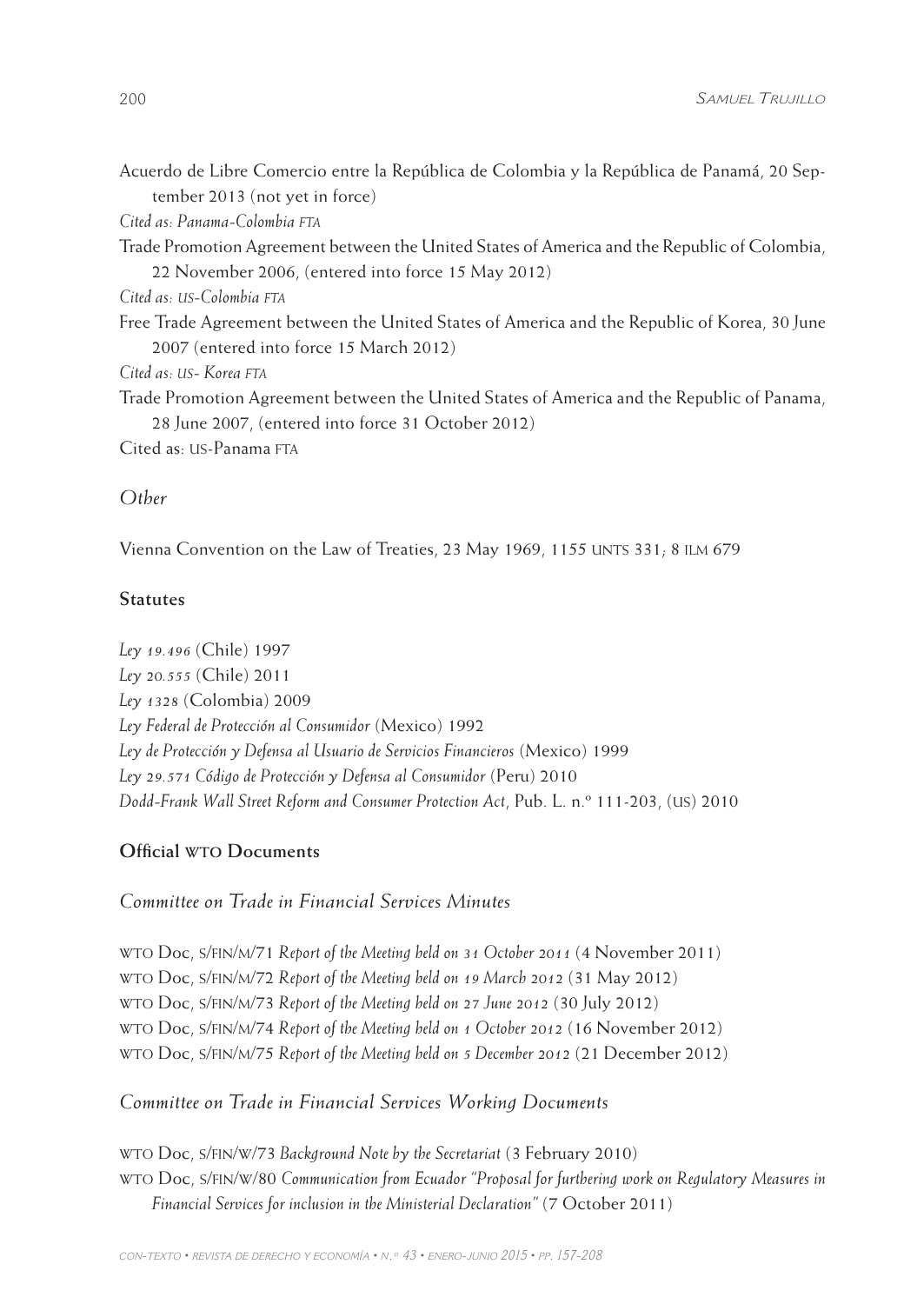Acuerdo de Libre Comercio entre la República de Colombia y la República de Panamá, 20 September 2013 (not yet in force)

*Cited as: Panama-Colombia FTA*

Trade Promotion Agreement between the United States of America and the Republic of Colombia, 22 November 2006, (entered into force 15 May 2012)

*Cited as: US-Colombia FTA*

Free Trade Agreement between the United States of America and the Republic of Korea, 30 June 2007 (entered into force 15 March 2012)

*Cited as: US- Korea FTA*

Trade Promotion Agreement between the United States of America and the Republic of Panama, 28 June 2007, (entered into force 31 October 2012)

Cited as: US-Panama FTA

### *Other*

Vienna Convention on the Law of Treaties, 23 May 1969, 1155 UNTS 331; 8 ILM 679

## **Statutes**

*Ley 19.496* (Chile) 1997

*Ley 20.555* (Chile) 2011

*Ley 1328* (Colombia) 2009

*Ley Federal de Protección al Consumidor* (Mexico) 1992

*Ley de Protección y Defensa al Usuario de Servicios Financieros* (Mexico) 1999

*Ley 29.571 Código de Protección y Defensa al Consumidor* (Peru) 2010

*Dodd-Frank Wall Street Reform and Consumer Protection Act*, Pub. L. n.º 111-203, (US) 2010

## **Official WTO Documents**

### *Committee on Trade in Financial Services Minutes*

WTO Doc, S/FIN/M/71 *Report of the Meeting held on 31 October 2011* (4 November 2011)

WTO Doc, S/FIN/M/72 *Report of the Meeting held on 19 March 2012* (31 May 2012)

WTO Doc, S/FIN/M/73 *Report of the Meeting held on 27 June 2012* (30 July 2012)

WTO Doc, S/FIN/M/74 *Report of the Meeting held on 1 October 2012* (16 November 2012)

WTO Doc, S/FIN/M/75 *Report of the Meeting held on 5 December 2012* (21 December 2012)

### *Committee on Trade in Financial Services Working Documents*

WTO Doc, S/FIN/W/73 *Background Note by the Secretariat* (3 February 2010)

WTO Doc, S/FIN/W/80 *Communication from Ecuador "Proposal for furthering work on Regulatory Measures in Financial Services for inclusion in the Ministerial Declaration"* (7 October 2011)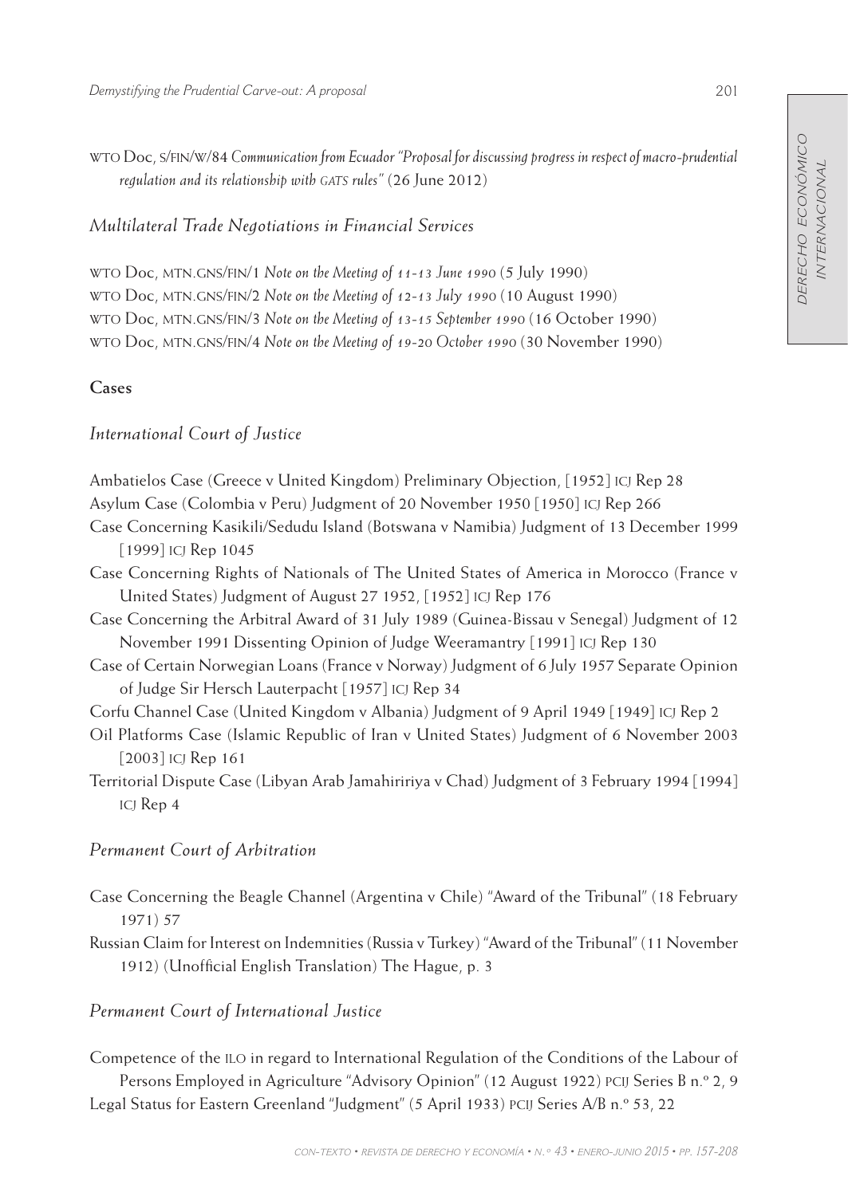WTO Doc, S/FIN/W/84 *Communication from Ecuador "Proposal for discussing progress in respect of macro-prudential regulation and its relationship with GATS rules"* (26 June 2012)

### *Multilateral Trade Negotiations in Financial Services*

WTO Doc, MTN.GNS/FIN/1 *Note on the Meeting of 11-13 June 1990* (5 July 1990)
WTO Doc, MTN.GNS/FIN/2 *Note on the Meeting of 12-13 July 1990* (10 August 1990)
WTO Doc, MTN.GNS/FIN/3 *Note on the Meeting of 13-15 September 1990* (16 October 1990)
WTO Doc, MTN.GNS/FIN/4 *Note on the Meeting of 19-20 October 1990* (30 November 1990)

## Cases

### *International Court of Justice*

Ambatielos Case (Greece v United Kingdom) Preliminary Objection, [1952] ICJ Rep 28

Asylum Case (Colombia v Peru) Judgment of 20 November 1950 [1950] ICJ Rep 266

Case Concerning Kasikili/Sedudu Island (Botswana v Namibia) Judgment of 13 December 1999 [1999] ICJ Rep 1045

Case Concerning Rights of Nationals of The United States of America in Morocco (France v United States) Judgment of August 27 1952, [1952] ICJ Rep 176

Case Concerning the Arbitral Award of 31 July 1989 (Guinea-Bissau v Senegal) Judgment of 12 November 1991 Dissenting Opinion of Judge Weeramantry [1991] ICJ Rep 130

Case of Certain Norwegian Loans (France v Norway) Judgment of 6 July 1957 Separate Opinion of Judge Sir Hersch Lauterpacht [1957] ICJ Rep 34

Corfu Channel Case (United Kingdom v Albania) Judgment of 9 April 1949 [1949] ICJ Rep 2

Oil Platforms Case (Islamic Republic of Iran v United States) Judgment of 6 November 2003 [2003] ICJ Rep 161

Territorial Dispute Case (Libyan Arab Jamahiririya v Chad) Judgment of 3 February 1994 [1994] ICJ Rep 4

### *Permanent Court of Arbitration*

Case Concerning the Beagle Channel (Argentina v Chile) "Award of the Tribunal" (18 February 1971) 57

Russian Claim for Interest on Indemnities (Russia v Turkey) "Award of the Tribunal" (11 November 1912) (Unofficial English Translation) The Hague, p. 3

### *Permanent Court of International Justice*

Competence of the ILO in regard to International Regulation of the Conditions of the Labour of Persons Employed in Agriculture "Advisory Opinion" (12 August 1922) PCIJ Series B n.º 2, 9

Legal Status for Eastern Greenland "Judgment" (5 April 1933) PCIJ Series A/B n.º 53, 22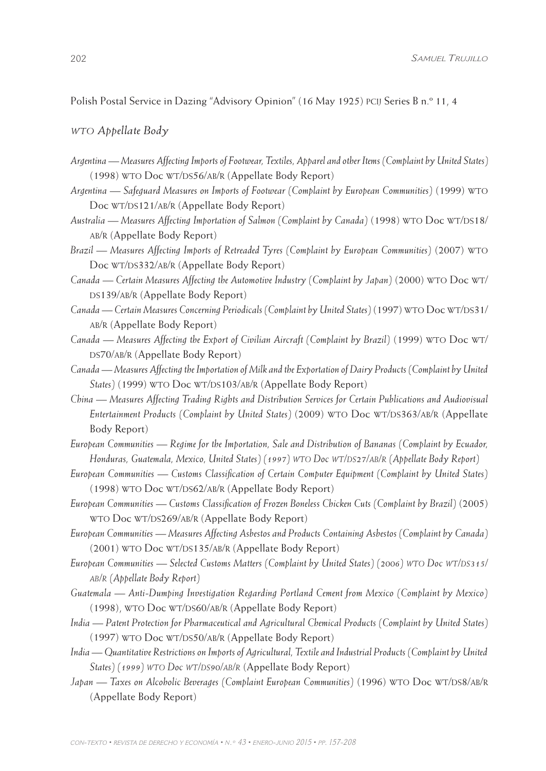Polish Postal Service in Dazing "Advisory Opinion" (16 May 1925) PCIJ Series B n.º 11, 4

*WTO Appellate Body*

*Argentina — Measures Affecting Imports of Footwear, Textiles, Apparel and other Items (Complaint by United States)* (1998) WTO Doc WT/DS56/AB/R (Appellate Body Report)

*Argentina — Safeguard Measures on Imports of Footwear (Complaint by European Communities)* (1999) WTO Doc WT/DS121/AB/R (Appellate Body Report)

*Australia — Measures Affecting Importation of Salmon (Complaint by Canada)* (1998) WTO Doc WT/DS18/AB/R (Appellate Body Report)

*Brazil — Measures Affecting Imports of Retreaded Tyres (Complaint by European Communities)* (2007) WTO Doc WT/DS332/AB/R (Appellate Body Report)

*Canada — Certain Measures Affecting the Automotive Industry (Complaint by Japan)* (2000) WTO Doc WT/DS139/AB/R (Appellate Body Report)

*Canada — Certain Measures Concerning Periodicals (Complaint by United States)* (1997) WTO Doc WT/DS31/AB/R (Appellate Body Report)

*Canada — Measures Affecting the Export of Civilian Aircraft (Complaint by Brazil)* (1999) WTO Doc WT/DS70/AB/R (Appellate Body Report)

*Canada — Measures Affecting the Importation of Milk and the Exportation of Dairy Products (Complaint by United States)* (1999) WTO Doc WT/DS103/AB/R (Appellate Body Report)

*China — Measures Affecting Trading Rights and Distribution Services for Certain Publications and Audiovisual Entertainment Products (Complaint by United States)* (2009) WTO Doc WT/DS363/AB/R (Appellate Body Report)

*European Communities — Regime for the Importation, Sale and Distribution of Bananas (Complaint by Ecuador, Honduras, Guatemala, Mexico, United States) (1997) WTO Doc WT/DS27/AB/R (Appellate Body Report)*

*European Communities — Customs Classification of Certain Computer Equipment (Complaint by United States)* (1998) WTO Doc WT/DS62/AB/R (Appellate Body Report)

*European Communities — Customs Classification of Frozen Boneless Chicken Cuts (Complaint by Brazil)* (2005) WTO Doc WT/DS269/AB/R (Appellate Body Report)

*European Communities — Measures Affecting Asbestos and Products Containing Asbestos (Complaint by Canada)* (2001) WTO Doc WT/DS135/AB/R (Appellate Body Report)

*European Communities — Selected Customs Matters (Complaint by United States) (2006) WTO Doc WT/DS315/AB/R (Appellate Body Report)*

*Guatemala — Anti-Dumping Investigation Regarding Portland Cement from Mexico (Complaint by Mexico)* (1998), WTO Doc WT/DS60/AB/R (Appellate Body Report)

*India — Patent Protection for Pharmaceutical and Agricultural Chemical Products (Complaint by United States)* (1997) WTO Doc WT/DS50/AB/R (Appellate Body Report)

*India — Quantitative Restrictions on Imports of Agricultural, Textile and Industrial Products (Complaint by United States) (1999) WTO Doc WT/DS90/AB/R* (Appellate Body Report)

*Japan — Taxes on Alcoholic Beverages (Complaint European Communities)* (1996) WTO Doc WT/DS8/AB/R (Appellate Body Report)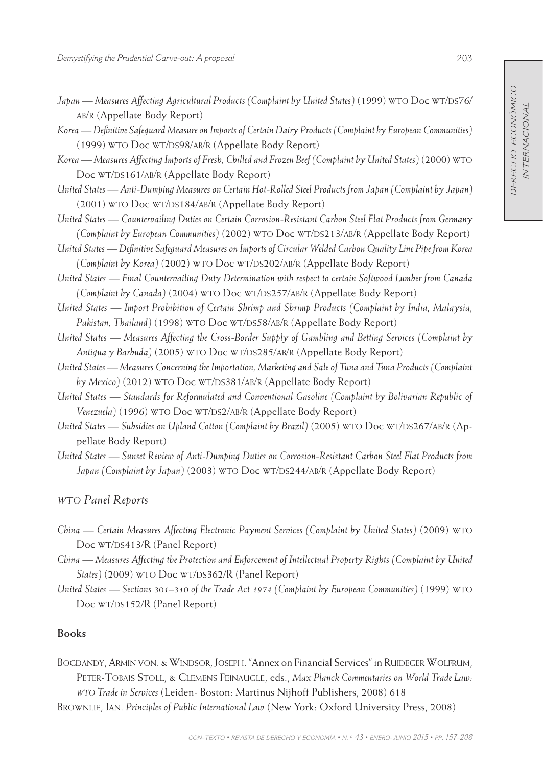*Japan — Measures Affecting Agricultural Products (Complaint by United States)* (1999) WTO Doc WT/DS76/AB/R (Appellate Body Report)

*Korea — Definitive Safeguard Measure on Imports of Certain Dairy Products (Complaint by European Communities)* (1999) WTO Doc WT/DS98/AB/R (Appellate Body Report)

*Korea — Measures Affecting Imports of Fresh, Chilled and Frozen Beef (Complaint by United States)* (2000) WTO Doc WT/DS161/AB/R (Appellate Body Report)

*United States — Anti-Dumping Measures on Certain Hot-Rolled Steel Products from Japan (Complaint by Japan)* (2001) WTO Doc WT/DS184/AB/R (Appellate Body Report)

*United States — Countervailing Duties on Certain Corrosion-Resistant Carbon Steel Flat Products from Germany (Complaint by European Communities)* (2002) WTO Doc WT/DS213/AB/R (Appellate Body Report)

*United States — Definitive Safeguard Measures on Imports of Circular Welded Carbon Quality Line Pipe from Korea (Complaint by Korea)* (2002) WTO Doc WT/DS202/AB/R (Appellate Body Report)

*United States — Final Countervailing Duty Determination with respect to certain Softwood Lumber from Canada (Complaint by Canada)* (2004) WTO Doc WT/DS257/AB/R (Appellate Body Report)

*United States — Import Prohibition of Certain Shrimp and Shrimp Products (Complaint by India, Malaysia, Pakistan, Thailand)* (1998) WTO Doc WT/DS58/AB/R (Appellate Body Report)

*United States — Measures Affecting the Cross-Border Supply of Gambling and Betting Services (Complaint by Antigua y Barbuda)* (2005) WTO Doc WT/DS285/AB/R (Appellate Body Report)

*United States — Measures Concerning the Importation, Marketing and Sale of Tuna and Tuna Products (Complaint by Mexico)* (2012) WTO Doc WT/DS381/AB/R (Appellate Body Report)

*United States — Standards for Reformulated and Conventional Gasoline (Complaint by Bolivarian Republic of Venezuela)* (1996) WTO Doc WT/DS2/AB/R (Appellate Body Report)

*United States — Subsidies on Upland Cotton (Complaint by Brazil)* (2005) WTO Doc WT/DS267/AB/R (Appellate Body Report)

*United States — Sunset Review of Anti-Dumping Duties on Corrosion-Resistant Carbon Steel Flat Products from Japan (Complaint by Japan)* (2003) WTO Doc WT/DS244/AB/R (Appellate Body Report)

### *WTO Panel Reports*

*China — Certain Measures Affecting Electronic Payment Services (Complaint by United States)* (2009) WTO Doc WT/DS413/R (Panel Report)

*China — Measures Affecting the Protection and Enforcement of Intellectual Property Rights (Complaint by United States)* (2009) WTO Doc WT/DS362/R (Panel Report)

*United States — Sections 301–310 of the Trade Act 1974 (Complaint by European Communities)* (1999) WTO Doc WT/DS152/R (Panel Report)

### Books

BOGDANDY, ARMIN VON. & WINDSOR, JOSEPH. "Annex on Financial Services" in RUIDEGER WOLFRUM, PETER-TOBAIS STOLL, & CLEMENS FEINAUGLE, eds., *Max Planck Commentaries on World Trade Law: WTO Trade in Services* (Leiden- Boston: Martinus Nijhoff Publishers, 2008) 618

BROWNLIE, IAN. *Principles of Public International Law* (New York: Oxford University Press, 2008)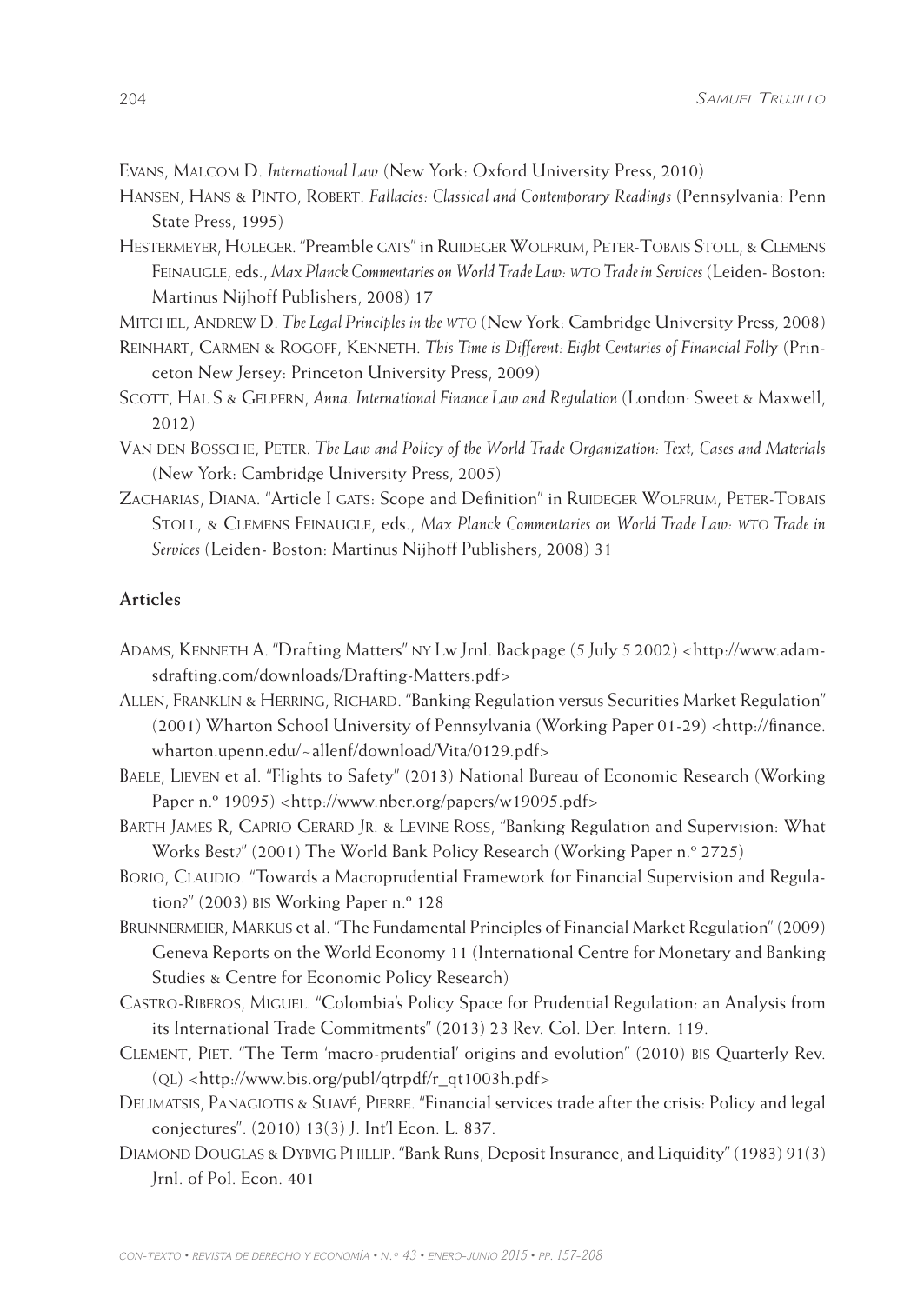Evans, Malcom D. *International Law* (New York: Oxford University Press, 2010)

Hansen, Hans & Pinto, Robert. *Fallacies: Classical and Contemporary Readings* (Pennsylvania: Penn State Press, 1995)

Hestermeyer, Holeger. "Preamble gats" in Ruideger Wolfrum, Peter-Tobais Stoll, & Clemens Feinaugle, eds., *Max Planck Commentaries on World Trade Law: wto Trade in Services* (Leiden- Boston: Martinus Nijhoff Publishers, 2008) 17

Mitchel, Andrew D. *The Legal Principles in the wto* (New York: Cambridge University Press, 2008)

Reinhart, Carmen & Rogoff, Kenneth. *This Time is Different: Eight Centuries of Financial Folly* (Princeton New Jersey: Princeton University Press, 2009)

Scott, Hal S & Gelpern, *Anna. International Finance Law and Regulation* (London: Sweet & Maxwell, 2012)

Van den Bossche, Peter. *The Law and Policy of the World Trade Organization: Text, Cases and Materials* (New York: Cambridge University Press, 2005)

Zacharias, Diana. "Article I gats: Scope and Definition" in Ruideger Wolfrum, Peter-Tobais Stoll, & Clemens Feinaugle, eds., *Max Planck Commentaries on World Trade Law: wto Trade in Services* (Leiden- Boston: Martinus Nijhoff Publishers, 2008) 31

### Articles

Adams, Kenneth A. "Drafting Matters" ny Lw Jrnl. Backpage (5 July 5 2002) <http://www.adamsdrafting.com/downloads/Drafting-Matters.pdf>

Allen, Franklin & Herring, Richard. "Banking Regulation versus Securities Market Regulation" (2001) Wharton School University of Pennsylvania (Working Paper 01-29) <http://finance.wharton.upenn.edu/~allenf/download/Vita/0129.pdf>

Baele, Lieven et al. "Flights to Safety" (2013) National Bureau of Economic Research (Working Paper n.º 19095) <http://www.nber.org/papers/w19095.pdf>

Barth James R, Caprio Gerard Jr. & Levine Ross, "Banking Regulation and Supervision: What Works Best?" (2001) The World Bank Policy Research (Working Paper n.º 2725)

Borio, Claudio. "Towards a Macroprudential Framework for Financial Supervision and Regulation?" (2003) bis Working Paper n.º 128

Brunnermeier, Markus et al. "The Fundamental Principles of Financial Market Regulation" (2009) Geneva Reports on the World Economy 11 (International Centre for Monetary and Banking Studies & Centre for Economic Policy Research)

Castro-Riberos, Miguel. "Colombia's Policy Space for Prudential Regulation: an Analysis from its International Trade Commitments" (2013) 23 Rev. Col. Der. Intern. 119.

Clement, Piet. "The Term 'macro-prudential' origins and evolution" (2010) bis Quarterly Rev. (ql) <http://www.bis.org/publ/qtrpdf/r_qt1003h.pdf>

Delimatsis, Panagiotis & Suavé, Pierre. "Financial services trade after the crisis: Policy and legal conjectures". (2010) 13(3) J. Int'l Econ. L. 837.

Diamond Douglas & Dybvig Phillip. "Bank Runs, Deposit Insurance, and Liquidity" (1983) 91(3) Jrnl. of Pol. Econ. 401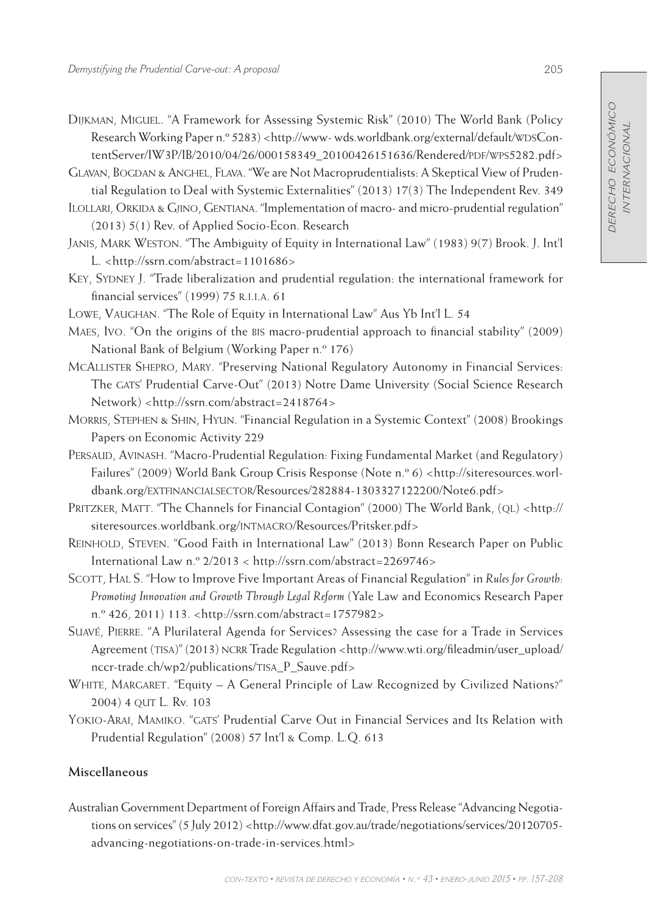Dijkman, Miguel. "A Framework for Assessing Systemic Risk" (2010) The World Bank (Policy Research Working Paper n.º 5283) <http://www- wds.worldbank.org/external/default/WDSContentServer/IW3P/IB/2010/04/26/000158349_20100426151636/Rendered/PDF/WPS5282.pdf>

Glavan, Bogdan & Anghel, Flava. "We are Not Macroprudentialists: A Skeptical View of Prudential Regulation to Deal with Systemic Externalities" (2013) 17(3) The Independent Rev. 349

Ilollari, Orkida & Gjino, Gentiana. "Implementation of macro- and micro-prudential regulation" (2013) 5(1) Rev. of Applied Socio-Econ. Research

Janis, Mark Weston. "The Ambiguity of Equity in International Law" (1983) 9(7) Brook. J. Int'l L. <http://ssrn.com/abstract=1101686>

Key, Sydney J. "Trade liberalization and prudential regulation: the international framework for financial services" (1999) 75 R.I.I.A. 61

Lowe, Vaughan. "The Role of Equity in International Law" Aus Yb Int'l L. 54

Maes, Ivo. "On the origins of the BIS macro-prudential approach to financial stability" (2009) National Bank of Belgium (Working Paper n.º 176)

McAllister Shepro, Mary. "Preserving National Regulatory Autonomy in Financial Services: The GATS' Prudential Carve-Out" (2013) Notre Dame University (Social Science Research Network) <http://ssrn.com/abstract=2418764>

Morris, Stephen & Shin, Hyun. "Financial Regulation in a Systemic Context" (2008) Brookings Papers on Economic Activity 229

Persaud, Avinash. "Macro-Prudential Regulation: Fixing Fundamental Market (and Regulatory) Failures" (2009) World Bank Group Crisis Response (Note n.º 6) <http://siteresources.worldbank.org/EXTFINANCIALSECTOR/Resources/282884-1303327122200/Note6.pdf>

Pritzker, Matt. "The Channels for Financial Contagion" (2000) The World Bank, (QL) <http://siteresources.worldbank.org/INTMACRO/Resources/Pritsker.pdf>

Reinhold, Steven. "Good Faith in International Law" (2013) Bonn Research Paper on Public International Law n.º 2/2013 < http://ssrn.com/abstract=2269746>

Scott, Hal S. "How to Improve Five Important Areas of Financial Regulation" in *Rules for Growth: Promoting Innovation and Growth Through Legal Reform* (Yale Law and Economics Research Paper n.º 426, 2011) 113. <http://ssrn.com/abstract=1757982>

Suavé, Pierre. "A Plurilateral Agenda for Services? Assessing the case for a Trade in Services Agreement (TISA)" (2013) NCRR Trade Regulation <http://www.wti.org/fileadmin/user_upload/nccr-trade.ch/wp2/publications/TISA_P_Sauve.pdf>

White, Margaret. "Equity – A General Principle of Law Recognized by Civilized Nations?" 2004) 4 QUT L. Rv. 103

Yokio-Arai, Mamiko. "GATS' Prudential Carve Out in Financial Services and Its Relation with Prudential Regulation" (2008) 57 Int'l & Comp. L.Q. 613

## Miscellaneous

Australian Government Department of Foreign Affairs and Trade, Press Release "Advancing Negotiations on services" (5 July 2012) <http://www.dfat.gov.au/trade/negotiations/services/20120705-advancing-negotiations-on-trade-in-services.html>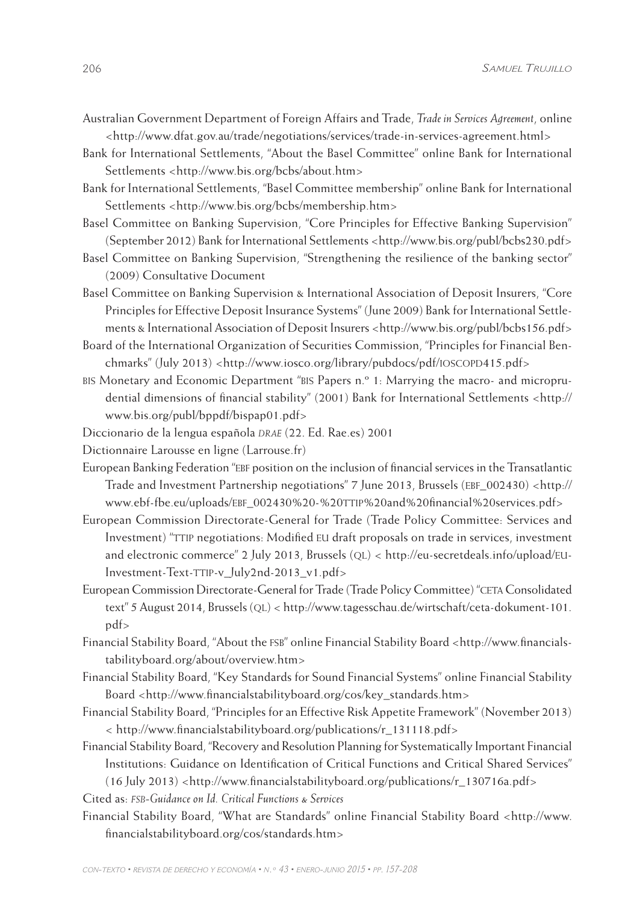Australian Government Department of Foreign Affairs and Trade, *Trade in Services Agreement*, online <http://www.dfat.gov.au/trade/negotiations/services/trade-in-services-agreement.html>

Bank for International Settlements, "About the Basel Committee" online Bank for International Settlements <http://www.bis.org/bcbs/about.htm>

Bank for International Settlements, "Basel Committee membership" online Bank for International Settlements <http://www.bis.org/bcbs/membership.htm>

Basel Committee on Banking Supervision, "Core Principles for Effective Banking Supervision" (September 2012) Bank for International Settlements <http://www.bis.org/publ/bcbs230.pdf>

Basel Committee on Banking Supervision, "Strengthening the resilience of the banking sector" (2009) Consultative Document

Basel Committee on Banking Supervision & International Association of Deposit Insurers, "Core Principles for Effective Deposit Insurance Systems" (June 2009) Bank for International Settlements & International Association of Deposit Insurers <http://www.bis.org/publ/bcbs156.pdf>

Board of the International Organization of Securities Commission, "Principles for Financial Benchmarks" (July 2013) <http://www.iosco.org/library/pubdocs/pdf/IOSCOPD415.pdf>

BIS Monetary and Economic Department "BIS Papers n.º 1: Marrying the macro- and microprudential dimensions of financial stability" (2001) Bank for International Settlements <http://www.bis.org/publ/bppdf/bispap01.pdf>

Diccionario de la lengua española *DRAE* (22. Ed. Rae.es) 2001

Dictionnaire Larousse en ligne (Larrouse.fr)

European Banking Federation "EBF position on the inclusion of financial services in the Transatlantic Trade and Investment Partnership negotiations" 7 June 2013, Brussels (EBF_002430) <http://www.ebf-fbe.eu/uploads/EBF_002430%20-%20TTIP%20and%20financial%20services.pdf>

European Commission Directorate-General for Trade (Trade Policy Committee: Services and Investment) "TTIP negotiations: Modified EU draft proposals on trade in services, investment and electronic commerce" 2 July 2013, Brussels (QL) < http://eu-secretdeals.info/upload/EU-Investment-Text-TTIP-v_July2nd-2013_v1.pdf>

European Commission Directorate-General for Trade (Trade Policy Committee) "CETA Consolidated text" 5 August 2014, Brussels (QL) < http://www.tagesschau.de/wirtschaft/ceta-dokument-101.pdf>

Financial Stability Board, "About the FSB" online Financial Stability Board <http://www.financialstabilityboard.org/about/overview.htm>

Financial Stability Board, "Key Standards for Sound Financial Systems" online Financial Stability Board <http://www.financialstabilityboard.org/cos/key_standards.htm>

Financial Stability Board, "Principles for an Effective Risk Appetite Framework" (November 2013) < http://www.financialstabilityboard.org/publications/r_131118.pdf>

Financial Stability Board, "Recovery and Resolution Planning for Systematically Important Financial Institutions: Guidance on Identification of Critical Functions and Critical Shared Services" (16 July 2013) <http://www.financialstabilityboard.org/publications/r_130716a.pdf>

Cited as: *FSB-Guidance on Id. Critical Functions & Services*

Financial Stability Board, "What are Standards" online Financial Stability Board <http://www.financialstabilityboard.org/cos/standards.htm>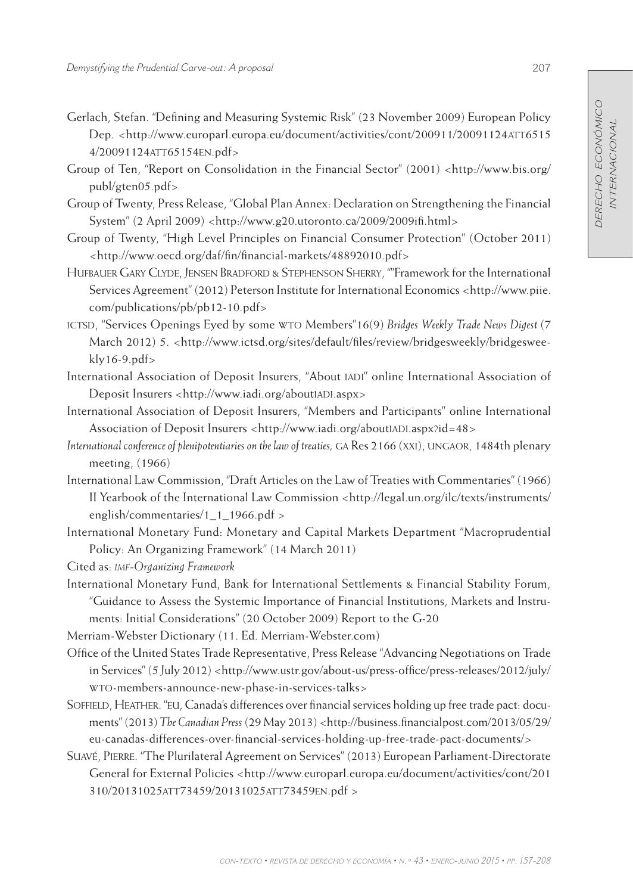Gerlach, Stefan. "Defining and Measuring Systemic Risk" (23 November 2009) European Policy Dep. <http://www.europarl.europa.eu/document/activities/cont/200911/20091124ATT65154/20091124ATT65154EN.pdf>

Group of Ten, "Report on Consolidation in the Financial Sector" (2001) <http://www.bis.org/publ/gten05.pdf>

Group of Twenty, Press Release, "Global Plan Annex: Declaration on Strengthening the Financial System" (2 April 2009) <http://www.g20.utoronto.ca/2009/2009ifi.html>

Group of Twenty, "High Level Principles on Financial Consumer Protection" (October 2011) <http://www.oecd.org/daf/fin/financial-markets/48892010.pdf>

Hufbauer Gary Clyde, Jensen Bradford & Stephenson Sherry, ""Framework for the International Services Agreement" (2012) Peterson Institute for International Economics <http://www.piie.com/publications/pb/pb12-10.pdf>

ICTSD, "Services Openings Eyed by some WTO Members"16(9) *Bridges Weekly Trade News Digest* (7 March 2012) 5. <http://www.ictsd.org/sites/default/files/review/bridgesweekly/bridgesweekly16-9.pdf>

International Association of Deposit Insurers, "About IADI" online International Association of Deposit Insurers <http://www.iadi.org/aboutIADI.aspx>

International Association of Deposit Insurers, "Members and Participants" online International Association of Deposit Insurers <http://www.iadi.org/aboutIADI.aspx?id=48>

*International conference of plenipotentiaries on the law of treaties*, GA Res 2166 (XXI), UNGAOR, 1484th plenary meeting, (1966)

International Law Commission, "Draft Articles on the Law of Treaties with Commentaries" (1966) II Yearbook of the International Law Commission <http://legal.un.org/ilc/texts/instruments/english/commentaries/1_1_1966.pdf >

International Monetary Fund: Monetary and Capital Markets Department "Macroprudential Policy: An Organizing Framework" (14 March 2011)

Cited as: *IMF-Organizing Framework*

International Monetary Fund, Bank for International Settlements & Financial Stability Forum, "Guidance to Assess the Systemic Importance of Financial Institutions, Markets and Instruments: Initial Considerations" (20 October 2009) Report to the G-20

Merriam-Webster Dictionary (11. Ed. Merriam-Webster.com)

Office of the United States Trade Representative, Press Release "Advancing Negotiations on Trade in Services" (5 July 2012) <http://www.ustr.gov/about-us/press-office/press-releases/2012/july/WTO-members-announce-new-phase-in-services-talks>

Soffield, Heather. "EU, Canada's differences over financial services holding up free trade pact: documents" (2013) *The Canadian Press* (29 May 2013) <http://business.financialpost.com/2013/05/29/eu-canadas-differences-over-financial-services-holding-up-free-trade-pact-documents/>

Suavé, Pierre. "The Plurilateral Agreement on Services" (2013) European Parliament-Directorate General for External Policies <http://www.europarl.europa.eu/document/activities/cont/201310/20131025ATT73459/20131025ATT73459EN.pdf >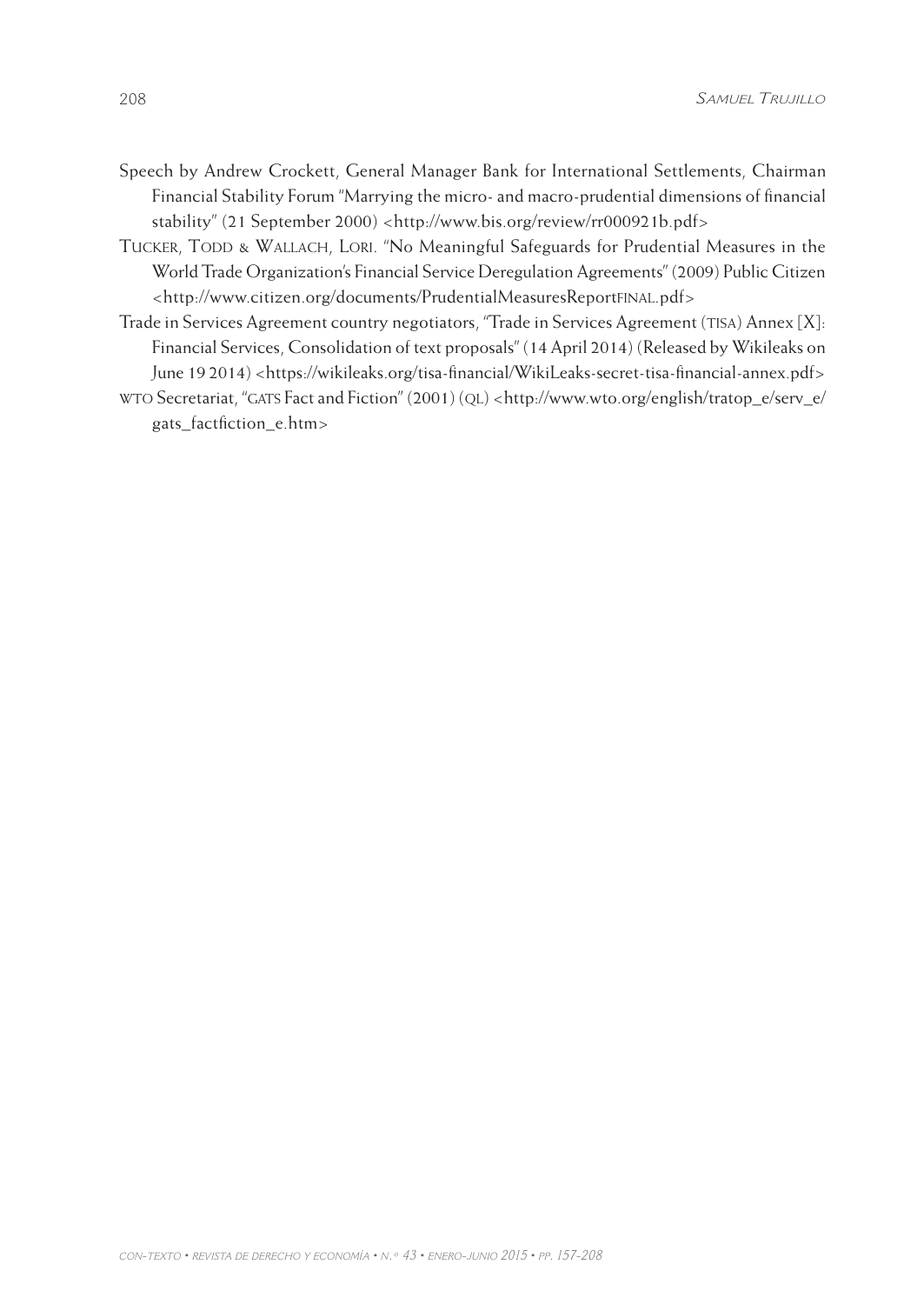Speech by Andrew Crockett, General Manager Bank for International Settlements, Chairman Financial Stability Forum "Marrying the micro- and macro-prudential dimensions of financial stability" (21 September 2000) <http://www.bis.org/review/rr000921b.pdf>

TUCKER, TODD & WALLACH, LORI. "No Meaningful Safeguards for Prudential Measures in the World Trade Organization's Financial Service Deregulation Agreements" (2009) Public Citizen <http://www.citizen.org/documents/PrudentialMeasuresReportFINAL.pdf>

Trade in Services Agreement country negotiators, "Trade in Services Agreement (TISA) Annex [X]: Financial Services, Consolidation of text proposals" (14 April 2014) (Released by Wikileaks on June 19 2014) <https://wikileaks.org/tisa-financial/WikiLeaks-secret-tisa-financial-annex.pdf>

WTO Secretariat, "GATS Fact and Fiction" (2001) (QL) <http://www.wto.org/english/tratop_e/serv_e/gats_factfiction_e.htm>